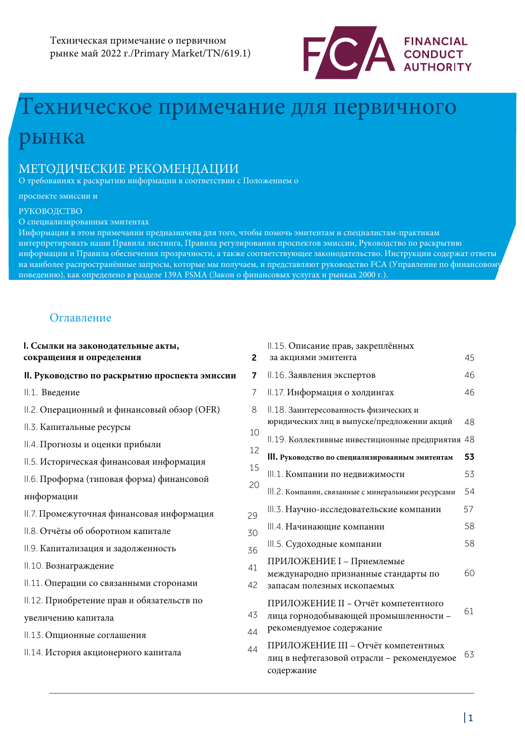Техническая примечание о первичном рынке май 2022 г./Primary Market/TN/619.1)

FINANCIAL CONDUCT AUTHORITY

# Техническое примечание для первичного рынка

## МЕТОДИЧЕСКИЕ РЕКОМЕНДАЦИИ

О требованиях к раскрытию информации в соответствии с Положением о

проспекте эмиссии и

РУКОВОДСТВО

О специализированных эмитентах

Информация в этом примечании предназначена для того, чтобы помочь эмитентам и специалистам-практикам интерпретировать наши Правила листинга, Правила регулирования проспектов эмиссии, Руководство по раскрытию информации и Правила обеспечения прозрачности, а также соответствующее законодательство. Инструкции содержат ответы на наиболее распространённые запросы, которые мы получаем, и представляют руководство FCA (Управление по финансовому поведению), как определено в разделе 139A FSMA (Закон о финансовых услугах и рынках 2000 г.).

## Оглавление

| | |
|---|---|
| **I. Ссылки на законодательные акты, сокращения и определения** | **2** |
| **II. Руководство по раскрытию проспекта эмиссии** | **7** |
| II.1. Введение | 7 |
| II.2. Операционный и финансовый обзор (OFR) | 8 |
| II.3. Капитальные ресурсы | 10 |
| II.4. Прогнозы и оценки прибыли | 12 |
| II.5. Историческая финансовая информация | 15 |
| II.6. Проформа (типовая форма) финансовой информации | 20 |
| II.7. Промежуточная финансовая информация | 29 |
| II.8. Отчёты об оборотном капитале | 30 |
| II.9. Капитализация и задолженность | 36 |
| II.10. Вознаграждение | 41 |
| II.11. Операции со связанными сторонами | 42 |
| II.12. Приобретение прав и обязательств по увеличению капитала | 43 |
| II.13. Опционные соглашения | 44 |
| II.14. История акционерного капитала | 44 |
| II.15. Описание прав, закреплённых за акциями эмитента | 45 |
| II.16. Заявления экспертов | 46 |
| II.17. Информация о холдингах | 46 |
| II.18. Заинтересованность физических и юридических лиц в выпуске/предложении акций | 48 |
| II.19. Коллективные инвестиционные предприятия | 48 |
| **III. Руководство по специализированным эмитентам** | **53** |
| III.1. Компании по недвижимости | 53 |
| III.2. Компании, связанные с минеральными ресурсами | 54 |
| III.3. Научно-исследовательские компании | 57 |
| III.4. Начинающие компании | 58 |
| III.5. Судоходные компании | 58 |
| ПРИЛОЖЕНИЕ I – Приемлемые международно признанные стандарты по запасам полезных ископаемых | 60 |
| ПРИЛОЖЕНИЕ II – Отчёт компетентного лица горнодобывающей промышленности – рекомендуемое содержание | 61 |
| ПРИЛОЖЕНИЕ III – Отчёт компетентных лиц в нефтегазовой отрасли – рекомендуемое содержание | 63 |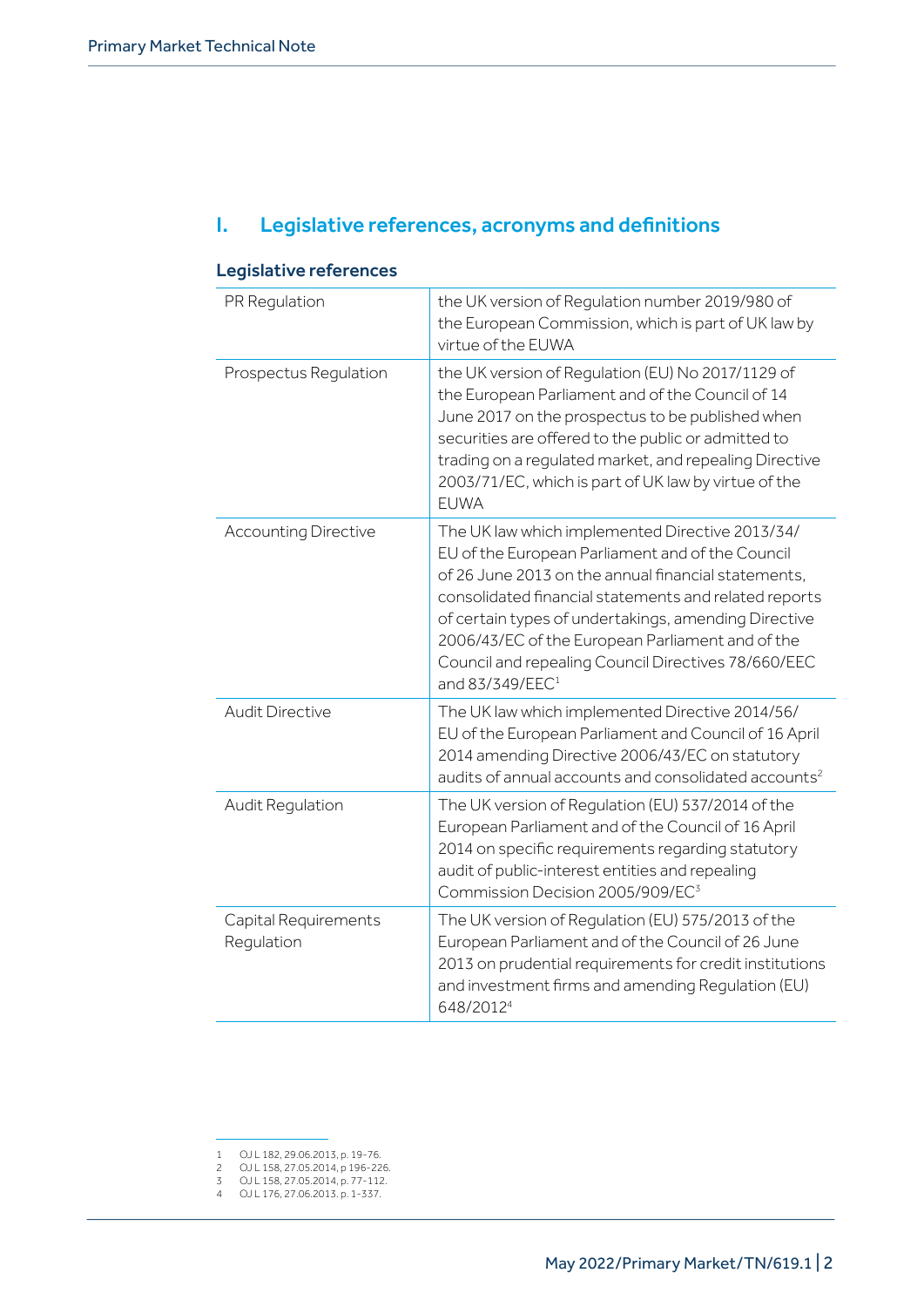## I. Legislative references, acronyms and definitions

### Legislative references

| | |
|---|---|
| PR Regulation | the UK version of Regulation number 2019/980 of the European Commission, which is part of UK law by virtue of the EUWA |
| Prospectus Regulation | the UK version of Regulation (EU) No 2017/1129 of the European Parliament and of the Council of 14 June 2017 on the prospectus to be published when securities are offered to the public or admitted to trading on a regulated market, and repealing Directive 2003/71/EC, which is part of UK law by virtue of the EUWA |
| Accounting Directive | The UK law which implemented Directive 2013/34/EU of the European Parliament and of the Council of 26 June 2013 on the annual financial statements, consolidated financial statements and related reports of certain types of undertakings, amending Directive 2006/43/EC of the European Parliament and of the Council and repealing Council Directives 78/660/EEC and 83/349/EEC[1] |
| Audit Directive | The UK law which implemented Directive 2014/56/EU of the European Parliament and Council of 16 April 2014 amending Directive 2006/43/EC on statutory audits of annual accounts and consolidated accounts[2] |
| Audit Regulation | The UK version of Regulation (EU) 537/2014 of the European Parliament and of the Council of 16 April 2014 on specific requirements regarding statutory audit of public-interest entities and repealing Commission Decision 2005/909/EC[3] |
| Capital Requirements Regulation | The UK version of Regulation (EU) 575/2013 of the European Parliament and of the Council of 26 June 2013 on prudential requirements for credit institutions and investment firms and amending Regulation (EU) 648/2012[4] |

1 OJ L 182, 29.06.2013, p. 19-76.
2 OJ L 158, 27.05.2014, p 196-226.
3 OJ L 158, 27.05.2014, p. 77-112.
4 OJ L 176, 27.06.2013. p. 1-337.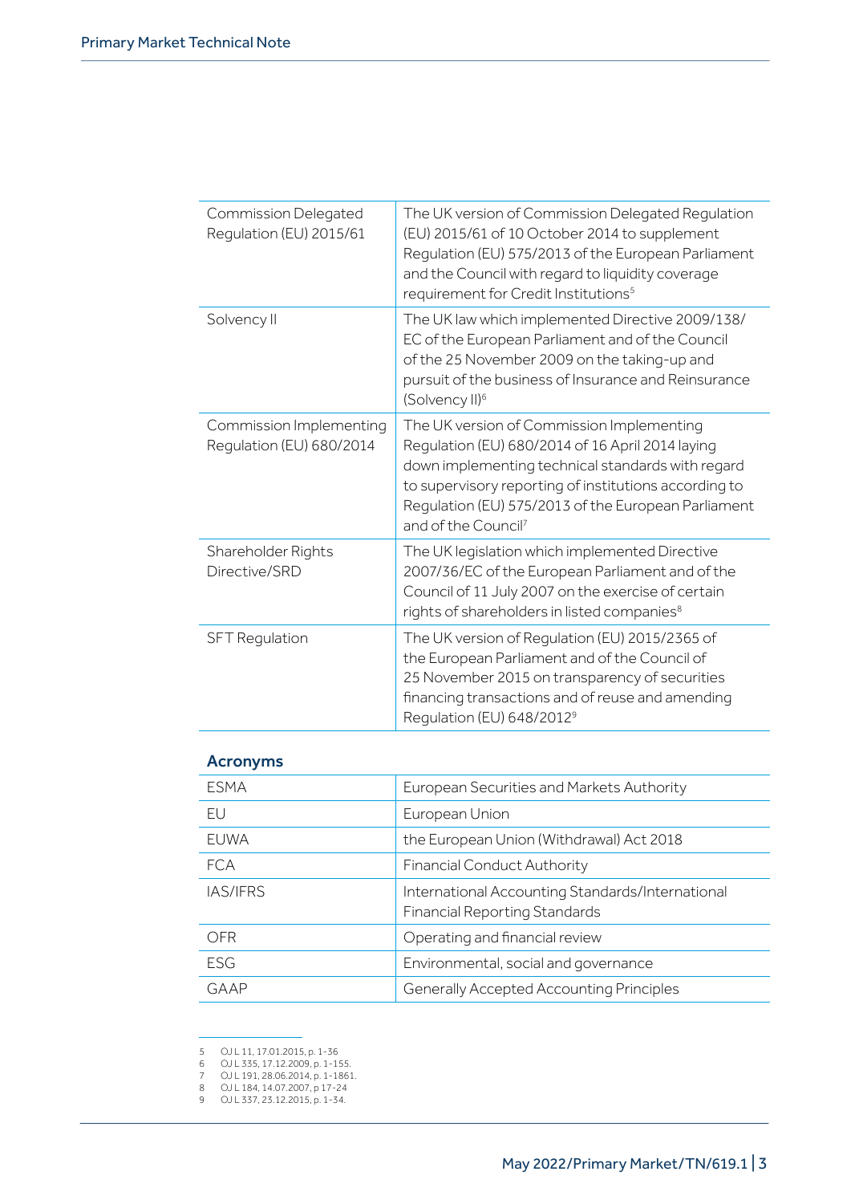| | |
|---|---|
| Commission Delegated Regulation (EU) 2015/61 | The UK version of Commission Delegated Regulation (EU) 2015/61 of 10 October 2014 to supplement Regulation (EU) 575/2013 of the European Parliament and the Council with regard to liquidity coverage requirement for Credit Institutions[5] |
| Solvency II | The UK law which implemented Directive 2009/138/EC of the European Parliament and of the Council of the 25 November 2009 on the taking-up and pursuit of the business of Insurance and Reinsurance (Solvency II)[6] |
| Commission Implementing Regulation (EU) 680/2014 | The UK version of Commission Implementing Regulation (EU) 680/2014 of 16 April 2014 laying down implementing technical standards with regard to supervisory reporting of institutions according to Regulation (EU) 575/2013 of the European Parliament and of the Council[7] |
| Shareholder Rights Directive/SRD | The UK legislation which implemented Directive 2007/36/EC of the European Parliament and of the Council of 11 July 2007 on the exercise of certain rights of shareholders in listed companies[8] |
| SFT Regulation | The UK version of Regulation (EU) 2015/2365 of the European Parliament and of the Council of 25 November 2015 on transparency of securities financing transactions and of reuse and amending Regulation (EU) 648/2012[9] |

## Acronyms

| | |
|---|---|
| ESMA | European Securities and Markets Authority |
| EU | European Union |
| EUWA | the European Union (Withdrawal) Act 2018 |
| FCA | Financial Conduct Authority |
| IAS/IFRS | International Accounting Standards/International Financial Reporting Standards |
| OFR | Operating and financial review |
| ESG | Environmental, social and governance |
| GAAP | Generally Accepted Accounting Principles |

5 OJ L 11, 17.01.2015, p. 1-36
6 OJ L 335, 17.12.2009, p. 1-155.
7 OJ L 191, 28.06.2014, p. 1-1861.
8 OJ L 184, 14.07.2007, p 17-24
9 OJ L 337, 23.12.2015, p. 1-34.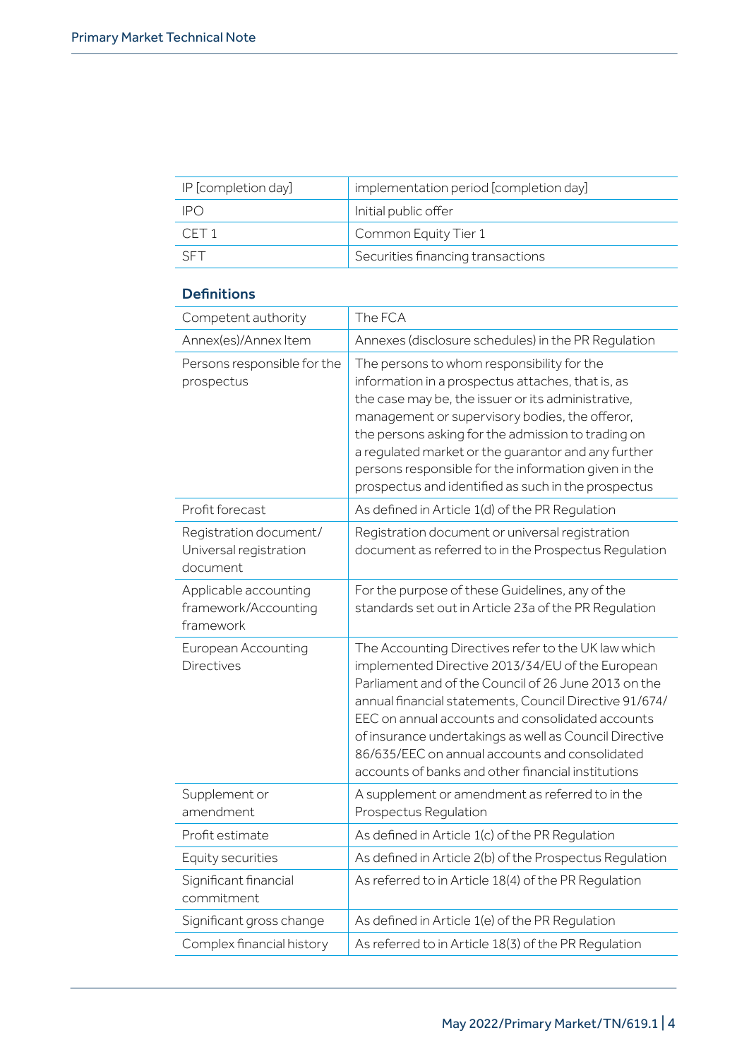| | |
|---|---|
| IP [completion day] | implementation period [completion day] |
| IPO | Initial public offer |
| CET 1 | Common Equity Tier 1 |
| SFT | Securities financing transactions |

### Definitions

| | |
|---|---|
| Competent authority | The FCA |
| Annex(es)/Annex Item | Annexes (disclosure schedules) in the PR Regulation |
| Persons responsible for the prospectus | The persons to whom responsibility for the information in a prospectus attaches, that is, as the case may be, the issuer or its administrative, management or supervisory bodies, the offeror, the persons asking for the admission to trading on a regulated market or the guarantor and any further persons responsible for the information given in the prospectus and identified as such in the prospectus |
| Profit forecast | As defined in Article 1(d) of the PR Regulation |
| Registration document/ Universal registration document | Registration document or universal registration document as referred to in the Prospectus Regulation |
| Applicable accounting framework/Accounting framework | For the purpose of these Guidelines, any of the standards set out in Article 23a of the PR Regulation |
| European Accounting Directives | The Accounting Directives refer to the UK law which implemented Directive 2013/34/EU of the European Parliament and of the Council of 26 June 2013 on the annual financial statements, Council Directive 91/674/ EEC on annual accounts and consolidated accounts of insurance undertakings as well as Council Directive 86/635/EEC on annual accounts and consolidated accounts of banks and other financial institutions |
| Supplement or amendment | A supplement or amendment as referred to in the Prospectus Regulation |
| Profit estimate | As defined in Article 1(c) of the PR Regulation |
| Equity securities | As defined in Article 2(b) of the Prospectus Regulation |
| Significant financial commitment | As referred to in Article 18(4) of the PR Regulation |
| Significant gross change | As defined in Article 1(e) of the PR Regulation |
| Complex financial history | As referred to in Article 18(3) of the PR Regulation |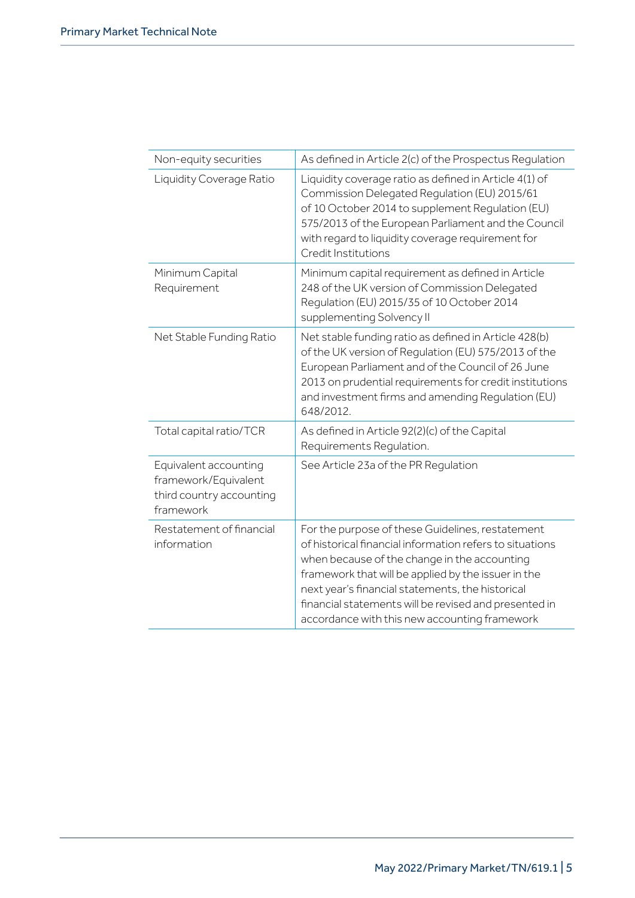| | |
|---|---|
| Non-equity securities | As defined in Article 2(c) of the Prospectus Regulation |
| Liquidity Coverage Ratio | Liquidity coverage ratio as defined in Article 4(1) of Commission Delegated Regulation (EU) 2015/61 of 10 October 2014 to supplement Regulation (EU) 575/2013 of the European Parliament and the Council with regard to liquidity coverage requirement for Credit Institutions |
| Minimum Capital Requirement | Minimum capital requirement as defined in Article 248 of the UK version of Commission Delegated Regulation (EU) 2015/35 of 10 October 2014 supplementing Solvency II |
| Net Stable Funding Ratio | Net stable funding ratio as defined in Article 428(b) of the UK version of Regulation (EU) 575/2013 of the European Parliament and of the Council of 26 June 2013 on prudential requirements for credit institutions and investment firms and amending Regulation (EU) 648/2012. |
| Total capital ratio/TCR | As defined in Article 92(2)(c) of the Capital Requirements Regulation. |
| Equivalent accounting framework/Equivalent third country accounting framework | See Article 23a of the PR Regulation |
| Restatement of financial information | For the purpose of these Guidelines, restatement of historical financial information refers to situations when because of the change in the accounting framework that will be applied by the issuer in the next year's financial statements, the historical financial statements will be revised and presented in accordance with this new accounting framework |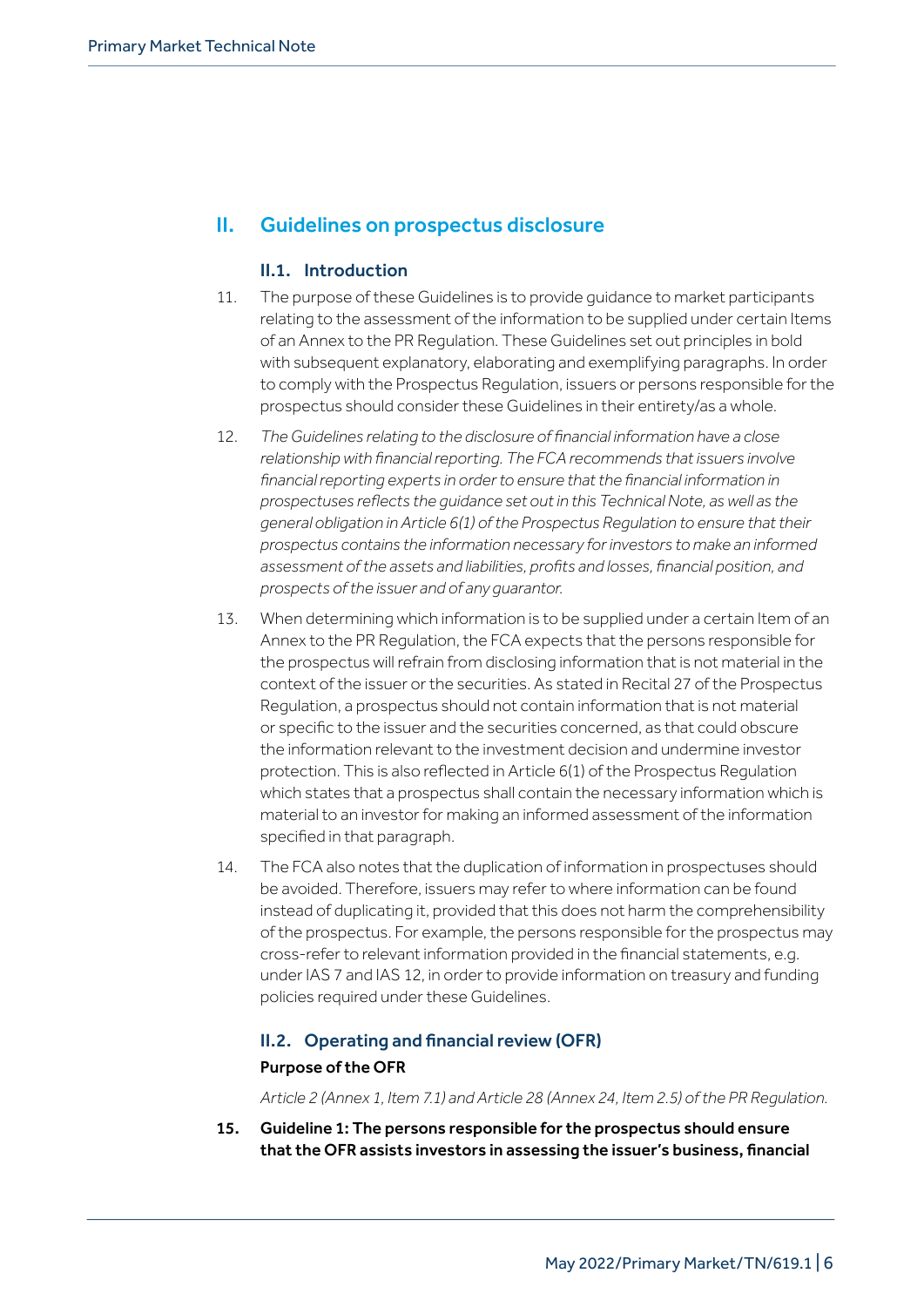## II. Guidelines on prospectus disclosure

### II.1. Introduction

11. The purpose of these Guidelines is to provide guidance to market participants relating to the assessment of the information to be supplied under certain Items of an Annex to the PR Regulation. These Guidelines set out principles in bold with subsequent explanatory, elaborating and exemplifying paragraphs. In order to comply with the Prospectus Regulation, issuers or persons responsible for the prospectus should consider these Guidelines in their entirety/as a whole.

12. *The Guidelines relating to the disclosure of financial information have a close relationship with financial reporting. The FCA recommends that issuers involve financial reporting experts in order to ensure that the financial information in prospectuses reflects the guidance set out in this Technical Note, as well as the general obligation in Article 6(1) of the Prospectus Regulation to ensure that their prospectus contains the information necessary for investors to make an informed assessment of the assets and liabilities, profits and losses, financial position, and prospects of the issuer and of any guarantor.*

13. When determining which information is to be supplied under a certain Item of an Annex to the PR Regulation, the FCA expects that the persons responsible for the prospectus will refrain from disclosing information that is not material in the context of the issuer or the securities. As stated in Recital 27 of the Prospectus Regulation, a prospectus should not contain information that is not material or specific to the issuer and the securities concerned, as that could obscure the information relevant to the investment decision and undermine investor protection. This is also reflected in Article 6(1) of the Prospectus Regulation which states that a prospectus shall contain the necessary information which is material to an investor for making an informed assessment of the information specified in that paragraph.

14. The FCA also notes that the duplication of information in prospectuses should be avoided. Therefore, issuers may refer to where information can be found instead of duplicating it, provided that this does not harm the comprehensibility of the prospectus. For example, the persons responsible for the prospectus may cross-refer to relevant information provided in the financial statements, e.g. under IAS 7 and IAS 12, in order to provide information on treasury and funding policies required under these Guidelines.

### II.2. Operating and financial review (OFR)

**Purpose of the OFR**

*Article 2 (Annex 1, Item 7.1) and Article 28 (Annex 24, Item 2.5) of the PR Regulation.*

15. **Guideline 1: The persons responsible for the prospectus should ensure that the OFR assists investors in assessing the issuer's business, financial**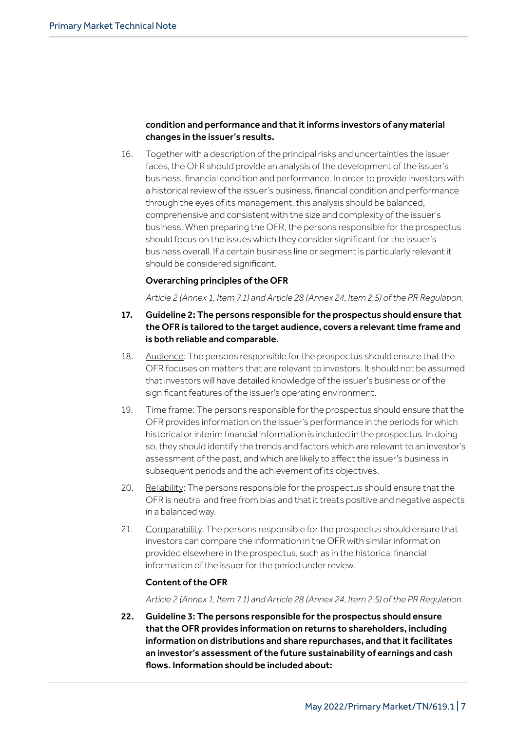**condition and performance and that it informs investors of any material changes in the issuer's results.**

16. Together with a description of the principal risks and uncertainties the issuer faces, the OFR should provide an analysis of the development of the issuer's business, financial condition and performance. In order to provide investors with a historical review of the issuer's business, financial condition and performance through the eyes of its management, this analysis should be balanced, comprehensive and consistent with the size and complexity of the issuer's business. When preparing the OFR, the persons responsible for the prospectus should focus on the issues which they consider significant for the issuer's business overall. If a certain business line or segment is particularly relevant it should be considered significant.

### Overarching principles of the OFR

*Article 2 (Annex 1, Item 7.1) and Article 28 (Annex 24, Item 2.5) of the PR Regulation.*

17. **Guideline 2: The persons responsible for the prospectus should ensure that the OFR is tailored to the target audience, covers a relevant time frame and is both reliable and comparable.**

18. Audience: The persons responsible for the prospectus should ensure that the OFR focuses on matters that are relevant to investors. It should not be assumed that investors will have detailed knowledge of the issuer's business or of the significant features of the issuer's operating environment.

19. Time frame: The persons responsible for the prospectus should ensure that the OFR provides information on the issuer's performance in the periods for which historical or interim financial information is included in the prospectus. In doing so, they should identify the trends and factors which are relevant to an investor's assessment of the past, and which are likely to affect the issuer's business in subsequent periods and the achievement of its objectives.

20. Reliability: The persons responsible for the prospectus should ensure that the OFR is neutral and free from bias and that it treats positive and negative aspects in a balanced way.

21. Comparability: The persons responsible for the prospectus should ensure that investors can compare the information in the OFR with similar information provided elsewhere in the prospectus, such as in the historical financial information of the issuer for the period under review.

### Content of the OFR

*Article 2 (Annex 1, Item 7.1) and Article 28 (Annex 24, Item 2.5) of the PR Regulation.*

22. **Guideline 3: The persons responsible for the prospectus should ensure that the OFR provides information on returns to shareholders, including information on distributions and share repurchases, and that it facilitates an investor's assessment of the future sustainability of earnings and cash flows. Information should be included about:**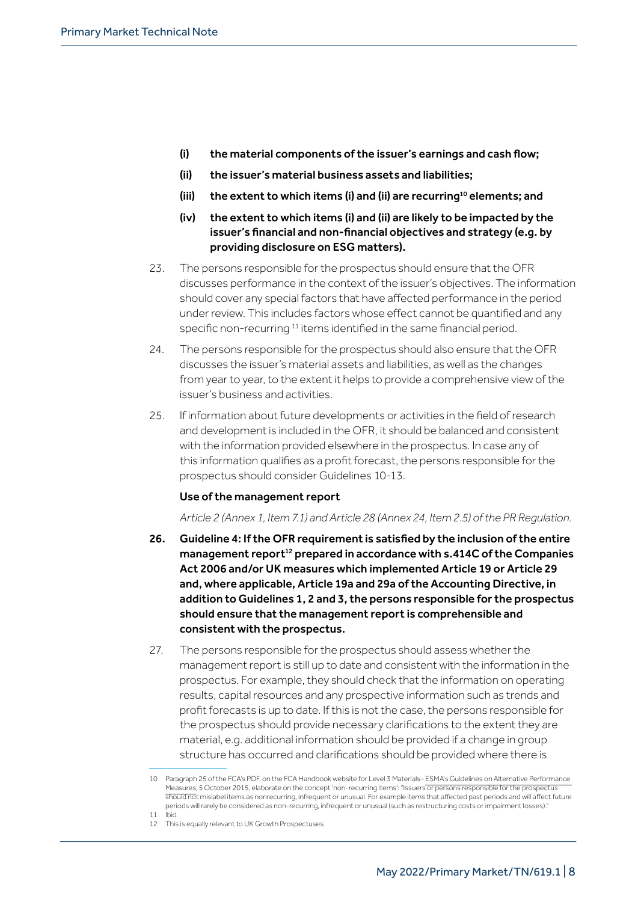**(i) the material components of the issuer's earnings and cash flow;**

**(ii) the issuer's material business assets and liabilities;**

**(iii) the extent to which items (i) and (ii) are recurring[10] elements; and**

**(iv) the extent to which items (i) and (ii) are likely to be impacted by the issuer's financial and non-financial objectives and strategy (e.g. by providing disclosure on ESG matters).**

23. The persons responsible for the prospectus should ensure that the OFR discusses performance in the context of the issuer's objectives. The information should cover any special factors that have affected performance in the period under review. This includes factors whose effect cannot be quantified and any specific non-recurring [11] items identified in the same financial period.

24. The persons responsible for the prospectus should also ensure that the OFR discusses the issuer's material assets and liabilities, as well as the changes from year to year, to the extent it helps to provide a comprehensive view of the issuer's business and activities.

25. If information about future developments or activities in the field of research and development is included in the OFR, it should be balanced and consistent with the information provided elsewhere in the prospectus. In case any of this information qualifies as a profit forecast, the persons responsible for the prospectus should consider Guidelines 10-13.

**Use of the management report**

*Article 2 (Annex 1, Item 7.1) and Article 28 (Annex 24, Item 2.5) of the PR Regulation.*

**26. Guideline 4: If the OFR requirement is satisfied by the inclusion of the entire management report[12] prepared in accordance with s.414C of the Companies Act 2006 and/or UK measures which implemented Article 19 or Article 29 and, where applicable, Article 19a and 29a of the Accounting Directive, in addition to Guidelines 1, 2 and 3, the persons responsible for the prospectus should ensure that the management report is comprehensible and consistent with the prospectus.**

27. The persons responsible for the prospectus should assess whether the management report is still up to date and consistent with the information in the prospectus. For example, they should check that the information on operating results, capital resources and any prospective information such as trends and profit forecasts is up to date. If this is not the case, the persons responsible for the prospectus should provide necessary clarifications to the extent they are material, e.g. additional information should be provided if a change in group structure has occurred and clarifications should be provided where there is

---

10 Paragraph 25 of the FCA's PDF, on the FCA Handbook website for Level 3 Materials– ESMA's Guidelines on Alternative Performance Measures, 5 October 2015, elaborate on the concept 'non-recurring items': "Issuers or persons responsible for the prospectus should not mislabel items as nonrecurring, infrequent or unusual. For example items that affected past periods and will affect future periods will rarely be considered as non-recurring, infrequent or unusual (such as restructuring costs or impairment losses)."

11 Ibid.

12 This is equally relevant to UK Growth Prospectuses.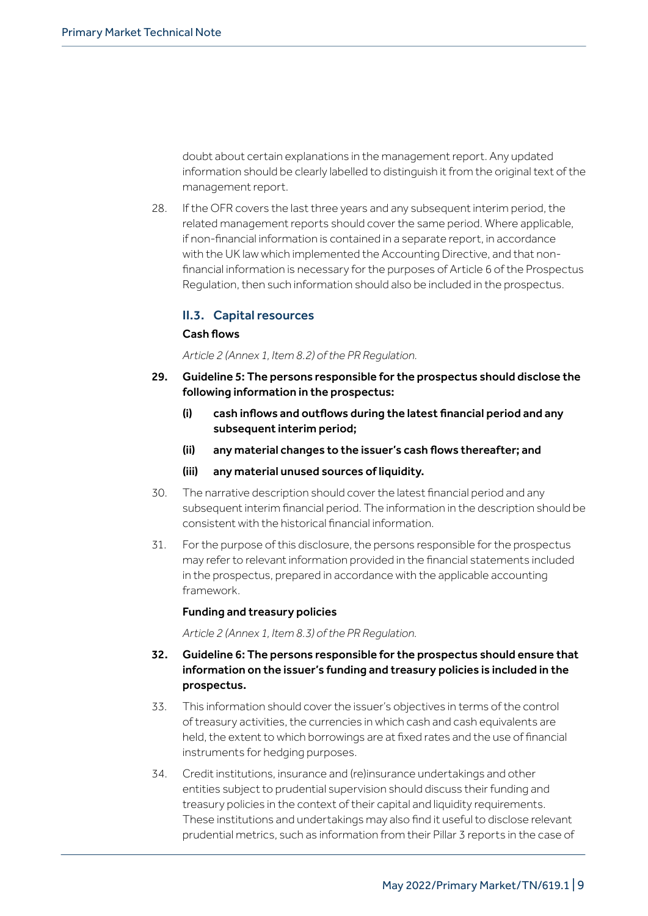doubt about certain explanations in the management report. Any updated information should be clearly labelled to distinguish it from the original text of the management report.

28. If the OFR covers the last three years and any subsequent interim period, the related management reports should cover the same period. Where applicable, if non-financial information is contained in a separate report, in accordance with the UK law which implemented the Accounting Directive, and that non-financial information is necessary for the purposes of Article 6 of the Prospectus Regulation, then such information should also be included in the prospectus.

### II.3. Capital resources

**Cash flows**

*Article 2 (Annex 1, Item 8.2) of the PR Regulation.*

**29. Guideline 5: The persons responsible for the prospectus should disclose the following information in the prospectus:**

**(i) cash inflows and outflows during the latest financial period and any subsequent interim period;**

**(ii) any material changes to the issuer's cash flows thereafter; and**

**(iii) any material unused sources of liquidity.**

30. The narrative description should cover the latest financial period and any subsequent interim financial period. The information in the description should be consistent with the historical financial information.

31. For the purpose of this disclosure, the persons responsible for the prospectus may refer to relevant information provided in the financial statements included in the prospectus, prepared in accordance with the applicable accounting framework.

**Funding and treasury policies**

*Article 2 (Annex 1, Item 8.3) of the PR Regulation.*

**32. Guideline 6: The persons responsible for the prospectus should ensure that information on the issuer's funding and treasury policies is included in the prospectus.**

33. This information should cover the issuer's objectives in terms of the control of treasury activities, the currencies in which cash and cash equivalents are held, the extent to which borrowings are at fixed rates and the use of financial instruments for hedging purposes.

34. Credit institutions, insurance and (re)insurance undertakings and other entities subject to prudential supervision should discuss their funding and treasury policies in the context of their capital and liquidity requirements. These institutions and undertakings may also find it useful to disclose relevant prudential metrics, such as information from their Pillar 3 reports in the case of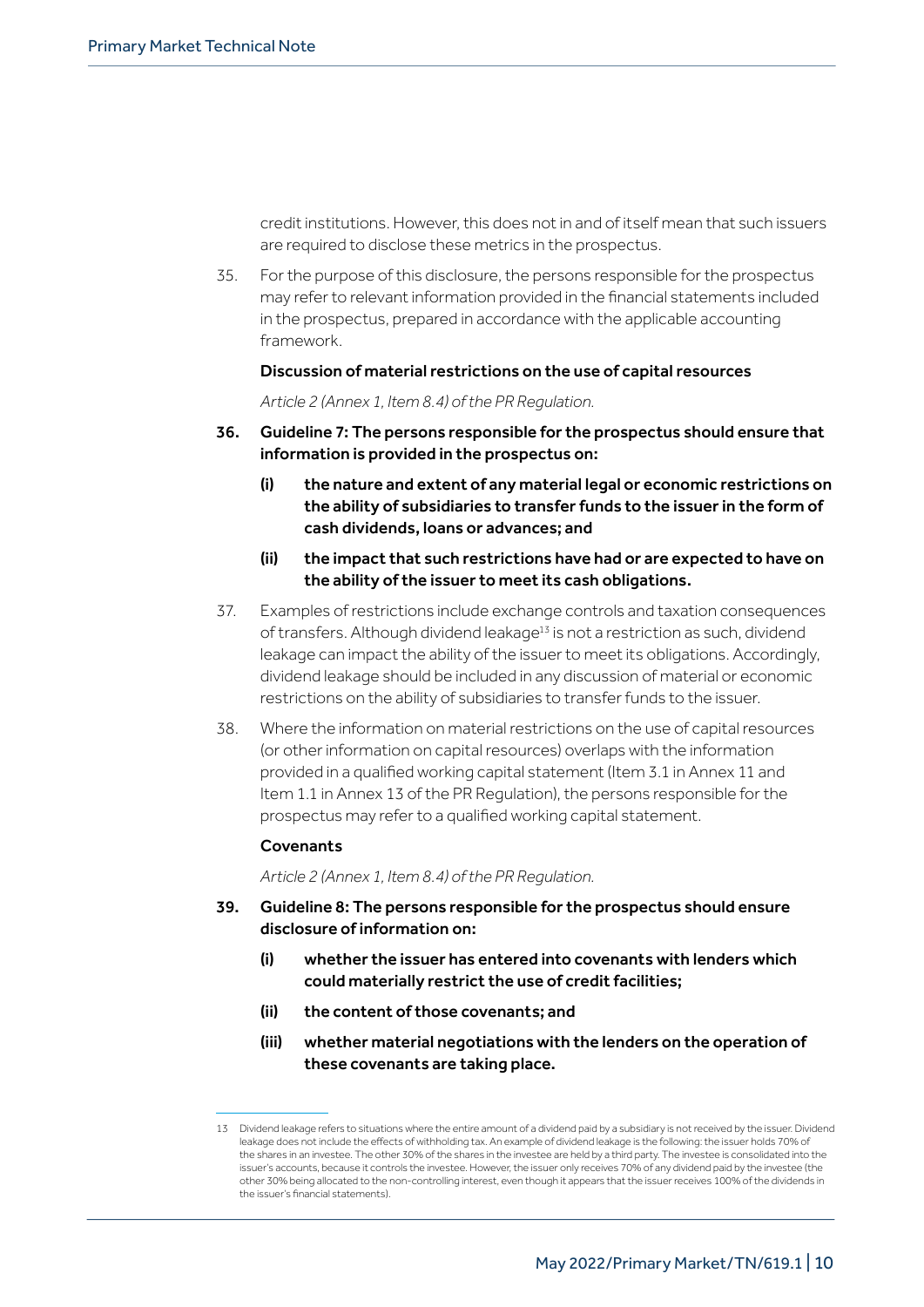credit institutions. However, this does not in and of itself mean that such issuers are required to disclose these metrics in the prospectus.

35. For the purpose of this disclosure, the persons responsible for the prospectus may refer to relevant information provided in the financial statements included in the prospectus, prepared in accordance with the applicable accounting framework.

**Discussion of material restrictions on the use of capital resources**

*Article 2 (Annex 1, Item 8.4) of the PR Regulation.*

**36. Guideline 7: The persons responsible for the prospectus should ensure that information is provided in the prospectus on:**

- **(i) the nature and extent of any material legal or economic restrictions on the ability of subsidiaries to transfer funds to the issuer in the form of cash dividends, loans or advances; and**
- **(ii) the impact that such restrictions have had or are expected to have on the ability of the issuer to meet its cash obligations.**

37. Examples of restrictions include exchange controls and taxation consequences of transfers. Although dividend leakage[13] is not a restriction as such, dividend leakage can impact the ability of the issuer to meet its obligations. Accordingly, dividend leakage should be included in any discussion of material or economic restrictions on the ability of subsidiaries to transfer funds to the issuer.

38. Where the information on material restrictions on the use of capital resources (or other information on capital resources) overlaps with the information provided in a qualified working capital statement (Item 3.1 in Annex 11 and Item 1.1 in Annex 13 of the PR Regulation), the persons responsible for the prospectus may refer to a qualified working capital statement.

**Covenants**

*Article 2 (Annex 1, Item 8.4) of the PR Regulation.*

**39. Guideline 8: The persons responsible for the prospectus should ensure disclosure of information on:**

- **(i) whether the issuer has entered into covenants with lenders which could materially restrict the use of credit facilities;**
- **(ii) the content of those covenants; and**
- **(iii) whether material negotiations with the lenders on the operation of these covenants are taking place.**

---

13 Dividend leakage refers to situations where the entire amount of a dividend paid by a subsidiary is not received by the issuer. Dividend leakage does not include the effects of withholding tax. An example of dividend leakage is the following: the issuer holds 70% of the shares in an investee. The other 30% of the shares in the investee are held by a third party. The investee is consolidated into the issuer's accounts, because it controls the investee. However, the issuer only receives 70% of any dividend paid by the investee (the other 30% being allocated to the non-controlling interest, even though it appears that the issuer receives 100% of the dividends in the issuer's financial statements).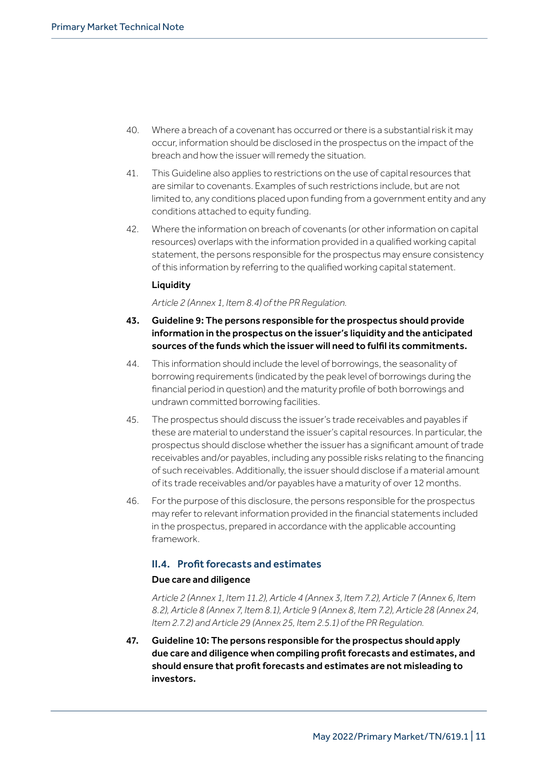40. Where a breach of a covenant has occurred or there is a substantial risk it may occur, information should be disclosed in the prospectus on the impact of the breach and how the issuer will remedy the situation.

41. This Guideline also applies to restrictions on the use of capital resources that are similar to covenants. Examples of such restrictions include, but are not limited to, any conditions placed upon funding from a government entity and any conditions attached to equity funding.

42. Where the information on breach of covenants (or other information on capital resources) overlaps with the information provided in a qualified working capital statement, the persons responsible for the prospectus may ensure consistency of this information by referring to the qualified working capital statement.

#### Liquidity

*Article 2 (Annex 1, Item 8.4) of the PR Regulation.*

**43. Guideline 9: The persons responsible for the prospectus should provide information in the prospectus on the issuer's liquidity and the anticipated sources of the funds which the issuer will need to fulfil its commitments.**

44. This information should include the level of borrowings, the seasonality of borrowing requirements (indicated by the peak level of borrowings during the financial period in question) and the maturity profile of both borrowings and undrawn committed borrowing facilities.

45. The prospectus should discuss the issuer's trade receivables and payables if these are material to understand the issuer's capital resources. In particular, the prospectus should disclose whether the issuer has a significant amount of trade receivables and/or payables, including any possible risks relating to the financing of such receivables. Additionally, the issuer should disclose if a material amount of its trade receivables and/or payables have a maturity of over 12 months.

46. For the purpose of this disclosure, the persons responsible for the prospectus may refer to relevant information provided in the financial statements included in the prospectus, prepared in accordance with the applicable accounting framework.

### II.4. Profit forecasts and estimates

#### Due care and diligence

*Article 2 (Annex 1, Item 11.2), Article 4 (Annex 3, Item 7.2), Article 7 (Annex 6, Item 8.2), Article 8 (Annex 7, Item 8.1), Article 9 (Annex 8, Item 7.2), Article 28 (Annex 24, Item 2.7.2) and Article 29 (Annex 25, Item 2.5.1) of the PR Regulation.*

**47. Guideline 10: The persons responsible for the prospectus should apply due care and diligence when compiling profit forecasts and estimates, and should ensure that profit forecasts and estimates are not misleading to investors.**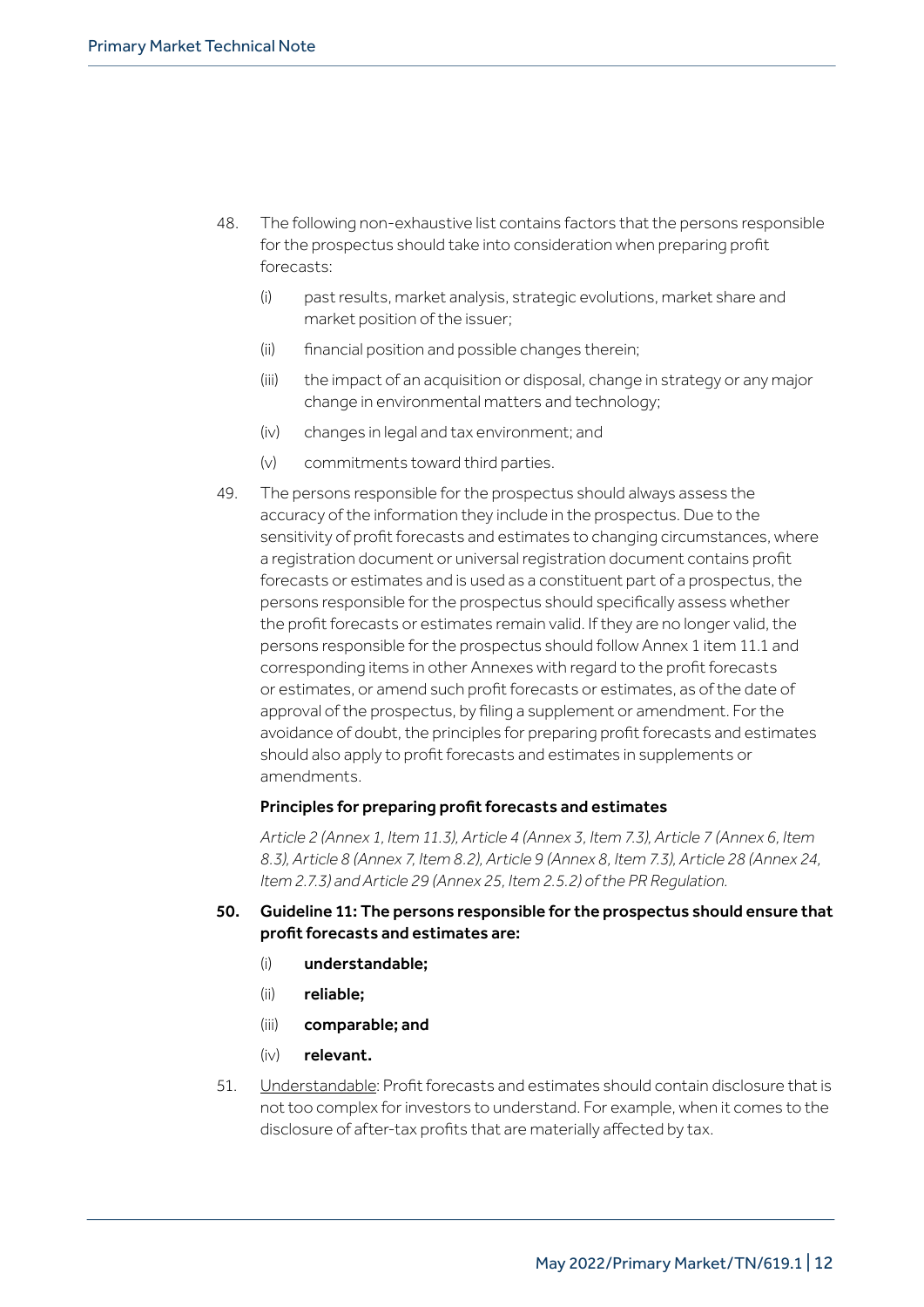48. The following non-exhaustive list contains factors that the persons responsible for the prospectus should take into consideration when preparing profit forecasts:

    (i) past results, market analysis, strategic evolutions, market share and market position of the issuer;

    (ii) financial position and possible changes therein;

    (iii) the impact of an acquisition or disposal, change in strategy or any major change in environmental matters and technology;

    (iv) changes in legal and tax environment; and

    (v) commitments toward third parties.

49. The persons responsible for the prospectus should always assess the accuracy of the information they include in the prospectus. Due to the sensitivity of profit forecasts and estimates to changing circumstances, where a registration document or universal registration document contains profit forecasts or estimates and is used as a constituent part of a prospectus, the persons responsible for the prospectus should specifically assess whether the profit forecasts or estimates remain valid. If they are no longer valid, the persons responsible for the prospectus should follow Annex 1 item 11.1 and corresponding items in other Annexes with regard to the profit forecasts or estimates, or amend such profit forecasts or estimates, as of the date of approval of the prospectus, by filing a supplement or amendment. For the avoidance of doubt, the principles for preparing profit forecasts and estimates should also apply to profit forecasts and estimates in supplements or amendments.

### Principles for preparing profit forecasts and estimates

*Article 2 (Annex 1, Item 11.3), Article 4 (Annex 3, Item 7.3), Article 7 (Annex 6, Item 8.3), Article 8 (Annex 7, Item 8.2), Article 9 (Annex 8, Item 7.3), Article 28 (Annex 24, Item 2.7.3) and Article 29 (Annex 25, Item 2.5.2) of the PR Regulation.*

**50. Guideline 11: The persons responsible for the prospectus should ensure that profit forecasts and estimates are:**

   **(i) understandable;**

   **(ii) reliable;**

   **(iii) comparable; and**

   **(iv) relevant.**

51. Understandable: Profit forecasts and estimates should contain disclosure that is not too complex for investors to understand. For example, when it comes to the disclosure of after-tax profits that are materially affected by tax.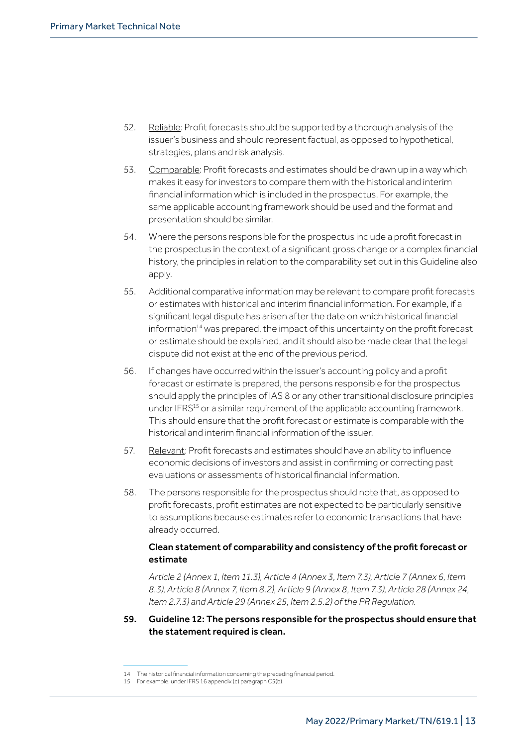52. Reliable: Profit forecasts should be supported by a thorough analysis of the issuer's business and should represent factual, as opposed to hypothetical, strategies, plans and risk analysis.

53. Comparable: Profit forecasts and estimates should be drawn up in a way which makes it easy for investors to compare them with the historical and interim financial information which is included in the prospectus. For example, the same applicable accounting framework should be used and the format and presentation should be similar.

54. Where the persons responsible for the prospectus include a profit forecast in the prospectus in the context of a significant gross change or a complex financial history, the principles in relation to the comparability set out in this Guideline also apply.

55. Additional comparative information may be relevant to compare profit forecasts or estimates with historical and interim financial information. For example, if a significant legal dispute has arisen after the date on which historical financial information[14] was prepared, the impact of this uncertainty on the profit forecast or estimate should be explained, and it should also be made clear that the legal dispute did not exist at the end of the previous period.

56. If changes have occurred within the issuer's accounting policy and a profit forecast or estimate is prepared, the persons responsible for the prospectus should apply the principles of IAS 8 or any other transitional disclosure principles under IFRS[15] or a similar requirement of the applicable accounting framework. This should ensure that the profit forecast or estimate is comparable with the historical and interim financial information of the issuer.

57. Relevant: Profit forecasts and estimates should have an ability to influence economic decisions of investors and assist in confirming or correcting past evaluations or assessments of historical financial information.

58. The persons responsible for the prospectus should note that, as opposed to profit forecasts, profit estimates are not expected to be particularly sensitive to assumptions because estimates refer to economic transactions that have already occurred.

**Clean statement of comparability and consistency of the profit forecast or estimate**

*Article 2 (Annex 1, Item 11.3), Article 4 (Annex 3, Item 7.3), Article 7 (Annex 6, Item 8.3), Article 8 (Annex 7, Item 8.2), Article 9 (Annex 8, Item 7.3), Article 28 (Annex 24, Item 2.7.3) and Article 29 (Annex 25, Item 2.5.2) of the PR Regulation.*

**59. Guideline 12: The persons responsible for the prospectus should ensure that the statement required is clean.**

---

14 The historical financial information concerning the preceding financial period.

15 For example, under IFRS 16 appendix (c) paragraph C5(b).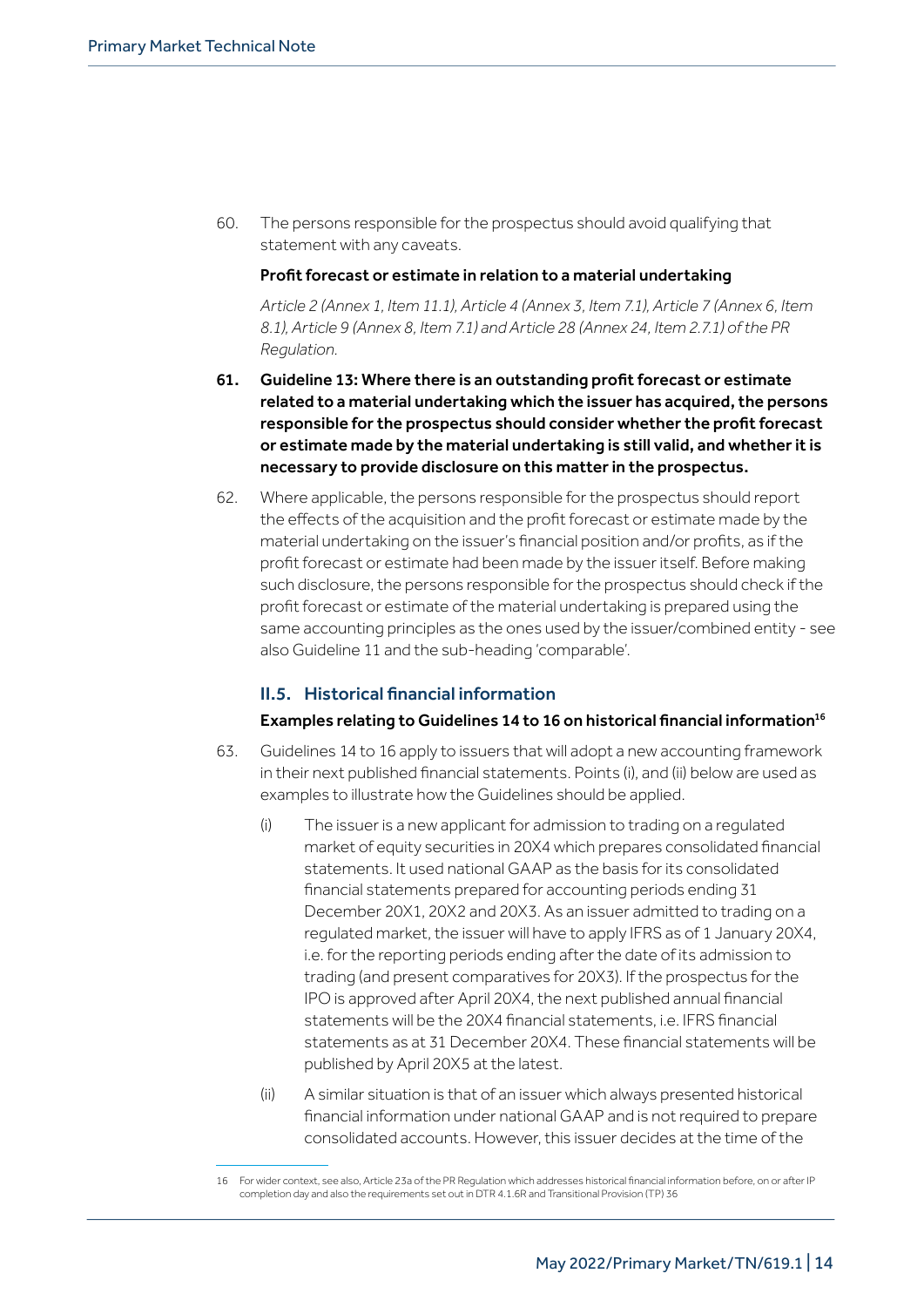60. The persons responsible for the prospectus should avoid qualifying that statement with any caveats.

**Profit forecast or estimate in relation to a material undertaking**

*Article 2 (Annex 1, Item 11.1), Article 4 (Annex 3, Item 7.1), Article 7 (Annex 6, Item 8.1), Article 9 (Annex 8, Item 7.1) and Article 28 (Annex 24, Item 2.7.1) of the PR Regulation.*

**61. Guideline 13: Where there is an outstanding profit forecast or estimate related to a material undertaking which the issuer has acquired, the persons responsible for the prospectus should consider whether the profit forecast or estimate made by the material undertaking is still valid, and whether it is necessary to provide disclosure on this matter in the prospectus.**

62. Where applicable, the persons responsible for the prospectus should report the effects of the acquisition and the profit forecast or estimate made by the material undertaking on the issuer's financial position and/or profits, as if the profit forecast or estimate had been made by the issuer itself. Before making such disclosure, the persons responsible for the prospectus should check if the profit forecast or estimate of the material undertaking is prepared using the same accounting principles as the ones used by the issuer/combined entity - see also Guideline 11 and the sub-heading 'comparable'.

## II.5. Historical financial information

**Examples relating to Guidelines 14 to 16 on historical financial information[16]**

63. Guidelines 14 to 16 apply to issuers that will adopt a new accounting framework in their next published financial statements. Points (i), and (ii) below are used as examples to illustrate how the Guidelines should be applied.

    (i) The issuer is a new applicant for admission to trading on a regulated market of equity securities in 20X4 which prepares consolidated financial statements. It used national GAAP as the basis for its consolidated financial statements prepared for accounting periods ending 31 December 20X1, 20X2 and 20X3. As an issuer admitted to trading on a regulated market, the issuer will have to apply IFRS as of 1 January 20X4, i.e. for the reporting periods ending after the date of its admission to trading (and present comparatives for 20X3). If the prospectus for the IPO is approved after April 20X4, the next published annual financial statements will be the 20X4 financial statements, i.e. IFRS financial statements as at 31 December 20X4. These financial statements will be published by April 20X5 at the latest.

    (ii) A similar situation is that of an issuer which always presented historical financial information under national GAAP and is not required to prepare consolidated accounts. However, this issuer decides at the time of the

---

16 For wider context, see also, Article 23a of the PR Regulation which addresses historical financial information before, on or after IP completion day and also the requirements set out in DTR 4.1.6R and Transitional Provision (TP) 36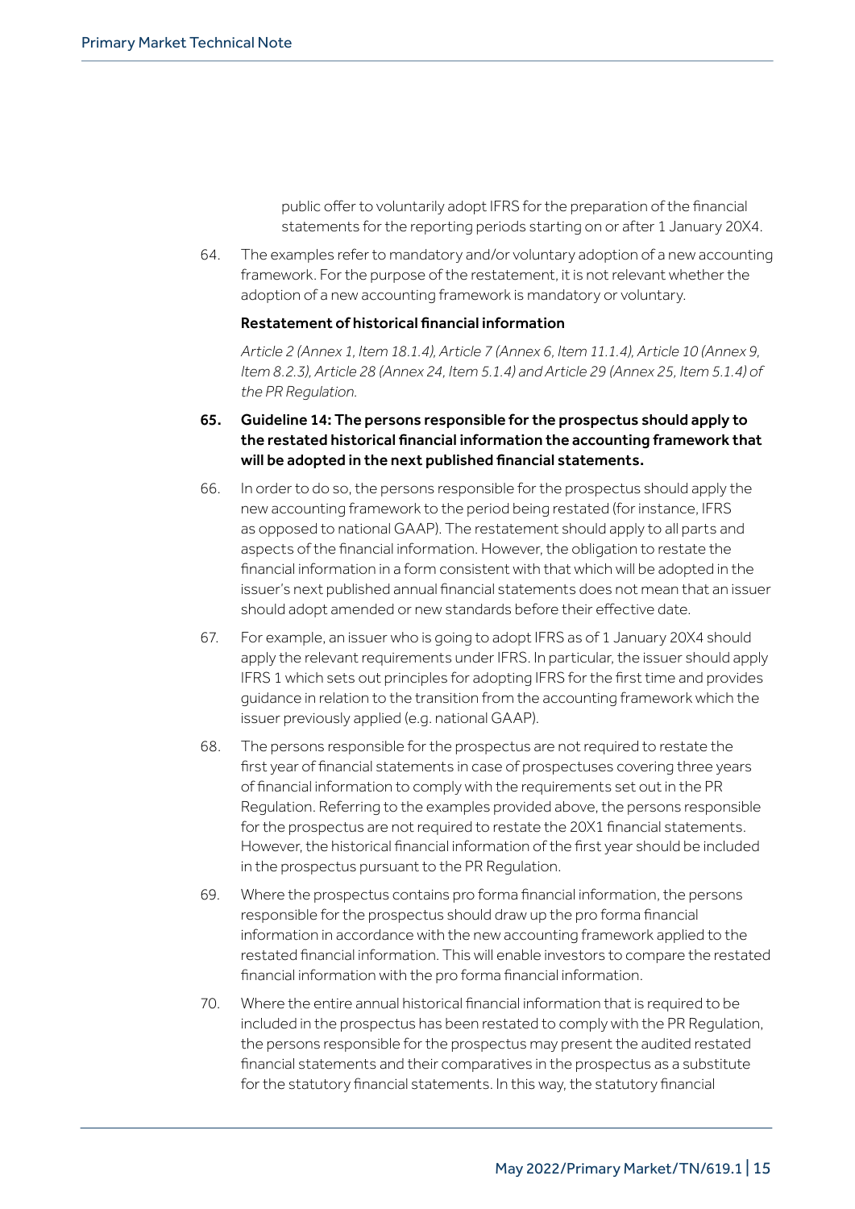public offer to voluntarily adopt IFRS for the preparation of the financial statements for the reporting periods starting on or after 1 January 20X4.

64. The examples refer to mandatory and/or voluntary adoption of a new accounting framework. For the purpose of the restatement, it is not relevant whether the adoption of a new accounting framework is mandatory or voluntary.

**Restatement of historical financial information**

*Article 2 (Annex 1, Item 18.1.4), Article 7 (Annex 6, Item 11.1.4), Article 10 (Annex 9, Item 8.2.3), Article 28 (Annex 24, Item 5.1.4) and Article 29 (Annex 25, Item 5.1.4) of the PR Regulation.*

**65. Guideline 14: The persons responsible for the prospectus should apply to the restated historical financial information the accounting framework that will be adopted in the next published financial statements.**

66. In order to do so, the persons responsible for the prospectus should apply the new accounting framework to the period being restated (for instance, IFRS as opposed to national GAAP). The restatement should apply to all parts and aspects of the financial information. However, the obligation to restate the financial information in a form consistent with that which will be adopted in the issuer's next published annual financial statements does not mean that an issuer should adopt amended or new standards before their effective date.

67. For example, an issuer who is going to adopt IFRS as of 1 January 20X4 should apply the relevant requirements under IFRS. In particular, the issuer should apply IFRS 1 which sets out principles for adopting IFRS for the first time and provides guidance in relation to the transition from the accounting framework which the issuer previously applied (e.g. national GAAP).

68. The persons responsible for the prospectus are not required to restate the first year of financial statements in case of prospectuses covering three years of financial information to comply with the requirements set out in the PR Regulation. Referring to the examples provided above, the persons responsible for the prospectus are not required to restate the 20X1 financial statements. However, the historical financial information of the first year should be included in the prospectus pursuant to the PR Regulation.

69. Where the prospectus contains pro forma financial information, the persons responsible for the prospectus should draw up the pro forma financial information in accordance with the new accounting framework applied to the restated financial information. This will enable investors to compare the restated financial information with the pro forma financial information.

70. Where the entire annual historical financial information that is required to be included in the prospectus has been restated to comply with the PR Regulation, the persons responsible for the prospectus may present the audited restated financial statements and their comparatives in the prospectus as a substitute for the statutory financial statements. In this way, the statutory financial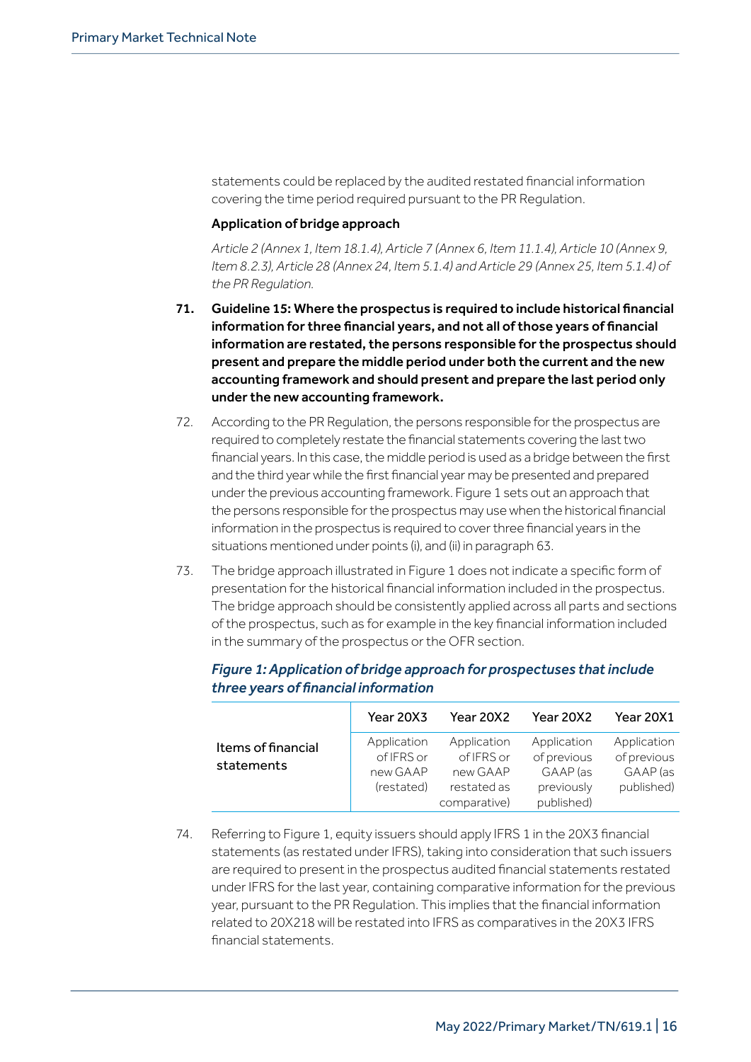statements could be replaced by the audited restated financial information covering the time period required pursuant to the PR Regulation.

**Application of bridge approach**

*Article 2 (Annex 1, Item 18.1.4), Article 7 (Annex 6, Item 11.1.4), Article 10 (Annex 9, Item 8.2.3), Article 28 (Annex 24, Item 5.1.4) and Article 29 (Annex 25, Item 5.1.4) of the PR Regulation.*

**71. Guideline 15: Where the prospectus is required to include historical financial information for three financial years, and not all of those years of financial information are restated, the persons responsible for the prospectus should present and prepare the middle period under both the current and the new accounting framework and should present and prepare the last period only under the new accounting framework.**

72. According to the PR Regulation, the persons responsible for the prospectus are required to completely restate the financial statements covering the last two financial years. In this case, the middle period is used as a bridge between the first and the third year while the first financial year may be presented and prepared under the previous accounting framework. Figure 1 sets out an approach that the persons responsible for the prospectus may use when the historical financial information in the prospectus is required to cover three financial years in the situations mentioned under points (i), and (ii) in paragraph 63.

73. The bridge approach illustrated in Figure 1 does not indicate a specific form of presentation for the historical financial information included in the prospectus. The bridge approach should be consistently applied across all parts and sections of the prospectus, such as for example in the key financial information included in the summary of the prospectus or the OFR section.

***Figure 1: Application of bridge approach for prospectuses that include three years of financial information***

| | Year 20X3 | Year 20X2 | Year 20X2 | Year 20X1 |
|---|---|---|---|---|
| Items of financial statements | Application of IFRS or new GAAP (restated) | Application of IFRS or new GAAP restated as comparative) | Application of previous GAAP (as previously published) | Application of previous GAAP (as published) |

74. Referring to Figure 1, equity issuers should apply IFRS 1 in the 20X3 financial statements (as restated under IFRS), taking into consideration that such issuers are required to present in the prospectus audited financial statements restated under IFRS for the last year, containing comparative information for the previous year, pursuant to the PR Regulation. This implies that the financial information related to 20X2[18] will be restated into IFRS as comparatives in the 20X3 IFRS financial statements.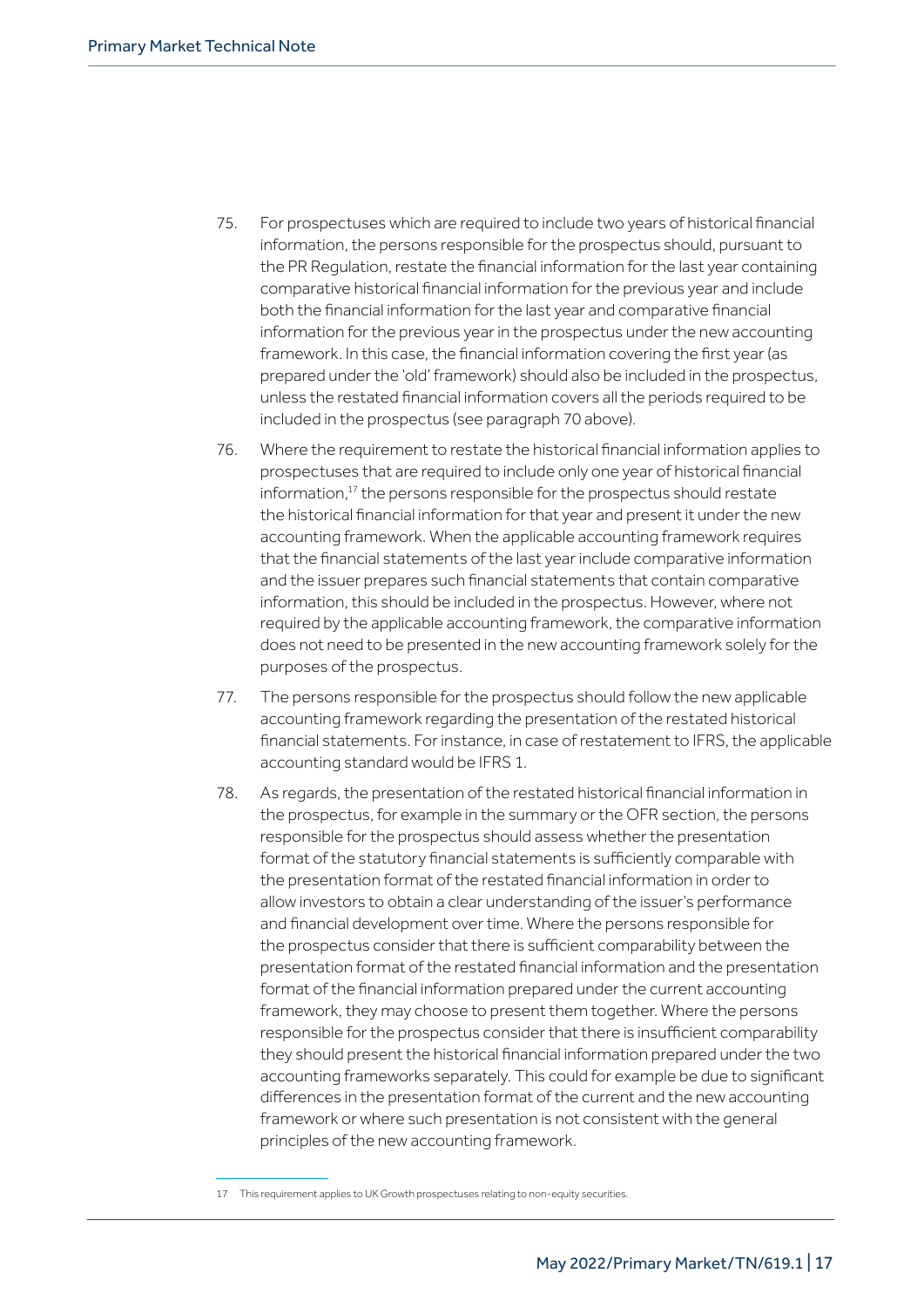75. For prospectuses which are required to include two years of historical financial information, the persons responsible for the prospectus should, pursuant to the PR Regulation, restate the financial information for the last year containing comparative historical financial information for the previous year and include both the financial information for the last year and comparative financial information for the previous year in the prospectus under the new accounting framework. In this case, the financial information covering the first year (as prepared under the 'old' framework) should also be included in the prospectus, unless the restated financial information covers all the periods required to be included in the prospectus (see paragraph 70 above).

76. Where the requirement to restate the historical financial information applies to prospectuses that are required to include only one year of historical financial information,[17] the persons responsible for the prospectus should restate the historical financial information for that year and present it under the new accounting framework. When the applicable accounting framework requires that the financial statements of the last year include comparative information and the issuer prepares such financial statements that contain comparative information, this should be included in the prospectus. However, where not required by the applicable accounting framework, the comparative information does not need to be presented in the new accounting framework solely for the purposes of the prospectus.

77. The persons responsible for the prospectus should follow the new applicable accounting framework regarding the presentation of the restated historical financial statements. For instance, in case of restatement to IFRS, the applicable accounting standard would be IFRS 1.

78. As regards, the presentation of the restated historical financial information in the prospectus, for example in the summary or the OFR section, the persons responsible for the prospectus should assess whether the presentation format of the statutory financial statements is sufficiently comparable with the presentation format of the restated financial information in order to allow investors to obtain a clear understanding of the issuer's performance and financial development over time. Where the persons responsible for the prospectus consider that there is sufficient comparability between the presentation format of the restated financial information and the presentation format of the financial information prepared under the current accounting framework, they may choose to present them together. Where the persons responsible for the prospectus consider that there is insufficient comparability they should present the historical financial information prepared under the two accounting frameworks separately. This could for example be due to significant differences in the presentation format of the current and the new accounting framework or where such presentation is not consistent with the general principles of the new accounting framework.

[17] This requirement applies to UK Growth prospectuses relating to non-equity securities.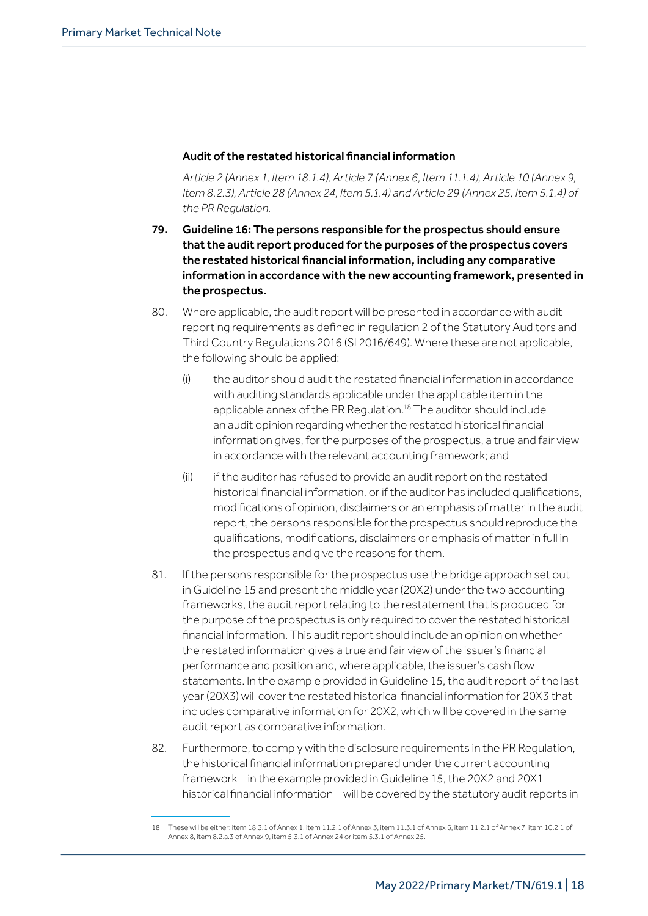### Audit of the restated historical financial information

*Article 2 (Annex 1, Item 18.1.4), Article 7 (Annex 6, Item 11.1.4), Article 10 (Annex 9, Item 8.2.3), Article 28 (Annex 24, Item 5.1.4) and Article 29 (Annex 25, Item 5.1.4) of the PR Regulation.*

**79. Guideline 16: The persons responsible for the prospectus should ensure that the audit report produced for the purposes of the prospectus covers the restated historical financial information, including any comparative information in accordance with the new accounting framework, presented in the prospectus.**

80. Where applicable, the audit report will be presented in accordance with audit reporting requirements as defined in regulation 2 of the Statutory Auditors and Third Country Regulations 2016 (SI 2016/649). Where these are not applicable, the following should be applied:

   (i) the auditor should audit the restated financial information in accordance with auditing standards applicable under the applicable item in the applicable annex of the PR Regulation.[18] The auditor should include an audit opinion regarding whether the restated historical financial information gives, for the purposes of the prospectus, a true and fair view in accordance with the relevant accounting framework; and

   (ii) if the auditor has refused to provide an audit report on the restated historical financial information, or if the auditor has included qualifications, modifications of opinion, disclaimers or an emphasis of matter in the audit report, the persons responsible for the prospectus should reproduce the qualifications, modifications, disclaimers or emphasis of matter in full in the prospectus and give the reasons for them.

81. If the persons responsible for the prospectus use the bridge approach set out in Guideline 15 and present the middle year (20X2) under the two accounting frameworks, the audit report relating to the restatement that is produced for the purpose of the prospectus is only required to cover the restated historical financial information. This audit report should include an opinion on whether the restated information gives a true and fair view of the issuer's financial performance and position and, where applicable, the issuer's cash flow statements. In the example provided in Guideline 15, the audit report of the last year (20X3) will cover the restated historical financial information for 20X3 that includes comparative information for 20X2, which will be covered in the same audit report as comparative information.

82. Furthermore, to comply with the disclosure requirements in the PR Regulation, the historical financial information prepared under the current accounting framework – in the example provided in Guideline 15, the 20X2 and 20X1 historical financial information – will be covered by the statutory audit reports in

---

18 These will be either: item 18.3.1 of Annex 1, item 11.2.1 of Annex 3, item 11.3.1 of Annex 6, item 11.2.1 of Annex 7, item 10.2.1 of Annex 8, item 8.2.a.3 of Annex 9, item 5.3.1 of Annex 24 or item 5.3.1 of Annex 25.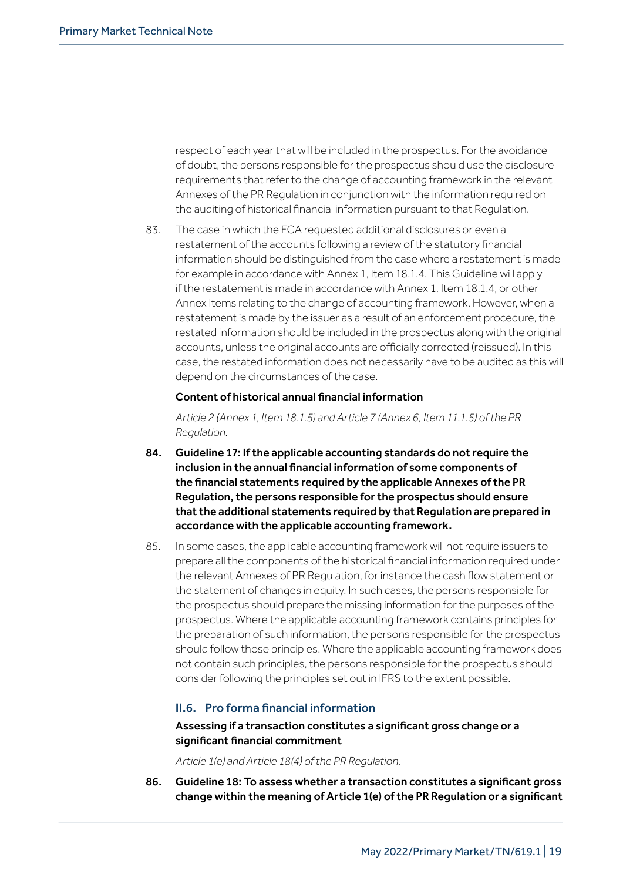respect of each year that will be included in the prospectus. For the avoidance of doubt, the persons responsible for the prospectus should use the disclosure requirements that refer to the change of accounting framework in the relevant Annexes of the PR Regulation in conjunction with the information required on the auditing of historical financial information pursuant to that Regulation.

83. The case in which the FCA requested additional disclosures or even a restatement of the accounts following a review of the statutory financial information should be distinguished from the case where a restatement is made for example in accordance with Annex 1, Item 18.1.4. This Guideline will apply if the restatement is made in accordance with Annex 1, Item 18.1.4, or other Annex Items relating to the change of accounting framework. However, when a restatement is made by the issuer as a result of an enforcement procedure, the restated information should be included in the prospectus along with the original accounts, unless the original accounts are officially corrected (reissued). In this case, the restated information does not necessarily have to be audited as this will depend on the circumstances of the case.

**Content of historical annual financial information**

*Article 2 (Annex 1, Item 18.1.5) and Article 7 (Annex 6, Item 11.1.5) of the PR Regulation.*

**84. Guideline 17: If the applicable accounting standards do not require the inclusion in the annual financial information of some components of the financial statements required by the applicable Annexes of the PR Regulation, the persons responsible for the prospectus should ensure that the additional statements required by that Regulation are prepared in accordance with the applicable accounting framework.**

85. In some cases, the applicable accounting framework will not require issuers to prepare all the components of the historical financial information required under the relevant Annexes of PR Regulation, for instance the cash flow statement or the statement of changes in equity. In such cases, the persons responsible for the prospectus should prepare the missing information for the purposes of the prospectus. Where the applicable accounting framework contains principles for the preparation of such information, the persons responsible for the prospectus should follow those principles. Where the applicable accounting framework does not contain such principles, the persons responsible for the prospectus should consider following the principles set out in IFRS to the extent possible.

## II.6. Pro forma financial information

**Assessing if a transaction constitutes a significant gross change or a significant financial commitment**

*Article 1(e) and Article 18(4) of the PR Regulation.*

**86. Guideline 18: To assess whether a transaction constitutes a significant gross change within the meaning of Article 1(e) of the PR Regulation or a significant**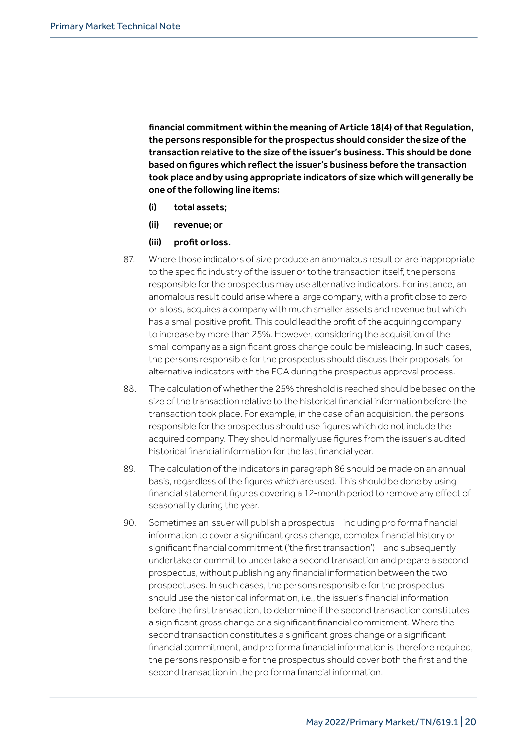**financial commitment within the meaning of Article 18(4) of that Regulation, the persons responsible for the prospectus should consider the size of the transaction relative to the size of the issuer's business. This should be done based on figures which reflect the issuer's business before the transaction took place and by using appropriate indicators of size which will generally be one of the following line items:**

**(i) total assets;**

**(ii) revenue; or**

**(iii) profit or loss.**

87. Where those indicators of size produce an anomalous result or are inappropriate to the specific industry of the issuer or to the transaction itself, the persons responsible for the prospectus may use alternative indicators. For instance, an anomalous result could arise where a large company, with a profit close to zero or a loss, acquires a company with much smaller assets and revenue but which has a small positive profit. This could lead the profit of the acquiring company to increase by more than 25%. However, considering the acquisition of the small company as a significant gross change could be misleading. In such cases, the persons responsible for the prospectus should discuss their proposals for alternative indicators with the FCA during the prospectus approval process.

88. The calculation of whether the 25% threshold is reached should be based on the size of the transaction relative to the historical financial information before the transaction took place. For example, in the case of an acquisition, the persons responsible for the prospectus should use figures which do not include the acquired company. They should normally use figures from the issuer's audited historical financial information for the last financial year.

89. The calculation of the indicators in paragraph 86 should be made on an annual basis, regardless of the figures which are used. This should be done by using financial statement figures covering a 12-month period to remove any effect of seasonality during the year.

90. Sometimes an issuer will publish a prospectus – including pro forma financial information to cover a significant gross change, complex financial history or significant financial commitment ('the first transaction') – and subsequently undertake or commit to undertake a second transaction and prepare a second prospectus, without publishing any financial information between the two prospectuses. In such cases, the persons responsible for the prospectus should use the historical information, i.e., the issuer's financial information before the first transaction, to determine if the second transaction constitutes a significant gross change or a significant financial commitment. Where the second transaction constitutes a significant gross change or a significant financial commitment, and pro forma financial information is therefore required, the persons responsible for the prospectus should cover both the first and the second transaction in the pro forma financial information.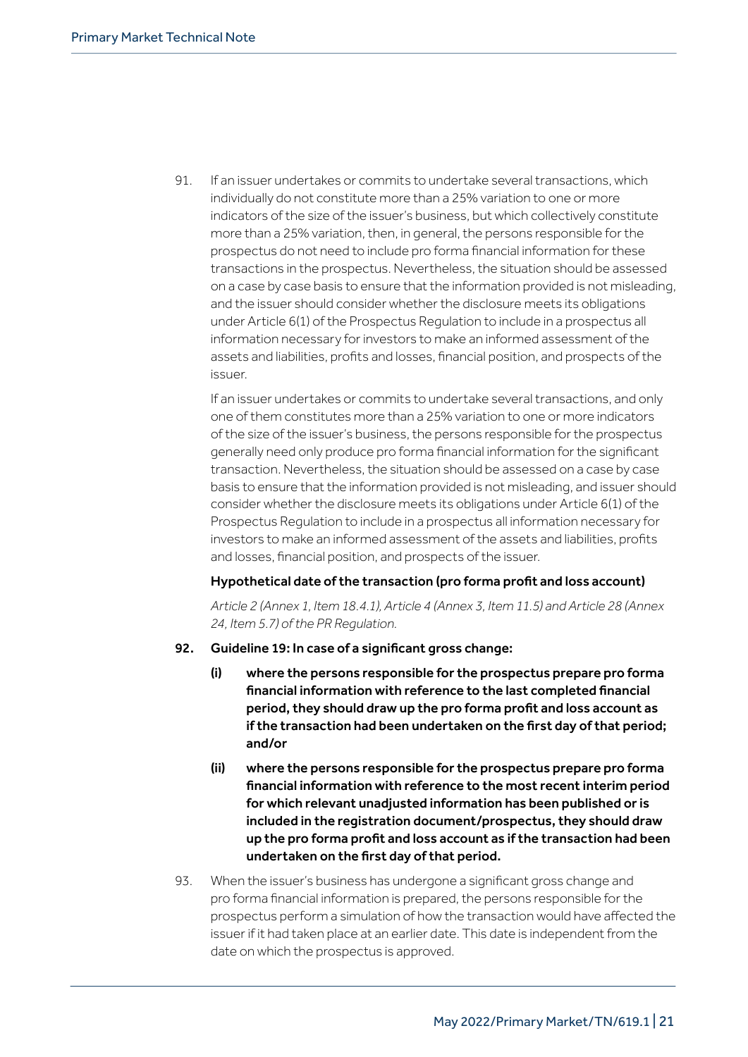91. If an issuer undertakes or commits to undertake several transactions, which individually do not constitute more than a 25% variation to one or more indicators of the size of the issuer's business, but which collectively constitute more than a 25% variation, then, in general, the persons responsible for the prospectus do not need to include pro forma financial information for these transactions in the prospectus. Nevertheless, the situation should be assessed on a case by case basis to ensure that the information provided is not misleading, and the issuer should consider whether the disclosure meets its obligations under Article 6(1) of the Prospectus Regulation to include in a prospectus all information necessary for investors to make an informed assessment of the assets and liabilities, profits and losses, financial position, and prospects of the issuer.

    If an issuer undertakes or commits to undertake several transactions, and only one of them constitutes more than a 25% variation to one or more indicators of the size of the issuer's business, the persons responsible for the prospectus generally need only produce pro forma financial information for the significant transaction. Nevertheless, the situation should be assessed on a case by case basis to ensure that the information provided is not misleading, and issuer should consider whether the disclosure meets its obligations under Article 6(1) of the Prospectus Regulation to include in a prospectus all information necessary for investors to make an informed assessment of the assets and liabilities, profits and losses, financial position, and prospects of the issuer.

**Hypothetical date of the transaction (pro forma profit and loss account)**

*Article 2 (Annex 1, Item 18.4.1), Article 4 (Annex 3, Item 11.5) and Article 28 (Annex 24, Item 5.7) of the PR Regulation.*

**92. Guideline 19: In case of a significant gross change:**

**(i) where the persons responsible for the prospectus prepare pro forma financial information with reference to the last completed financial period, they should draw up the pro forma profit and loss account as if the transaction had been undertaken on the first day of that period; and/or**

**(ii) where the persons responsible for the prospectus prepare pro forma financial information with reference to the most recent interim period for which relevant unadjusted information has been published or is included in the registration document/prospectus, they should draw up the pro forma profit and loss account as if the transaction had been undertaken on the first day of that period.**

93. When the issuer's business has undergone a significant gross change and pro forma financial information is prepared, the persons responsible for the prospectus perform a simulation of how the transaction would have affected the issuer if it had taken place at an earlier date. This date is independent from the date on which the prospectus is approved.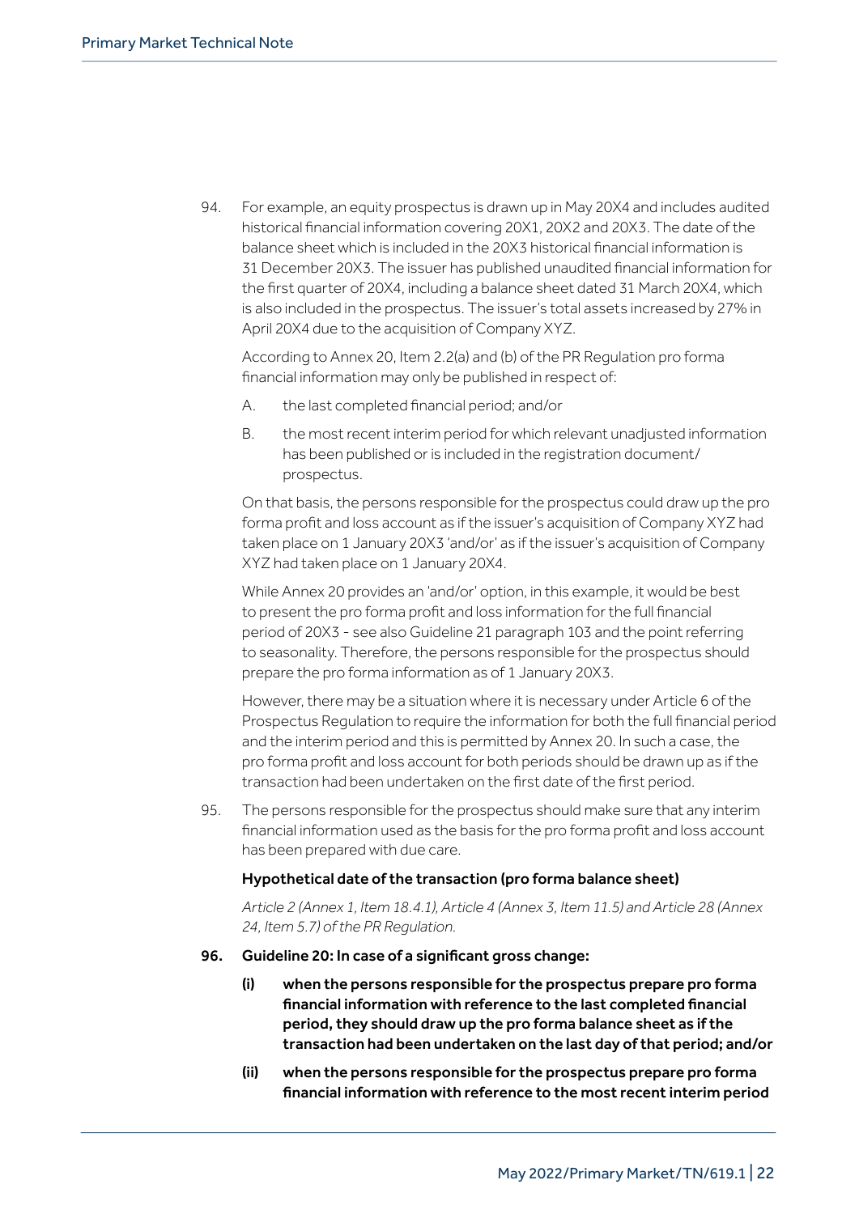94. For example, an equity prospectus is drawn up in May 20X4 and includes audited historical financial information covering 20X1, 20X2 and 20X3. The date of the balance sheet which is included in the 20X3 historical financial information is 31 December 20X3. The issuer has published unaudited financial information for the first quarter of 20X4, including a balance sheet dated 31 March 20X4, which is also included in the prospectus. The issuer's total assets increased by 27% in April 20X4 due to the acquisition of Company XYZ.

    According to Annex 20, Item 2.2(a) and (b) of the PR Regulation pro forma financial information may only be published in respect of:

    A. the last completed financial period; and/or

    B. the most recent interim period for which relevant unadjusted information has been published or is included in the registration document/ prospectus.

    On that basis, the persons responsible for the prospectus could draw up the pro forma profit and loss account as if the issuer's acquisition of Company XYZ had taken place on 1 January 20X3 'and/or' as if the issuer's acquisition of Company XYZ had taken place on 1 January 20X4.

    While Annex 20 provides an 'and/or' option, in this example, it would be best to present the pro forma profit and loss information for the full financial period of 20X3 - see also Guideline 21 paragraph 103 and the point referring to seasonality. Therefore, the persons responsible for the prospectus should prepare the pro forma information as of 1 January 20X3.

    However, there may be a situation where it is necessary under Article 6 of the Prospectus Regulation to require the information for both the full financial period and the interim period and this is permitted by Annex 20. In such a case, the pro forma profit and loss account for both periods should be drawn up as if the transaction had been undertaken on the first date of the first period.

95. The persons responsible for the prospectus should make sure that any interim financial information used as the basis for the pro forma profit and loss account has been prepared with due care.

**Hypothetical date of the transaction (pro forma balance sheet)**

*Article 2 (Annex 1, Item 18.4.1), Article 4 (Annex 3, Item 11.5) and Article 28 (Annex 24, Item 5.7) of the PR Regulation.*

**96. Guideline 20: In case of a significant gross change:**

**(i) when the persons responsible for the prospectus prepare pro forma financial information with reference to the last completed financial period, they should draw up the pro forma balance sheet as if the transaction had been undertaken on the last day of that period; and/or**

**(ii) when the persons responsible for the prospectus prepare pro forma financial information with reference to the most recent interim period**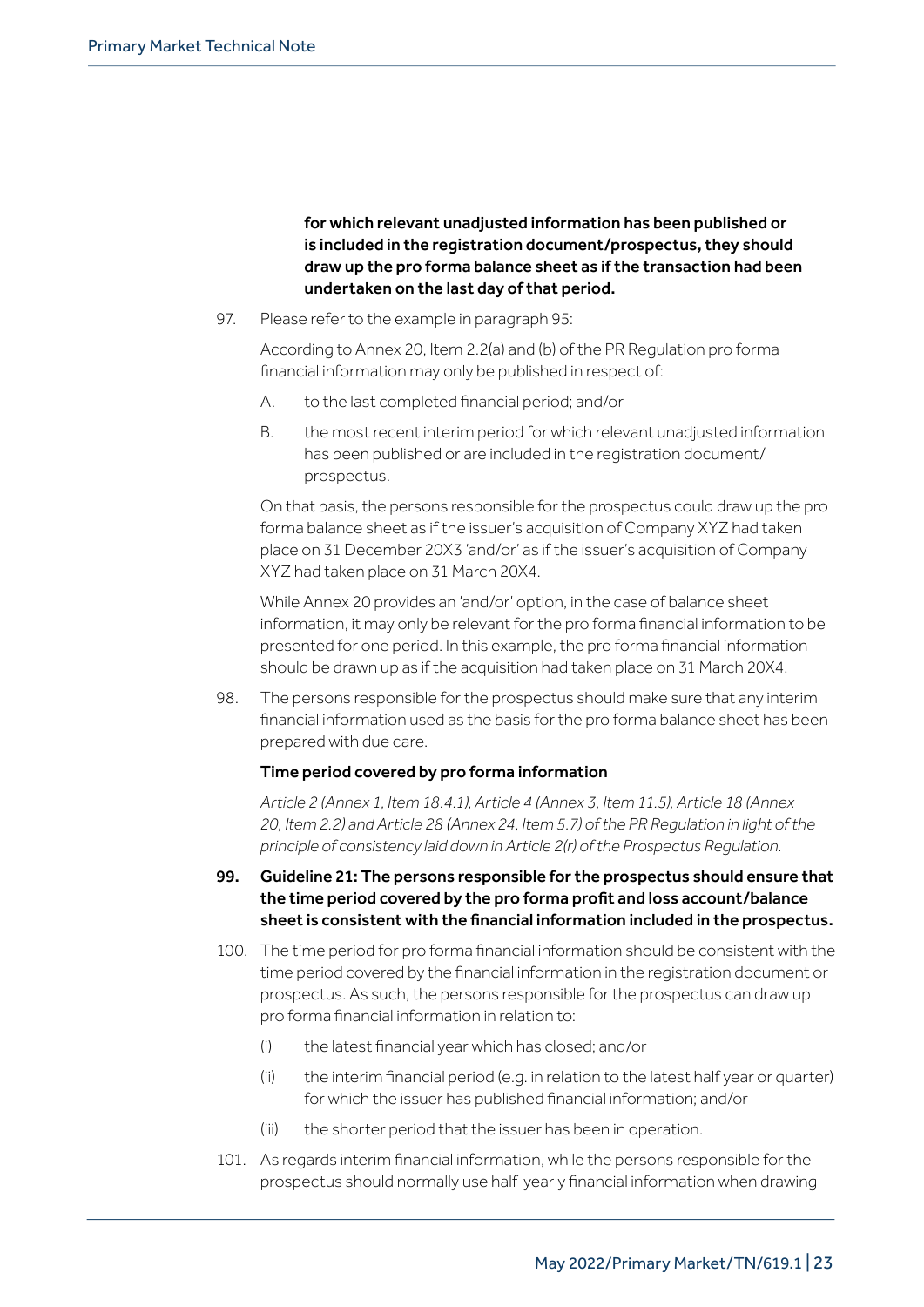**for which relevant unadjusted information has been published or is included in the registration document/prospectus, they should draw up the pro forma balance sheet as if the transaction had been undertaken on the last day of that period.**

97. Please refer to the example in paragraph 95:

    According to Annex 20, Item 2.2(a) and (b) of the PR Regulation pro forma financial information may only be published in respect of:

    A. to the last completed financial period; and/or

    B. the most recent interim period for which relevant unadjusted information has been published or are included in the registration document/ prospectus.

    On that basis, the persons responsible for the prospectus could draw up the pro forma balance sheet as if the issuer's acquisition of Company XYZ had taken place on 31 December 20X3 'and/or' as if the issuer's acquisition of Company XYZ had taken place on 31 March 20X4.

    While Annex 20 provides an 'and/or' option, in the case of balance sheet information, it may only be relevant for the pro forma financial information to be presented for one period. In this example, the pro forma financial information should be drawn up as if the acquisition had taken place on 31 March 20X4.

98. The persons responsible for the prospectus should make sure that any interim financial information used as the basis for the pro forma balance sheet has been prepared with due care.

**Time period covered by pro forma information**

*Article 2 (Annex 1, Item 18.4.1), Article 4 (Annex 3, Item 11.5), Article 18 (Annex 20, Item 2.2) and Article 28 (Annex 24, Item 5.7) of the PR Regulation in light of the principle of consistency laid down in Article 2(r) of the Prospectus Regulation.*

99. **Guideline 21: The persons responsible for the prospectus should ensure that the time period covered by the pro forma profit and loss account/balance sheet is consistent with the financial information included in the prospectus.**

100. The time period for pro forma financial information should be consistent with the time period covered by the financial information in the registration document or prospectus. As such, the persons responsible for the prospectus can draw up pro forma financial information in relation to:

    (i) the latest financial year which has closed; and/or

    (ii) the interim financial period (e.g. in relation to the latest half year or quarter) for which the issuer has published financial information; and/or

    (iii) the shorter period that the issuer has been in operation.

101. As regards interim financial information, while the persons responsible for the prospectus should normally use half-yearly financial information when drawing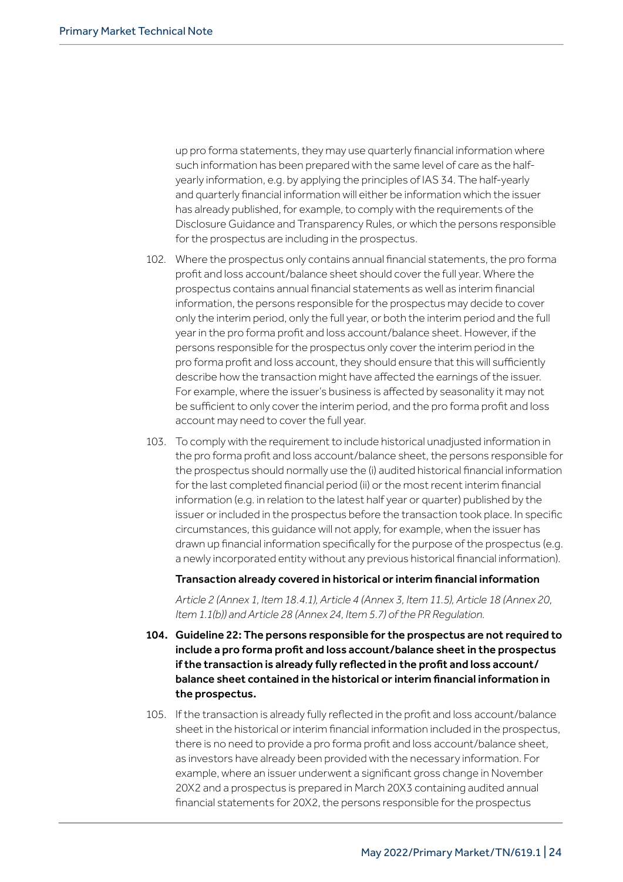up pro forma statements, they may use quarterly financial information where such information has been prepared with the same level of care as the half-yearly information, e.g. by applying the principles of IAS 34. The half-yearly and quarterly financial information will either be information which the issuer has already published, for example, to comply with the requirements of the Disclosure Guidance and Transparency Rules, or which the persons responsible for the prospectus are including in the prospectus.

102. Where the prospectus only contains annual financial statements, the pro forma profit and loss account/balance sheet should cover the full year. Where the prospectus contains annual financial statements as well as interim financial information, the persons responsible for the prospectus may decide to cover only the interim period, only the full year, or both the interim period and the full year in the pro forma profit and loss account/balance sheet. However, if the persons responsible for the prospectus only cover the interim period in the pro forma profit and loss account, they should ensure that this will sufficiently describe how the transaction might have affected the earnings of the issuer. For example, where the issuer's business is affected by seasonality it may not be sufficient to only cover the interim period, and the pro forma profit and loss account may need to cover the full year.

103. To comply with the requirement to include historical unadjusted information in the pro forma profit and loss account/balance sheet, the persons responsible for the prospectus should normally use the (i) audited historical financial information for the last completed financial period (ii) or the most recent interim financial information (e.g. in relation to the latest half year or quarter) published by the issuer or included in the prospectus before the transaction took place. In specific circumstances, this guidance will not apply, for example, when the issuer has drawn up financial information specifically for the purpose of the prospectus (e.g. a newly incorporated entity without any previous historical financial information).

**Transaction already covered in historical or interim financial information**

*Article 2 (Annex 1, Item 18.4.1), Article 4 (Annex 3, Item 11.5), Article 18 (Annex 20, Item 1.1(b)) and Article 28 (Annex 24, Item 5.7) of the PR Regulation.*

**104. Guideline 22: The persons responsible for the prospectus are not required to include a pro forma profit and loss account/balance sheet in the prospectus if the transaction is already fully reflected in the profit and loss account/balance sheet contained in the historical or interim financial information in the prospectus.**

105. If the transaction is already fully reflected in the profit and loss account/balance sheet in the historical or interim financial information included in the prospectus, there is no need to provide a pro forma profit and loss account/balance sheet, as investors have already been provided with the necessary information. For example, where an issuer underwent a significant gross change in November 20X2 and a prospectus is prepared in March 20X3 containing audited annual financial statements for 20X2, the persons responsible for the prospectus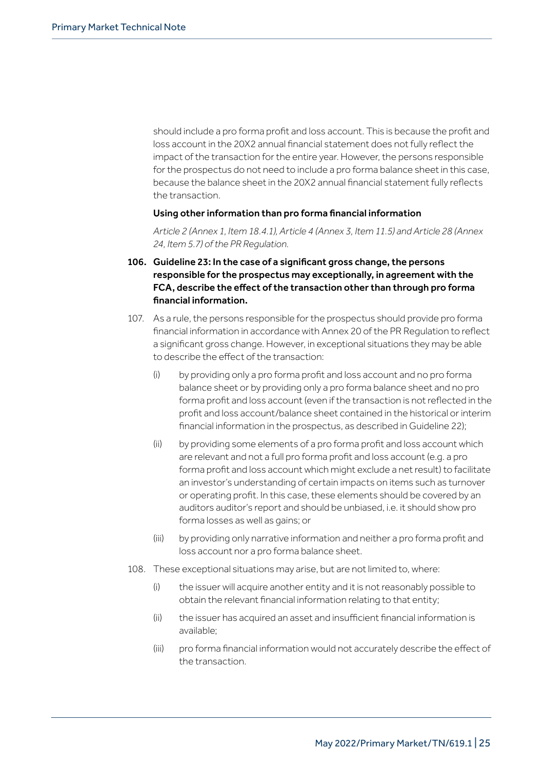should include a pro forma profit and loss account. This is because the profit and loss account in the 20X2 annual financial statement does not fully reflect the impact of the transaction for the entire year. However, the persons responsible for the prospectus do not need to include a pro forma balance sheet in this case, because the balance sheet in the 20X2 annual financial statement fully reflects the transaction.

**Using other information than pro forma financial information**

*Article 2 (Annex 1, Item 18.4.1), Article 4 (Annex 3, Item 11.5) and Article 28 (Annex 24, Item 5.7) of the PR Regulation.*

106. **Guideline 23: In the case of a significant gross change, the persons responsible for the prospectus may exceptionally, in agreement with the FCA, describe the effect of the transaction other than through pro forma financial information.**

107. As a rule, the persons responsible for the prospectus should provide pro forma financial information in accordance with Annex 20 of the PR Regulation to reflect a significant gross change. However, in exceptional situations they may be able to describe the effect of the transaction:

    (i) by providing only a pro forma profit and loss account and no pro forma balance sheet or by providing only a pro forma balance sheet and no pro forma profit and loss account (even if the transaction is not reflected in the profit and loss account/balance sheet contained in the historical or interim financial information in the prospectus, as described in Guideline 22);

    (ii) by providing some elements of a pro forma profit and loss account which are relevant and not a full pro forma profit and loss account (e.g. a pro forma profit and loss account which might exclude a net result) to facilitate an investor's understanding of certain impacts on items such as turnover or operating profit. In this case, these elements should be covered by an auditors auditor's report and should be unbiased, i.e. it should show pro forma losses as well as gains; or

    (iii) by providing only narrative information and neither a pro forma profit and loss account nor a pro forma balance sheet.

108. These exceptional situations may arise, but are not limited to, where:

    (i) the issuer will acquire another entity and it is not reasonably possible to obtain the relevant financial information relating to that entity;

    (ii) the issuer has acquired an asset and insufficient financial information is available;

    (iii) pro forma financial information would not accurately describe the effect of the transaction.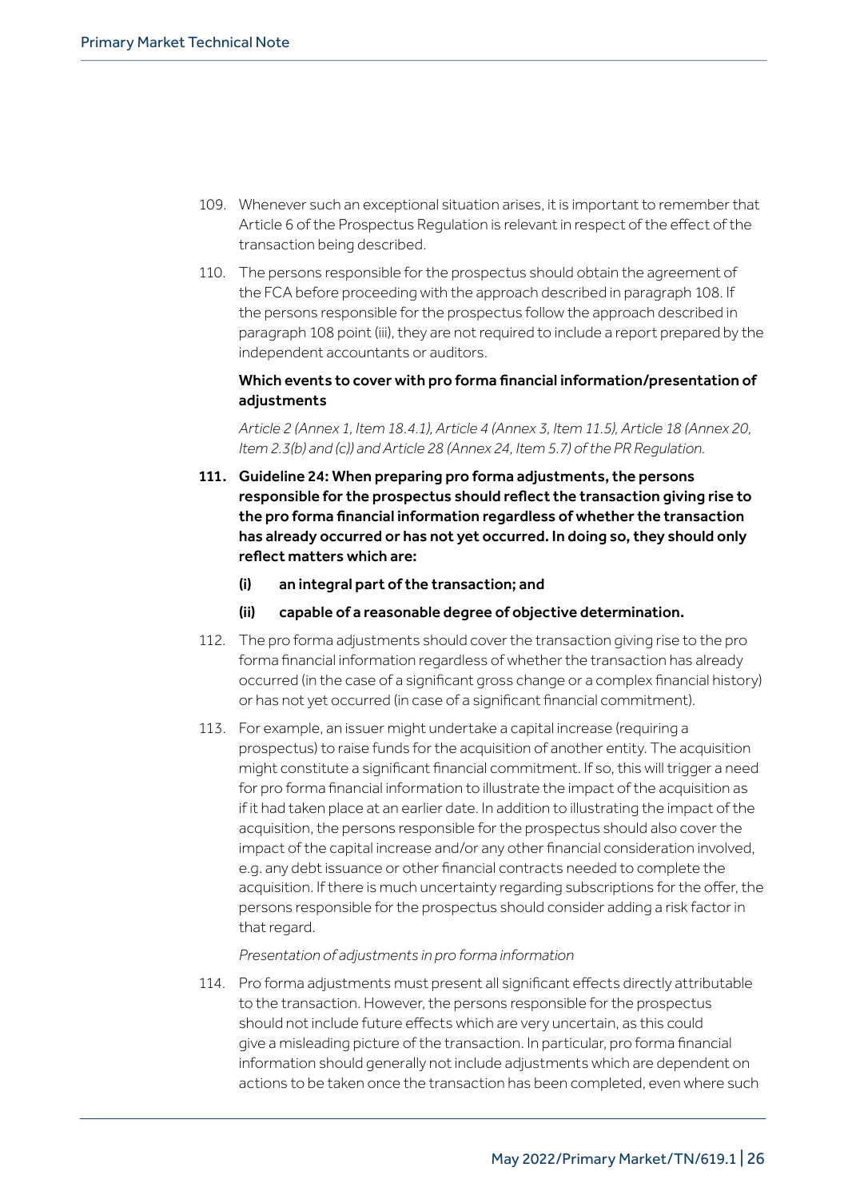109. Whenever such an exceptional situation arises, it is important to remember that Article 6 of the Prospectus Regulation is relevant in respect of the effect of the transaction being described.

110. The persons responsible for the prospectus should obtain the agreement of the FCA before proceeding with the approach described in paragraph 108. If the persons responsible for the prospectus follow the approach described in paragraph 108 point (iii), they are not required to include a report prepared by the independent accountants or auditors.

**Which events to cover with pro forma financial information/presentation of adjustments**

*Article 2 (Annex 1, Item 18.4.1), Article 4 (Annex 3, Item 11.5), Article 18 (Annex 20, Item 2.3(b) and (c)) and Article 28 (Annex 24, Item 5.7) of the PR Regulation.*

**111. Guideline 24: When preparing pro forma adjustments, the persons responsible for the prospectus should reflect the transaction giving rise to the pro forma financial information regardless of whether the transaction has already occurred or has not yet occurred. In doing so, they should only reflect matters which are:**

**(i) an integral part of the transaction; and**

**(ii) capable of a reasonable degree of objective determination.**

112. The pro forma adjustments should cover the transaction giving rise to the pro forma financial information regardless of whether the transaction has already occurred (in the case of a significant gross change or a complex financial history) or has not yet occurred (in case of a significant financial commitment).

113. For example, an issuer might undertake a capital increase (requiring a prospectus) to raise funds for the acquisition of another entity. The acquisition might constitute a significant financial commitment. If so, this will trigger a need for pro forma financial information to illustrate the impact of the acquisition as if it had taken place at an earlier date. In addition to illustrating the impact of the acquisition, the persons responsible for the prospectus should also cover the impact of the capital increase and/or any other financial consideration involved, e.g. any debt issuance or other financial contracts needed to complete the acquisition. If there is much uncertainty regarding subscriptions for the offer, the persons responsible for the prospectus should consider adding a risk factor in that regard.

*Presentation of adjustments in pro forma information*

114. Pro forma adjustments must present all significant effects directly attributable to the transaction. However, the persons responsible for the prospectus should not include future effects which are very uncertain, as this could give a misleading picture of the transaction. In particular, pro forma financial information should generally not include adjustments which are dependent on actions to be taken once the transaction has been completed, even where such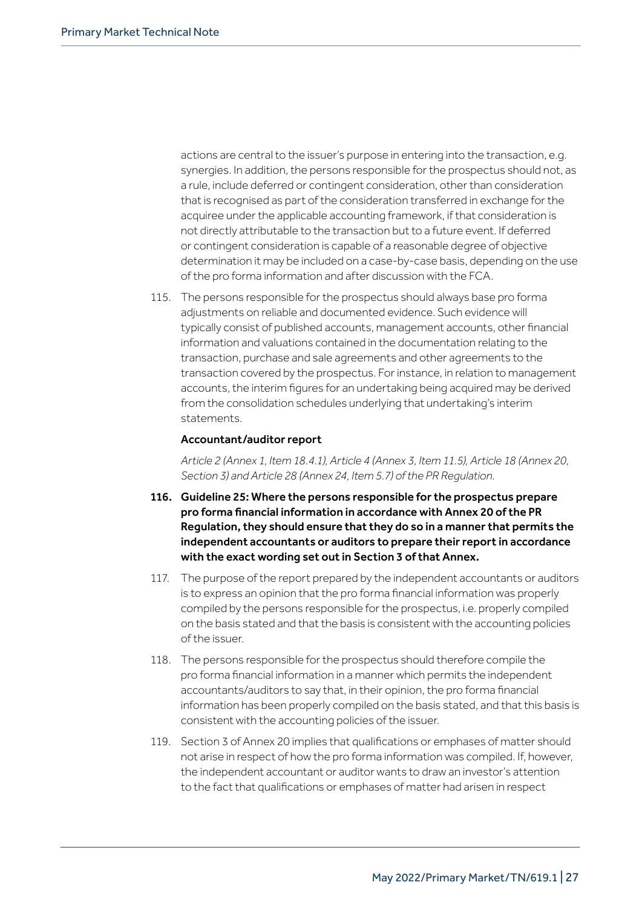actions are central to the issuer's purpose in entering into the transaction, e.g. synergies. In addition, the persons responsible for the prospectus should not, as a rule, include deferred or contingent consideration, other than consideration that is recognised as part of the consideration transferred in exchange for the acquiree under the applicable accounting framework, if that consideration is not directly attributable to the transaction but to a future event. If deferred or contingent consideration is capable of a reasonable degree of objective determination it may be included on a case-by-case basis, depending on the use of the pro forma information and after discussion with the FCA.

115. The persons responsible for the prospectus should always base pro forma adjustments on reliable and documented evidence. Such evidence will typically consist of published accounts, management accounts, other financial information and valuations contained in the documentation relating to the transaction, purchase and sale agreements and other agreements to the transaction covered by the prospectus. For instance, in relation to management accounts, the interim figures for an undertaking being acquired may be derived from the consolidation schedules underlying that undertaking's interim statements.

**Accountant/auditor report**

*Article 2 (Annex 1, Item 18.4.1), Article 4 (Annex 3, Item 11.5), Article 18 (Annex 20, Section 3) and Article 28 (Annex 24, Item 5.7) of the PR Regulation.*

**116. Guideline 25: Where the persons responsible for the prospectus prepare pro forma financial information in accordance with Annex 20 of the PR Regulation, they should ensure that they do so in a manner that permits the independent accountants or auditors to prepare their report in accordance with the exact wording set out in Section 3 of that Annex.**

117. The purpose of the report prepared by the independent accountants or auditors is to express an opinion that the pro forma financial information was properly compiled by the persons responsible for the prospectus, i.e. properly compiled on the basis stated and that the basis is consistent with the accounting policies of the issuer.

118. The persons responsible for the prospectus should therefore compile the pro forma financial information in a manner which permits the independent accountants/auditors to say that, in their opinion, the pro forma financial information has been properly compiled on the basis stated, and that this basis is consistent with the accounting policies of the issuer.

119. Section 3 of Annex 20 implies that qualifications or emphases of matter should not arise in respect of how the pro forma information was compiled. If, however, the independent accountant or auditor wants to draw an investor's attention to the fact that qualifications or emphases of matter had arisen in respect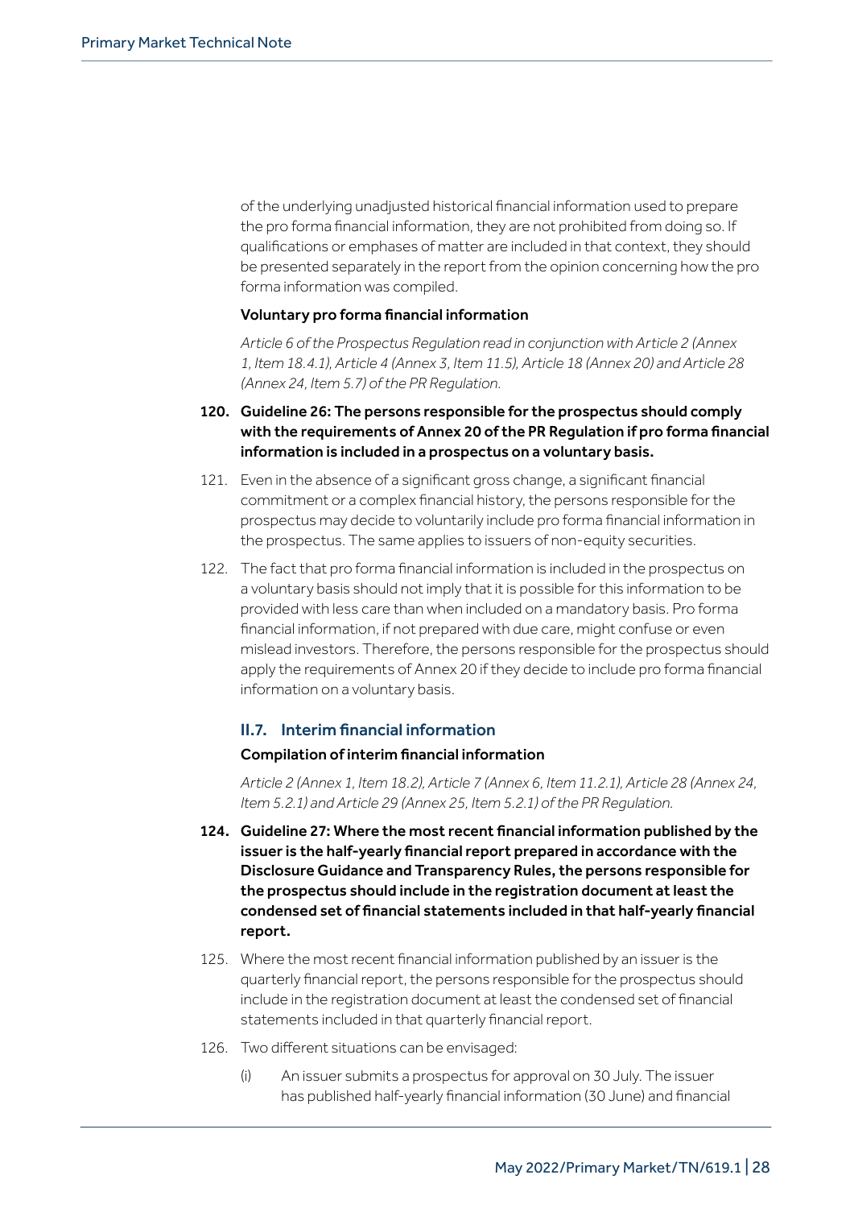of the underlying unadjusted historical financial information used to prepare the pro forma financial information, they are not prohibited from doing so. If qualifications or emphases of matter are included in that context, they should be presented separately in the report from the opinion concerning how the pro forma information was compiled.

**Voluntary pro forma financial information**

*Article 6 of the Prospectus Regulation read in conjunction with Article 2 (Annex 1, Item 18.4.1), Article 4 (Annex 3, Item 11.5), Article 18 (Annex 20) and Article 28 (Annex 24, Item 5.7) of the PR Regulation.*

**120. Guideline 26: The persons responsible for the prospectus should comply with the requirements of Annex 20 of the PR Regulation if pro forma financial information is included in a prospectus on a voluntary basis.**

121. Even in the absence of a significant gross change, a significant financial commitment or a complex financial history, the persons responsible for the prospectus may decide to voluntarily include pro forma financial information in the prospectus. The same applies to issuers of non-equity securities.

122. The fact that pro forma financial information is included in the prospectus on a voluntary basis should not imply that it is possible for this information to be provided with less care than when included on a mandatory basis. Pro forma financial information, if not prepared with due care, might confuse or even mislead investors. Therefore, the persons responsible for the prospectus should apply the requirements of Annex 20 if they decide to include pro forma financial information on a voluntary basis.

## II.7. Interim financial information

**Compilation of interim financial information**

*Article 2 (Annex 1, Item 18.2), Article 7 (Annex 6, Item 11.2.1), Article 28 (Annex 24, Item 5.2.1) and Article 29 (Annex 25, Item 5.2.1) of the PR Regulation.*

**124. Guideline 27: Where the most recent financial information published by the issuer is the half-yearly financial report prepared in accordance with the Disclosure Guidance and Transparency Rules, the persons responsible for the prospectus should include in the registration document at least the condensed set of financial statements included in that half-yearly financial report.**

125. Where the most recent financial information published by an issuer is the quarterly financial report, the persons responsible for the prospectus should include in the registration document at least the condensed set of financial statements included in that quarterly financial report.

126. Two different situations can be envisaged:

(i) An issuer submits a prospectus for approval on 30 July. The issuer has published half-yearly financial information (30 June) and financial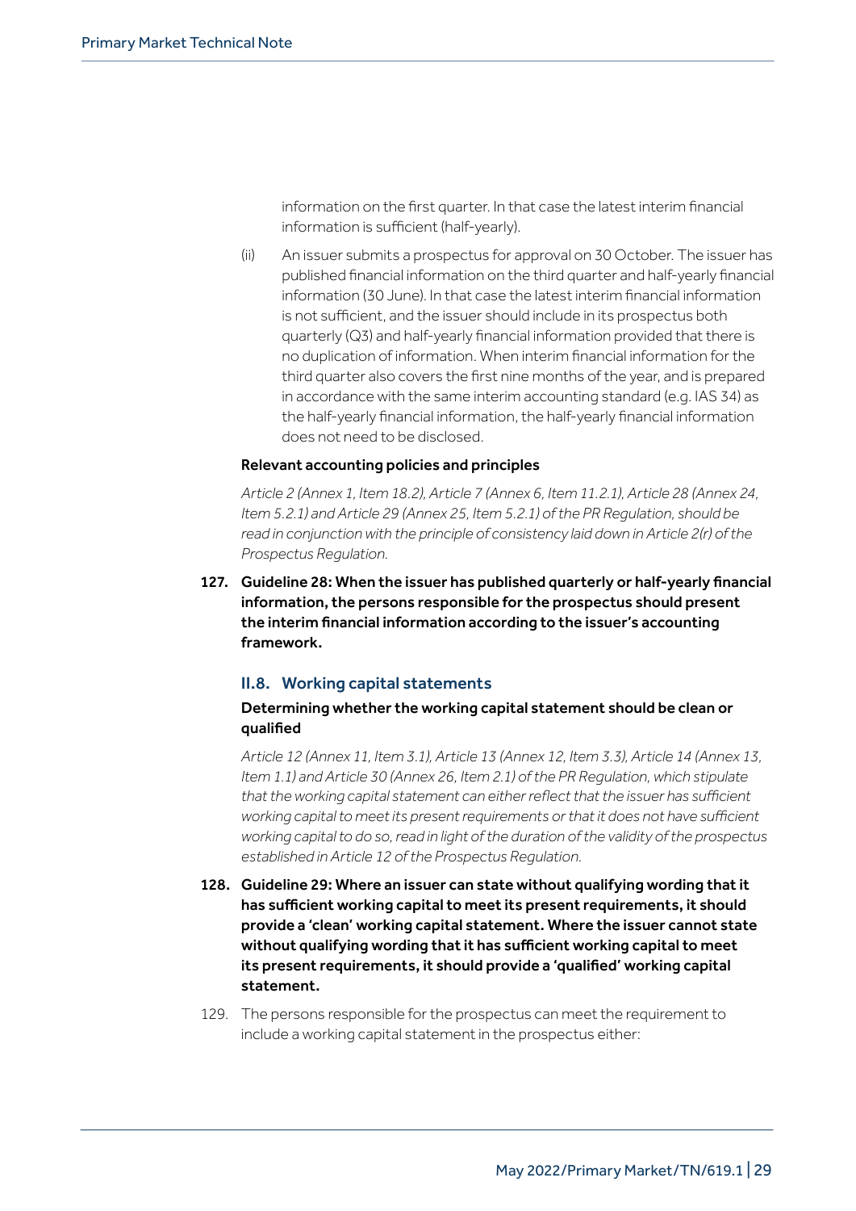information on the first quarter. In that case the latest interim financial information is sufficient (half-yearly).

(ii) An issuer submits a prospectus for approval on 30 October. The issuer has published financial information on the third quarter and half-yearly financial information (30 June). In that case the latest interim financial information is not sufficient, and the issuer should include in its prospectus both quarterly (Q3) and half-yearly financial information provided that there is no duplication of information. When interim financial information for the third quarter also covers the first nine months of the year, and is prepared in accordance with the same interim accounting standard (e.g. IAS 34) as the half-yearly financial information, the half-yearly financial information does not need to be disclosed.

**Relevant accounting policies and principles**

*Article 2 (Annex 1, Item 18.2), Article 7 (Annex 6, Item 11.2.1), Article 28 (Annex 24, Item 5.2.1) and Article 29 (Annex 25, Item 5.2.1) of the PR Regulation, should be read in conjunction with the principle of consistency laid down in Article 2(r) of the Prospectus Regulation.*

**127. Guideline 28: When the issuer has published quarterly or half-yearly financial information, the persons responsible for the prospectus should present the interim financial information according to the issuer's accounting framework.**

## II.8. Working capital statements

**Determining whether the working capital statement should be clean or qualified**

*Article 12 (Annex 11, Item 3.1), Article 13 (Annex 12, Item 3.3), Article 14 (Annex 13, Item 1.1) and Article 30 (Annex 26, Item 2.1) of the PR Regulation, which stipulate that the working capital statement can either reflect that the issuer has sufficient working capital to meet its present requirements or that it does not have sufficient working capital to do so, read in light of the duration of the validity of the prospectus established in Article 12 of the Prospectus Regulation.*

**128. Guideline 29: Where an issuer can state without qualifying wording that it has sufficient working capital to meet its present requirements, it should provide a 'clean' working capital statement. Where the issuer cannot state without qualifying wording that it has sufficient working capital to meet its present requirements, it should provide a 'qualified' working capital statement.**

129. The persons responsible for the prospectus can meet the requirement to include a working capital statement in the prospectus either: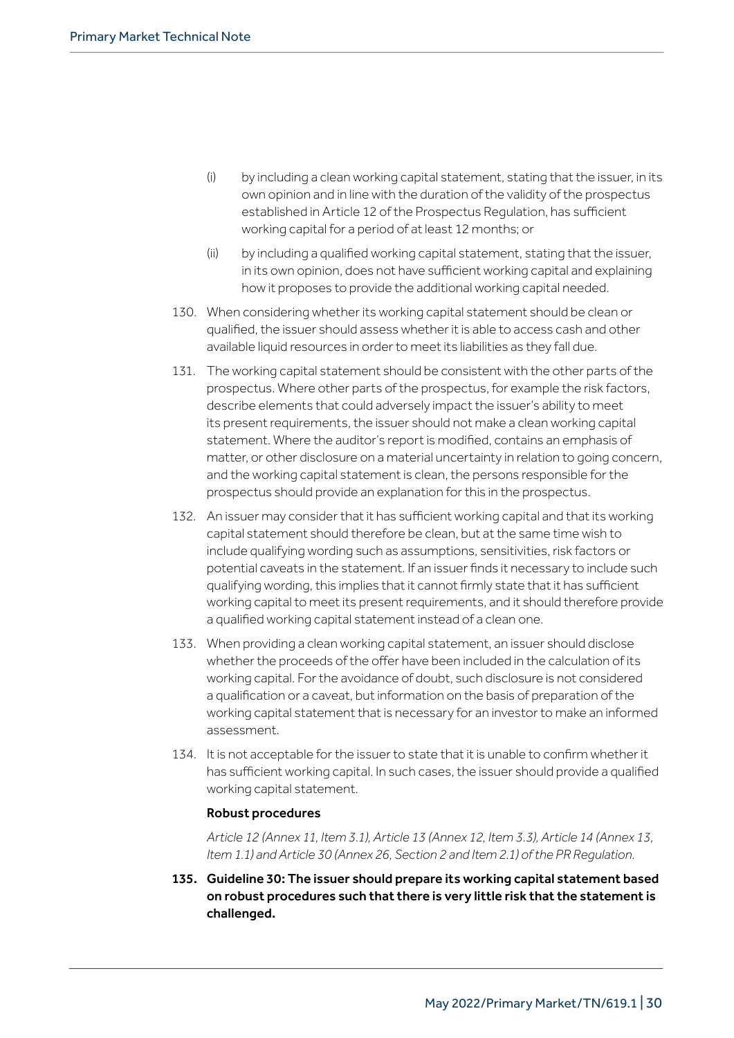(i) by including a clean working capital statement, stating that the issuer, in its own opinion and in line with the duration of the validity of the prospectus established in Article 12 of the Prospectus Regulation, has sufficient working capital for a period of at least 12 months; or

(ii) by including a qualified working capital statement, stating that the issuer, in its own opinion, does not have sufficient working capital and explaining how it proposes to provide the additional working capital needed.

130. When considering whether its working capital statement should be clean or qualified, the issuer should assess whether it is able to access cash and other available liquid resources in order to meet its liabilities as they fall due.

131. The working capital statement should be consistent with the other parts of the prospectus. Where other parts of the prospectus, for example the risk factors, describe elements that could adversely impact the issuer's ability to meet its present requirements, the issuer should not make a clean working capital statement. Where the auditor's report is modified, contains an emphasis of matter, or other disclosure on a material uncertainty in relation to going concern, and the working capital statement is clean, the persons responsible for the prospectus should provide an explanation for this in the prospectus.

132. An issuer may consider that it has sufficient working capital and that its working capital statement should therefore be clean, but at the same time wish to include qualifying wording such as assumptions, sensitivities, risk factors or potential caveats in the statement. If an issuer finds it necessary to include such qualifying wording, this implies that it cannot firmly state that it has sufficient working capital to meet its present requirements, and it should therefore provide a qualified working capital statement instead of a clean one.

133. When providing a clean working capital statement, an issuer should disclose whether the proceeds of the offer have been included in the calculation of its working capital. For the avoidance of doubt, such disclosure is not considered a qualification or a caveat, but information on the basis of preparation of the working capital statement that is necessary for an investor to make an informed assessment.

134. It is not acceptable for the issuer to state that it is unable to confirm whether it has sufficient working capital. In such cases, the issuer should provide a qualified working capital statement.

**Robust procedures**

*Article 12 (Annex 11, Item 3.1), Article 13 (Annex 12, Item 3.3), Article 14 (Annex 13, Item 1.1) and Article 30 (Annex 26, Section 2 and Item 2.1) of the PR Regulation.*

**135. Guideline 30: The issuer should prepare its working capital statement based on robust procedures such that there is very little risk that the statement is challenged.**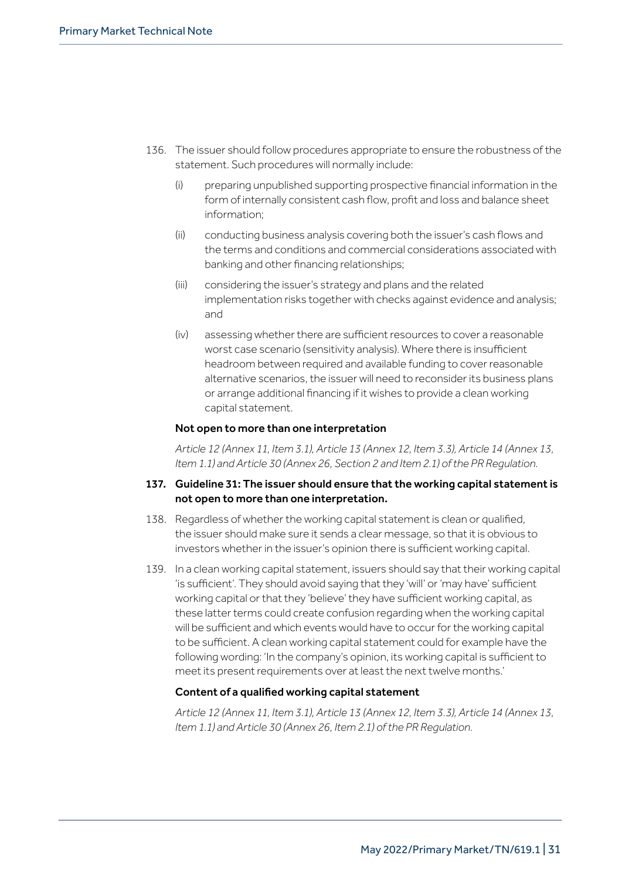136. The issuer should follow procedures appropriate to ensure the robustness of the statement. Such procedures will normally include:

   (i) preparing unpublished supporting prospective financial information in the form of internally consistent cash flow, profit and loss and balance sheet information;

   (ii) conducting business analysis covering both the issuer's cash flows and the terms and conditions and commercial considerations associated with banking and other financing relationships;

   (iii) considering the issuer's strategy and plans and the related implementation risks together with checks against evidence and analysis; and

   (iv) assessing whether there are sufficient resources to cover a reasonable worst case scenario (sensitivity analysis). Where there is insufficient headroom between required and available funding to cover reasonable alternative scenarios, the issuer will need to reconsider its business plans or arrange additional financing if it wishes to provide a clean working capital statement.

### Not open to more than one interpretation

*Article 12 (Annex 11, Item 3.1), Article 13 (Annex 12, Item 3.3), Article 14 (Annex 13, Item 1.1) and Article 30 (Annex 26, Section 2 and Item 2.1) of the PR Regulation.*

**137. Guideline 31: The issuer should ensure that the working capital statement is not open to more than one interpretation.**

138. Regardless of whether the working capital statement is clean or qualified, the issuer should make sure it sends a clear message, so that it is obvious to investors whether in the issuer's opinion there is sufficient working capital.

139. In a clean working capital statement, issuers should say that their working capital 'is sufficient'. They should avoid saying that they 'will' or 'may have' sufficient working capital or that they 'believe' they have sufficient working capital, as these latter terms could create confusion regarding when the working capital will be sufficient and which events would have to occur for the working capital to be sufficient. A clean working capital statement could for example have the following wording: 'In the company's opinion, its working capital is sufficient to meet its present requirements over at least the next twelve months.'

### Content of a qualified working capital statement

*Article 12 (Annex 11, Item 3.1), Article 13 (Annex 12, Item 3.3), Article 14 (Annex 13, Item 1.1) and Article 30 (Annex 26, Item 2.1) of the PR Regulation.*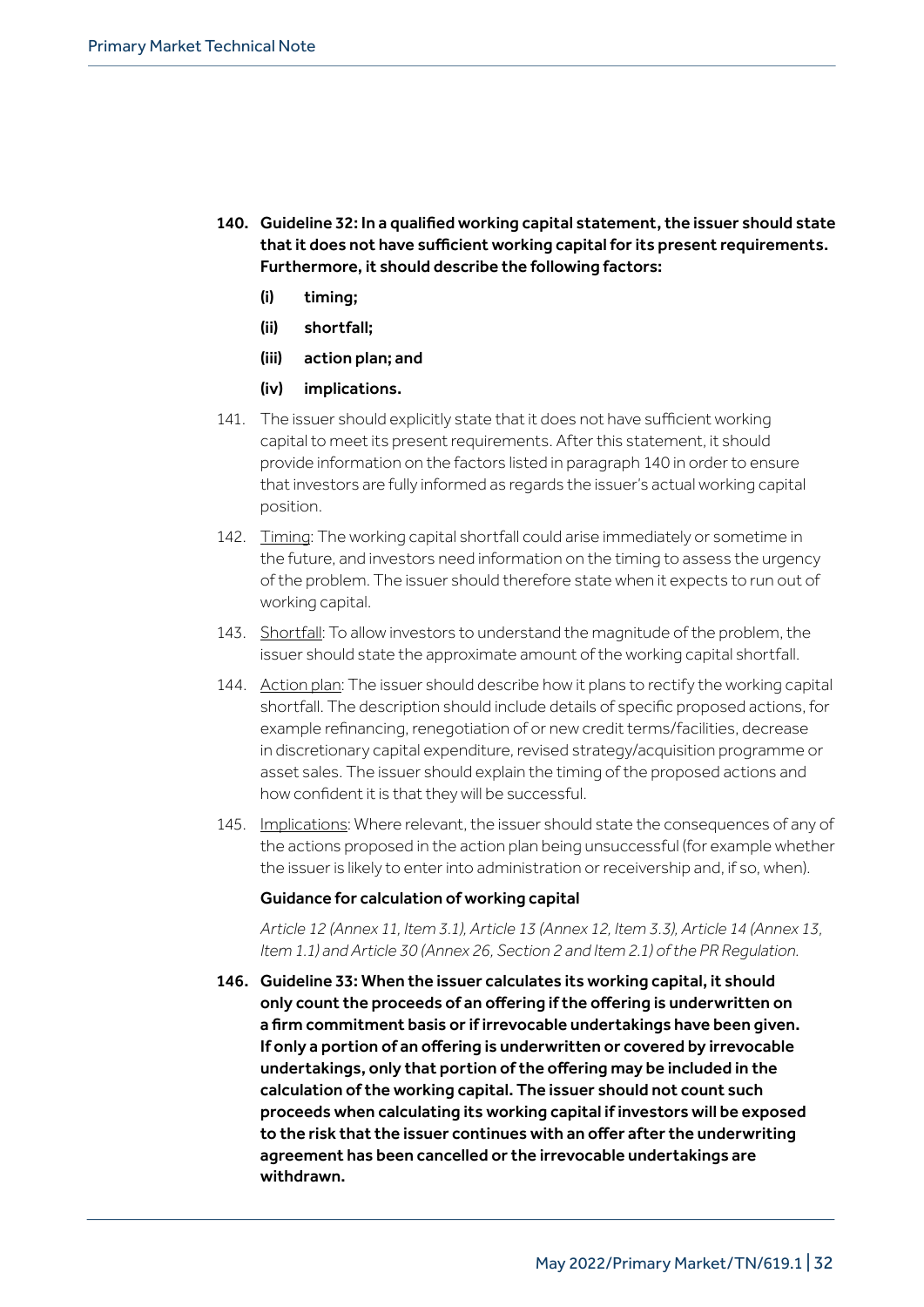**140. Guideline 32: In a qualified working capital statement, the issuer should state that it does not have sufficient working capital for its present requirements. Furthermore, it should describe the following factors:**

**(i) timing;**

**(ii) shortfall;**

**(iii) action plan; and**

**(iv) implications.**

141. The issuer should explicitly state that it does not have sufficient working capital to meet its present requirements. After this statement, it should provide information on the factors listed in paragraph 140 in order to ensure that investors are fully informed as regards the issuer's actual working capital position.

142. Timing: The working capital shortfall could arise immediately or sometime in the future, and investors need information on the timing to assess the urgency of the problem. The issuer should therefore state when it expects to run out of working capital.

143. Shortfall: To allow investors to understand the magnitude of the problem, the issuer should state the approximate amount of the working capital shortfall.

144. Action plan: The issuer should describe how it plans to rectify the working capital shortfall. The description should include details of specific proposed actions, for example refinancing, renegotiation of or new credit terms/facilities, decrease in discretionary capital expenditure, revised strategy/acquisition programme or asset sales. The issuer should explain the timing of the proposed actions and how confident it is that they will be successful.

145. Implications: Where relevant, the issuer should state the consequences of any of the actions proposed in the action plan being unsuccessful (for example whether the issuer is likely to enter into administration or receivership and, if so, when).

**Guidance for calculation of working capital**

*Article 12 (Annex 11, Item 3.1), Article 13 (Annex 12, Item 3.3), Article 14 (Annex 13, Item 1.1) and Article 30 (Annex 26, Section 2 and Item 2.1) of the PR Regulation.*

**146. Guideline 33: When the issuer calculates its working capital, it should only count the proceeds of an offering if the offering is underwritten on a firm commitment basis or if irrevocable undertakings have been given. If only a portion of an offering is underwritten or covered by irrevocable undertakings, only that portion of the offering may be included in the calculation of the working capital. The issuer should not count such proceeds when calculating its working capital if investors will be exposed to the risk that the issuer continues with an offer after the underwriting agreement has been cancelled or the irrevocable undertakings are withdrawn.**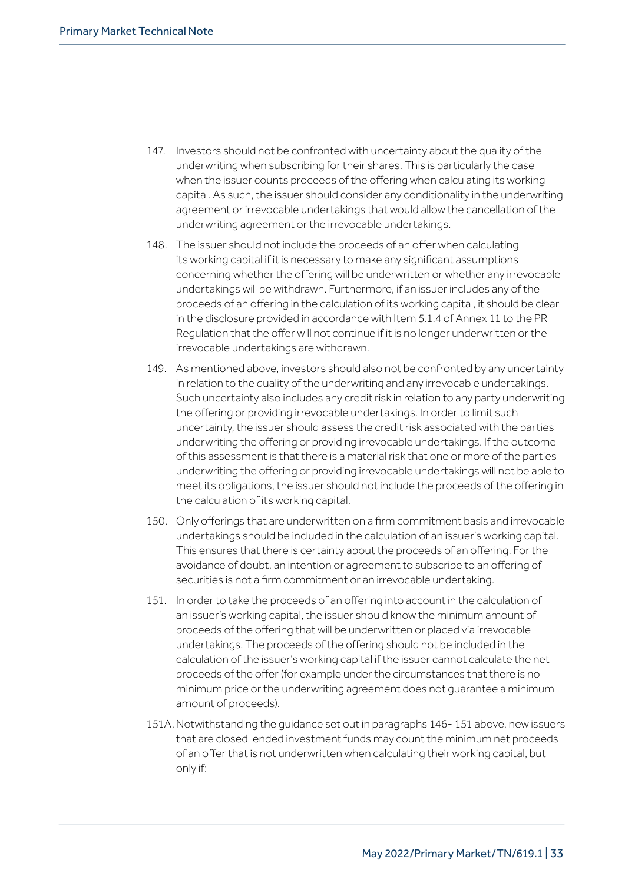147. Investors should not be confronted with uncertainty about the quality of the underwriting when subscribing for their shares. This is particularly the case when the issuer counts proceeds of the offering when calculating its working capital. As such, the issuer should consider any conditionality in the underwriting agreement or irrevocable undertakings that would allow the cancellation of the underwriting agreement or the irrevocable undertakings.

148. The issuer should not include the proceeds of an offer when calculating its working capital if it is necessary to make any significant assumptions concerning whether the offering will be underwritten or whether any irrevocable undertakings will be withdrawn. Furthermore, if an issuer includes any of the proceeds of an offering in the calculation of its working capital, it should be clear in the disclosure provided in accordance with Item 5.1.4 of Annex 11 to the PR Regulation that the offer will not continue if it is no longer underwritten or the irrevocable undertakings are withdrawn.

149. As mentioned above, investors should also not be confronted by any uncertainty in relation to the quality of the underwriting and any irrevocable undertakings. Such uncertainty also includes any credit risk in relation to any party underwriting the offering or providing irrevocable undertakings. In order to limit such uncertainty, the issuer should assess the credit risk associated with the parties underwriting the offering or providing irrevocable undertakings. If the outcome of this assessment is that there is a material risk that one or more of the parties underwriting the offering or providing irrevocable undertakings will not be able to meet its obligations, the issuer should not include the proceeds of the offering in the calculation of its working capital.

150. Only offerings that are underwritten on a firm commitment basis and irrevocable undertakings should be included in the calculation of an issuer's working capital. This ensures that there is certainty about the proceeds of an offering. For the avoidance of doubt, an intention or agreement to subscribe to an offering of securities is not a firm commitment or an irrevocable undertaking.

151. In order to take the proceeds of an offering into account in the calculation of an issuer's working capital, the issuer should know the minimum amount of proceeds of the offering that will be underwritten or placed via irrevocable undertakings. The proceeds of the offering should not be included in the calculation of the issuer's working capital if the issuer cannot calculate the net proceeds of the offer (for example under the circumstances that there is no minimum price or the underwriting agreement does not guarantee a minimum amount of proceeds).

151A. Notwithstanding the guidance set out in paragraphs 146- 151 above, new issuers that are closed-ended investment funds may count the minimum net proceeds of an offer that is not underwritten when calculating their working capital, but only if: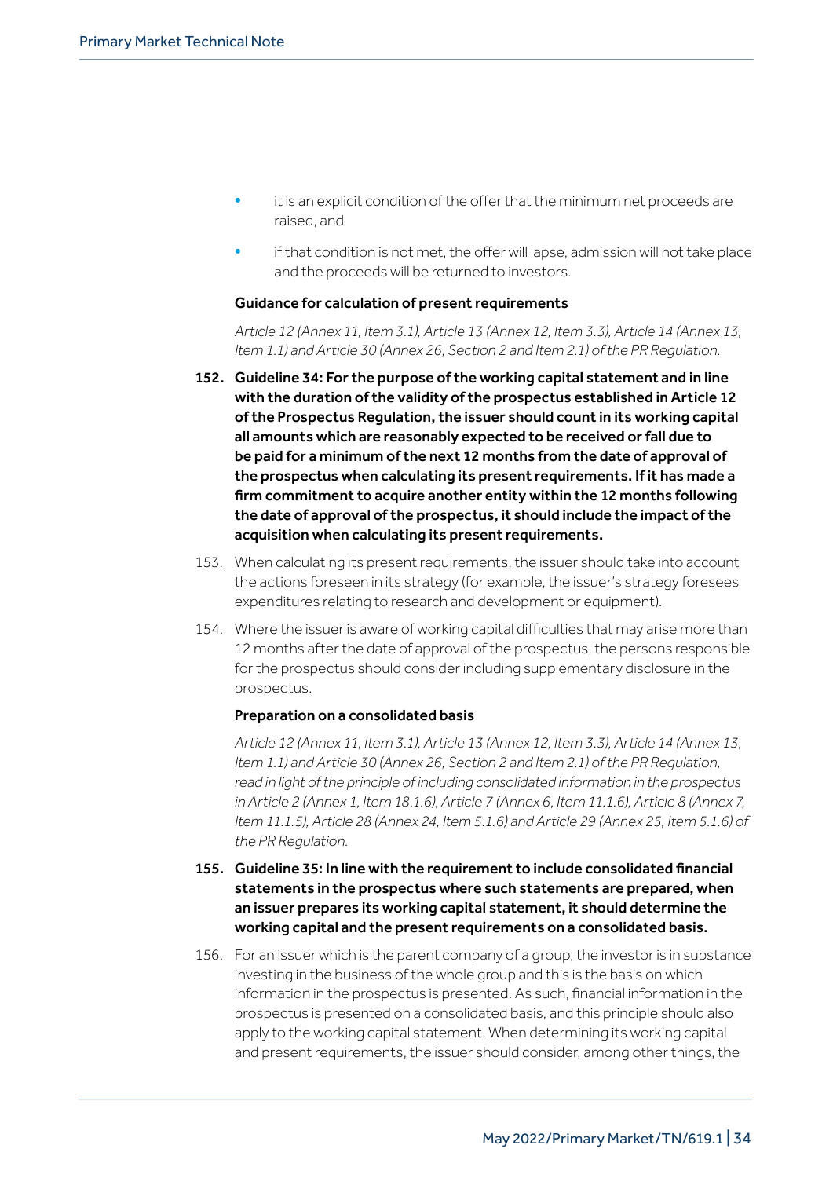- it is an explicit condition of the offer that the minimum net proceeds are raised, and
- if that condition is not met, the offer will lapse, admission will not take place and the proceeds will be returned to investors.

#### Guidance for calculation of present requirements

*Article 12 (Annex 11, Item 3.1), Article 13 (Annex 12, Item 3.3), Article 14 (Annex 13, Item 1.1) and Article 30 (Annex 26, Section 2 and Item 2.1) of the PR Regulation.*

152. **Guideline 34: For the purpose of the working capital statement and in line with the duration of the validity of the prospectus established in Article 12 of the Prospectus Regulation, the issuer should count in its working capital all amounts which are reasonably expected to be received or fall due to be paid for a minimum of the next 12 months from the date of approval of the prospectus when calculating its present requirements. If it has made a firm commitment to acquire another entity within the 12 months following the date of approval of the prospectus, it should include the impact of the acquisition when calculating its present requirements.**

153. When calculating its present requirements, the issuer should take into account the actions foreseen in its strategy (for example, the issuer's strategy foresees expenditures relating to research and development or equipment).

154. Where the issuer is aware of working capital difficulties that may arise more than 12 months after the date of approval of the prospectus, the persons responsible for the prospectus should consider including supplementary disclosure in the prospectus.

#### Preparation on a consolidated basis

*Article 12 (Annex 11, Item 3.1), Article 13 (Annex 12, Item 3.3), Article 14 (Annex 13, Item 1.1) and Article 30 (Annex 26, Section 2 and Item 2.1) of the PR Regulation, read in light of the principle of including consolidated information in the prospectus in Article 2 (Annex 1, Item 18.1.6), Article 7 (Annex 6, Item 11.1.6), Article 8 (Annex 7, Item 11.1.5), Article 28 (Annex 24, Item 5.1.6) and Article 29 (Annex 25, Item 5.1.6) of the PR Regulation.*

155. **Guideline 35: In line with the requirement to include consolidated financial statements in the prospectus where such statements are prepared, when an issuer prepares its working capital statement, it should determine the working capital and the present requirements on a consolidated basis.**

156. For an issuer which is the parent company of a group, the investor is in substance investing in the business of the whole group and this is the basis on which information in the prospectus is presented. As such, financial information in the prospectus is presented on a consolidated basis, and this principle should also apply to the working capital statement. When determining its working capital and present requirements, the issuer should consider, among other things, the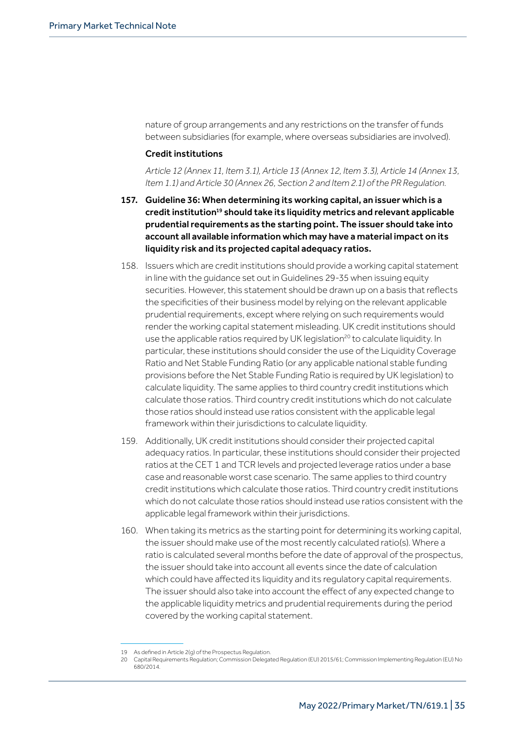nature of group arrangements and any restrictions on the transfer of funds between subsidiaries (for example, where overseas subsidiaries are involved).

**Credit institutions**

*Article 12 (Annex 11, Item 3.1), Article 13 (Annex 12, Item 3.3), Article 14 (Annex 13, Item 1.1) and Article 30 (Annex 26, Section 2 and Item 2.1) of the PR Regulation.*

**157. Guideline 36: When determining its working capital, an issuer which is a credit institution[19] should take its liquidity metrics and relevant applicable prudential requirements as the starting point. The issuer should take into account all available information which may have a material impact on its liquidity risk and its projected capital adequacy ratios.**

158. Issuers which are credit institutions should provide a working capital statement in line with the guidance set out in Guidelines 29-35 when issuing equity securities. However, this statement should be drawn up on a basis that reflects the specificities of their business model by relying on the relevant applicable prudential requirements, except where relying on such requirements would render the working capital statement misleading. UK credit institutions should use the applicable ratios required by UK legislation[20] to calculate liquidity. In particular, these institutions should consider the use of the Liquidity Coverage Ratio and Net Stable Funding Ratio (or any applicable national stable funding provisions before the Net Stable Funding Ratio is required by UK legislation) to calculate liquidity. The same applies to third country credit institutions which calculate those ratios. Third country credit institutions which do not calculate those ratios should instead use ratios consistent with the applicable legal framework within their jurisdictions to calculate liquidity.

159. Additionally, UK credit institutions should consider their projected capital adequacy ratios. In particular, these institutions should consider their projected ratios at the CET 1 and TCR levels and projected leverage ratios under a base case and reasonable worst case scenario. The same applies to third country credit institutions which calculate those ratios. Third country credit institutions which do not calculate those ratios should instead use ratios consistent with the applicable legal framework within their jurisdictions.

160. When taking its metrics as the starting point for determining its working capital, the issuer should make use of the most recently calculated ratio(s). Where a ratio is calculated several months before the date of approval of the prospectus, the issuer should take into account all events since the date of calculation which could have affected its liquidity and its regulatory capital requirements. The issuer should also take into account the effect of any expected change to the applicable liquidity metrics and prudential requirements during the period covered by the working capital statement.

19 As defined in Article 2(g) of the Prospectus Regulation.

20 Capital Requirements Regulation; Commission Delegated Regulation (EU) 2015/61; Commission Implementing Regulation (EU) No 680/2014.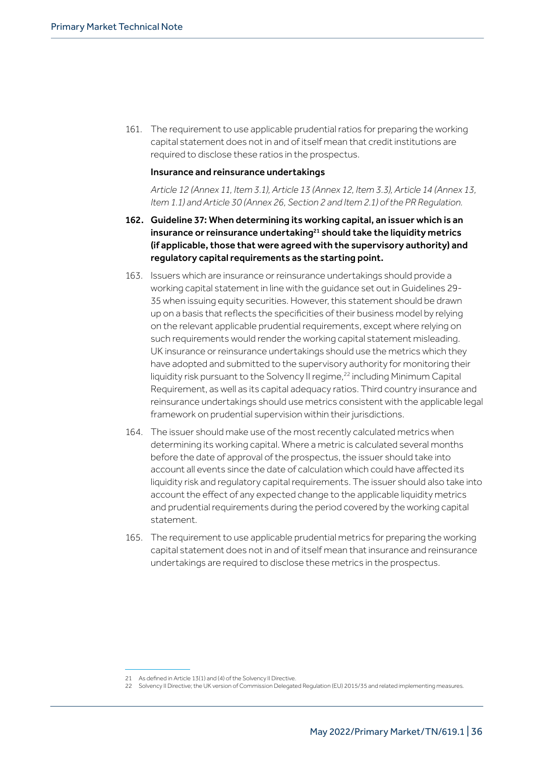161. The requirement to use applicable prudential ratios for preparing the working capital statement does not in and of itself mean that credit institutions are required to disclose these ratios in the prospectus.

**Insurance and reinsurance undertakings**

*Article 12 (Annex 11, Item 3.1), Article 13 (Annex 12, Item 3.3), Article 14 (Annex 13, Item 1.1) and Article 30 (Annex 26, Section 2 and Item 2.1) of the PR Regulation.*

**162. Guideline 37: When determining its working capital, an issuer which is an insurance or reinsurance undertaking[21] should take the liquidity metrics (if applicable, those that were agreed with the supervisory authority) and regulatory capital requirements as the starting point.**

163. Issuers which are insurance or reinsurance undertakings should provide a working capital statement in line with the guidance set out in Guidelines 29-35 when issuing equity securities. However, this statement should be drawn up on a basis that reflects the specificities of their business model by relying on the relevant applicable prudential requirements, except where relying on such requirements would render the working capital statement misleading. UK insurance or reinsurance undertakings should use the metrics which they have adopted and submitted to the supervisory authority for monitoring their liquidity risk pursuant to the Solvency II regime,[22] including Minimum Capital Requirement, as well as its capital adequacy ratios. Third country insurance and reinsurance undertakings should use metrics consistent with the applicable legal framework on prudential supervision within their jurisdictions.

164. The issuer should make use of the most recently calculated metrics when determining its working capital. Where a metric is calculated several months before the date of approval of the prospectus, the issuer should take into account all events since the date of calculation which could have affected its liquidity risk and regulatory capital requirements. The issuer should also take into account the effect of any expected change to the applicable liquidity metrics and prudential requirements during the period covered by the working capital statement.

165. The requirement to use applicable prudential metrics for preparing the working capital statement does not in and of itself mean that insurance and reinsurance undertakings are required to disclose these metrics in the prospectus.

---

21 As defined in Article 13(1) and (4) of the Solvency II Directive.

22 Solvency II Directive; the UK version of Commission Delegated Regulation (EU) 2015/35 and related implementing measures.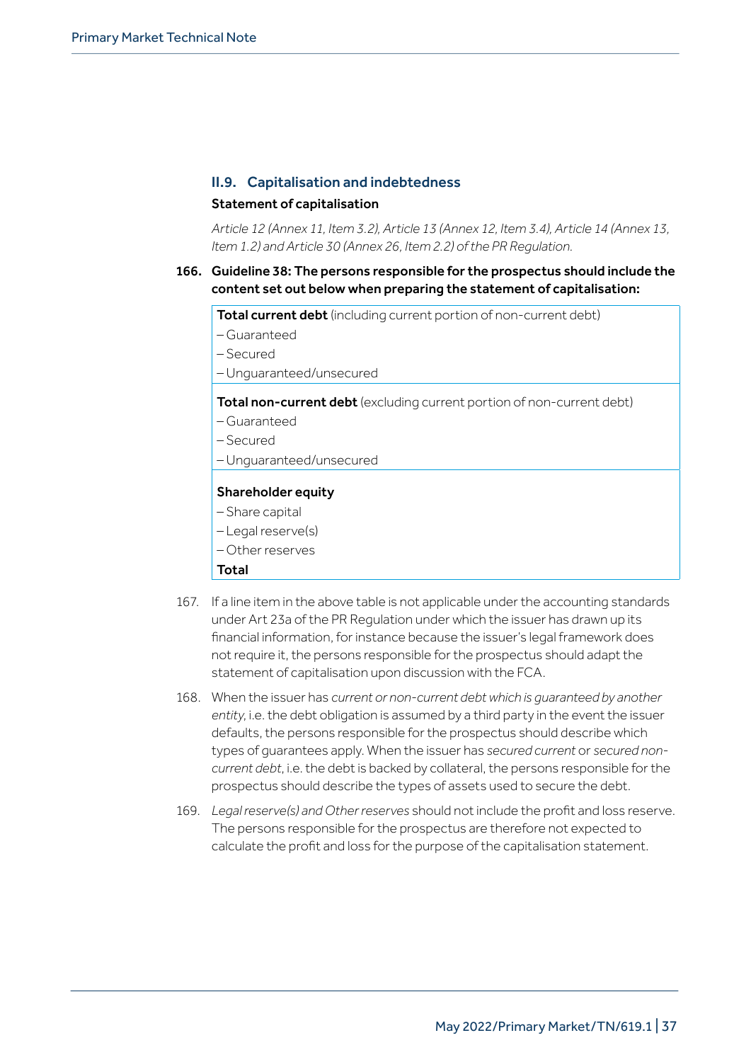## II.9. Capitalisation and indebtedness

### Statement of capitalisation

*Article 12 (Annex 11, Item 3.2), Article 13 (Annex 12, Item 3.4), Article 14 (Annex 13, Item 1.2) and Article 30 (Annex 26, Item 2.2) of the PR Regulation.*

**166. Guideline 38: The persons responsible for the prospectus should include the content set out below when preparing the statement of capitalisation:**

| |
|---|
| **Total current debt** (including current portion of non-current debt) |
| – Guaranteed |
| – Secured |
| – Unguaranteed/unsecured |
| **Total non-current debt** (excluding current portion of non-current debt) |
| – Guaranteed |
| – Secured |
| – Unguaranteed/unsecured |
| **Shareholder equity** |
| – Share capital |
| – Legal reserve(s) |
| – Other reserves |
| **Total** |

167. If a line item in the above table is not applicable under the accounting standards under Art 23a of the PR Regulation under which the issuer has drawn up its financial information, for instance because the issuer's legal framework does not require it, the persons responsible for the prospectus should adapt the statement of capitalisation upon discussion with the FCA.

168. When the issuer has *current or non-current debt which is guaranteed by another entity*, i.e. the debt obligation is assumed by a third party in the event the issuer defaults, the persons responsible for the prospectus should describe which types of guarantees apply. When the issuer has *secured current* or *secured non-current debt*, i.e. the debt is backed by collateral, the persons responsible for the prospectus should describe the types of assets used to secure the debt.

169. *Legal reserve(s) and Other reserves* should not include the profit and loss reserve. The persons responsible for the prospectus are therefore not expected to calculate the profit and loss for the purpose of the capitalisation statement.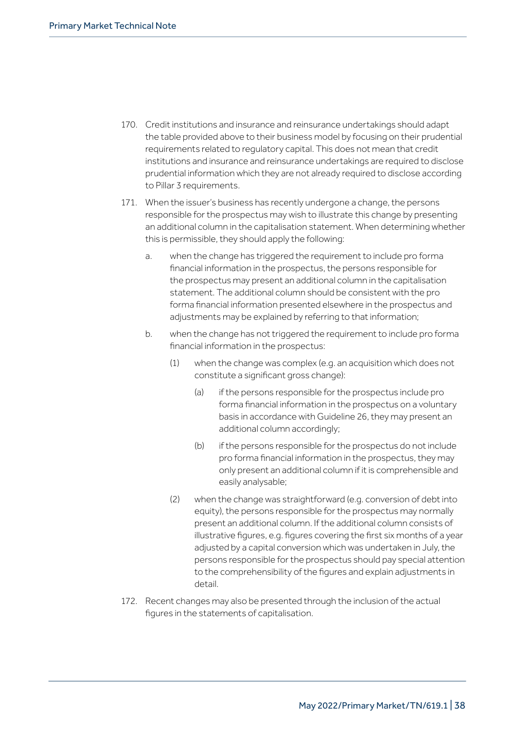170. Credit institutions and insurance and reinsurance undertakings should adapt the table provided above to their business model by focusing on their prudential requirements related to regulatory capital. This does not mean that credit institutions and insurance and reinsurance undertakings are required to disclose prudential information which they are not already required to disclose according to Pillar 3 requirements.

171. When the issuer's business has recently undergone a change, the persons responsible for the prospectus may wish to illustrate this change by presenting an additional column in the capitalisation statement. When determining whether this is permissible, they should apply the following:

   a. when the change has triggered the requirement to include pro forma financial information in the prospectus, the persons responsible for the prospectus may present an additional column in the capitalisation statement. The additional column should be consistent with the pro forma financial information presented elsewhere in the prospectus and adjustments may be explained by referring to that information;

   b. when the change has not triggered the requirement to include pro forma financial information in the prospectus:

      (1) when the change was complex (e.g. an acquisition which does not constitute a significant gross change):

         (a) if the persons responsible for the prospectus include pro forma financial information in the prospectus on a voluntary basis in accordance with Guideline 26, they may present an additional column accordingly;

         (b) if the persons responsible for the prospectus do not include pro forma financial information in the prospectus, they may only present an additional column if it is comprehensible and easily analysable;

      (2) when the change was straightforward (e.g. conversion of debt into equity), the persons responsible for the prospectus may normally present an additional column. If the additional column consists of illustrative figures, e.g. figures covering the first six months of a year adjusted by a capital conversion which was undertaken in July, the persons responsible for the prospectus should pay special attention to the comprehensibility of the figures and explain adjustments in detail.

172. Recent changes may also be presented through the inclusion of the actual figures in the statements of capitalisation.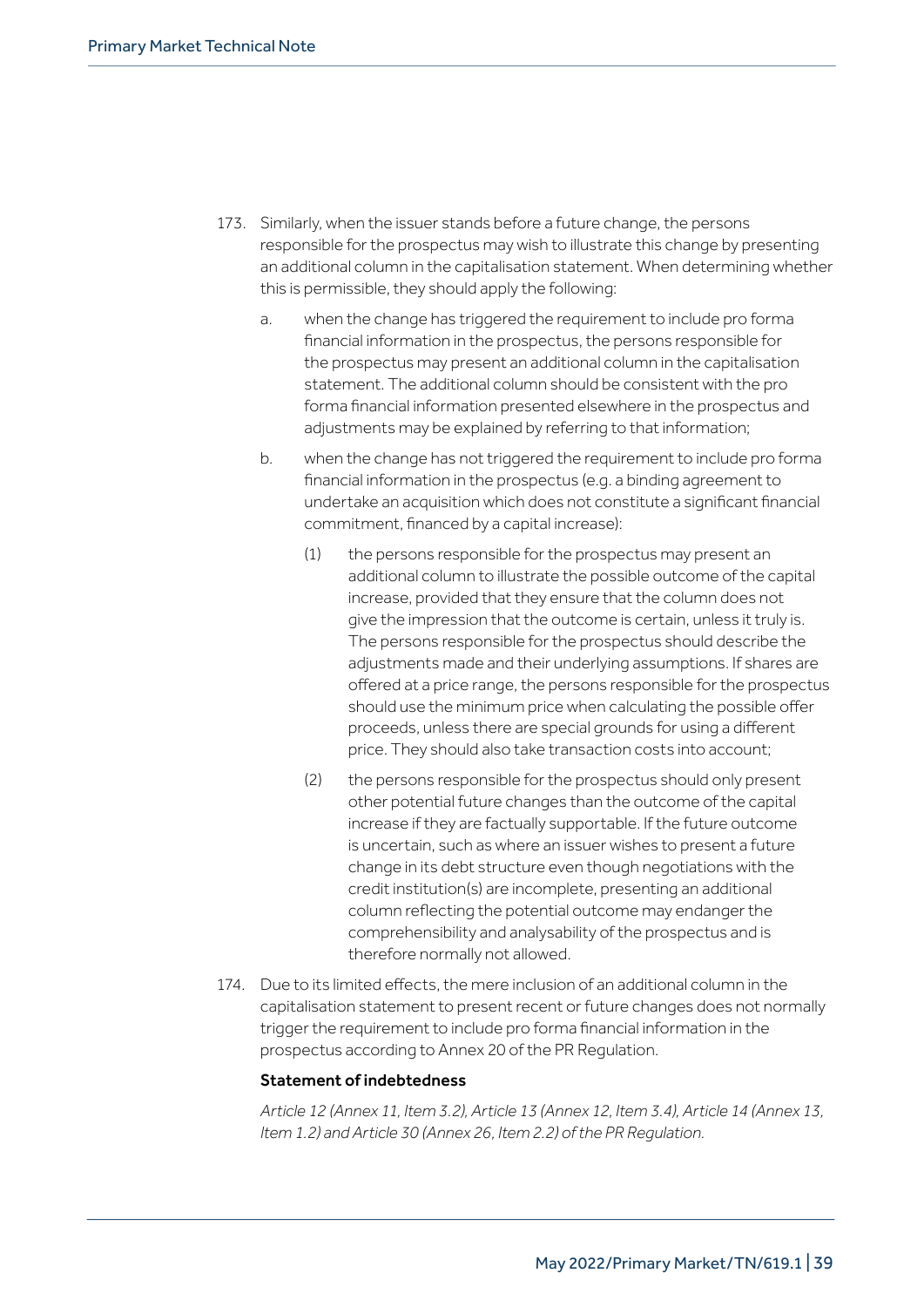173. Similarly, when the issuer stands before a future change, the persons responsible for the prospectus may wish to illustrate this change by presenting an additional column in the capitalisation statement. When determining whether this is permissible, they should apply the following:

    a. when the change has triggered the requirement to include pro forma financial information in the prospectus, the persons responsible for the prospectus may present an additional column in the capitalisation statement. The additional column should be consistent with the pro forma financial information presented elsewhere in the prospectus and adjustments may be explained by referring to that information;

    b. when the change has not triggered the requirement to include pro forma financial information in the prospectus (e.g. a binding agreement to undertake an acquisition which does not constitute a significant financial commitment, financed by a capital increase):

        (1) the persons responsible for the prospectus may present an additional column to illustrate the possible outcome of the capital increase, provided that they ensure that the column does not give the impression that the outcome is certain, unless it truly is. The persons responsible for the prospectus should describe the adjustments made and their underlying assumptions. If shares are offered at a price range, the persons responsible for the prospectus should use the minimum price when calculating the possible offer proceeds, unless there are special grounds for using a different price. They should also take transaction costs into account;

        (2) the persons responsible for the prospectus should only present other potential future changes than the outcome of the capital increase if they are factually supportable. If the future outcome is uncertain, such as where an issuer wishes to present a future change in its debt structure even though negotiations with the credit institution(s) are incomplete, presenting an additional column reflecting the potential outcome may endanger the comprehensibility and analysability of the prospectus and is therefore normally not allowed.

174. Due to its limited effects, the mere inclusion of an additional column in the capitalisation statement to present recent or future changes does not normally trigger the requirement to include pro forma financial information in the prospectus according to Annex 20 of the PR Regulation.

**Statement of indebtedness**

*Article 12 (Annex 11, Item 3.2), Article 13 (Annex 12, Item 3.4), Article 14 (Annex 13, Item 1.2) and Article 30 (Annex 26, Item 2.2) of the PR Regulation.*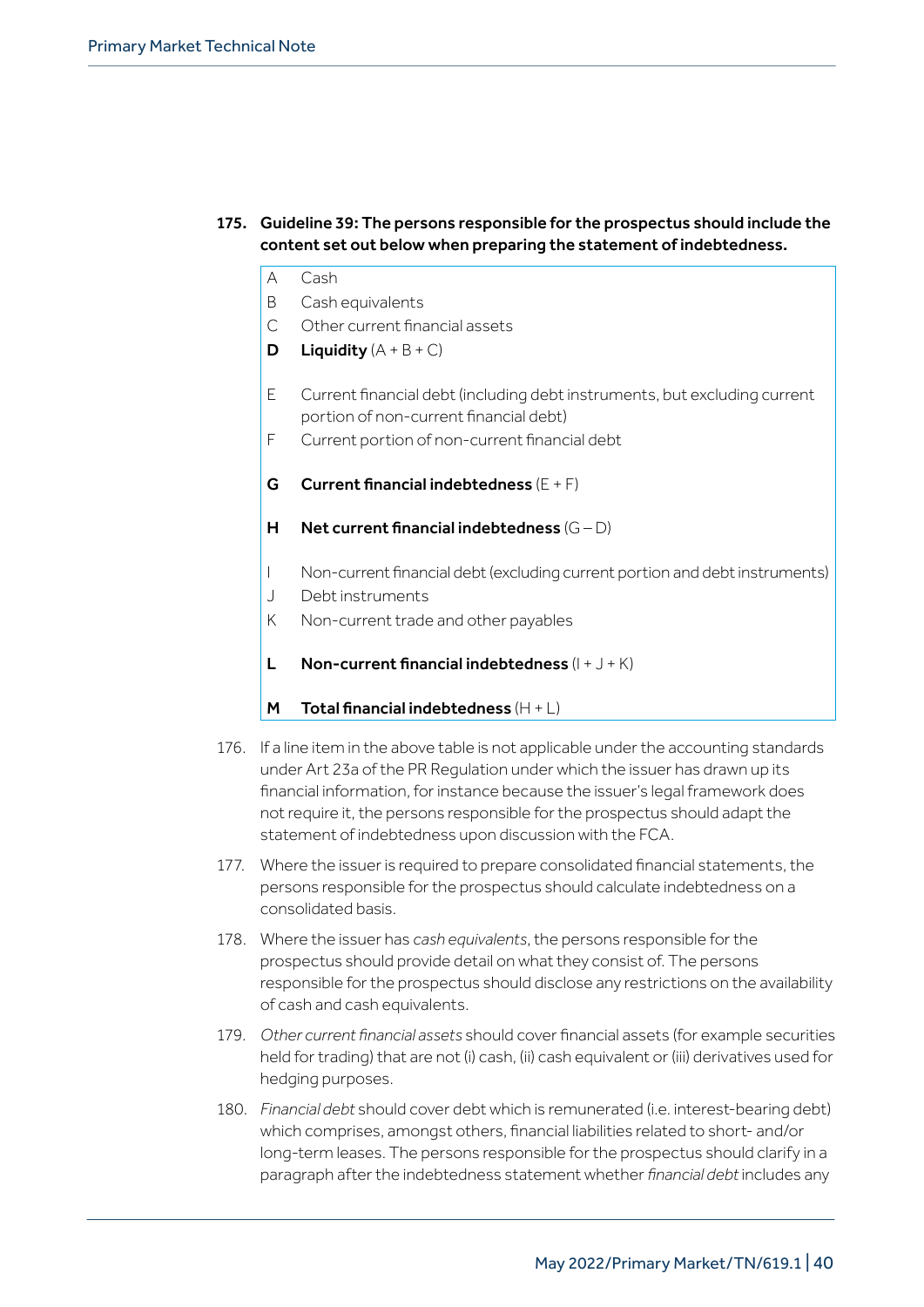175. **Guideline 39: The persons responsible for the prospectus should include the content set out below when preparing the statement of indebtedness.**

| | |
|---|---|
| A | Cash |
| B | Cash equivalents |
| C | Other current financial assets |
| **D** | **Liquidity** (A + B + C) |
| E | Current financial debt (including debt instruments, but excluding current portion of non-current financial debt) |
| F | Current portion of non-current financial debt |
| **G** | **Current financial indebtedness** (E + F) |
| **H** | **Net current financial indebtedness** (G – D) |
| I | Non-current financial debt (excluding current portion and debt instruments) |
| J | Debt instruments |
| K | Non-current trade and other payables |
| **L** | **Non-current financial indebtedness** (I + J + K) |
| **M** | **Total financial indebtedness** (H + L) |

176. If a line item in the above table is not applicable under the accounting standards under Art 23a of the PR Regulation under which the issuer has drawn up its financial information, for instance because the issuer's legal framework does not require it, the persons responsible for the prospectus should adapt the statement of indebtedness upon discussion with the FCA.

177. Where the issuer is required to prepare consolidated financial statements, the persons responsible for the prospectus should calculate indebtedness on a consolidated basis.

178. Where the issuer has *cash equivalents*, the persons responsible for the prospectus should provide detail on what they consist of. The persons responsible for the prospectus should disclose any restrictions on the availability of cash and cash equivalents.

179. *Other current financial assets* should cover financial assets (for example securities held for trading) that are not (i) cash, (ii) cash equivalent or (iii) derivatives used for hedging purposes.

180. *Financial debt* should cover debt which is remunerated (i.e. interest-bearing debt) which comprises, amongst others, financial liabilities related to short- and/or long-term leases. The persons responsible for the prospectus should clarify in a paragraph after the indebtedness statement whether *financial debt* includes any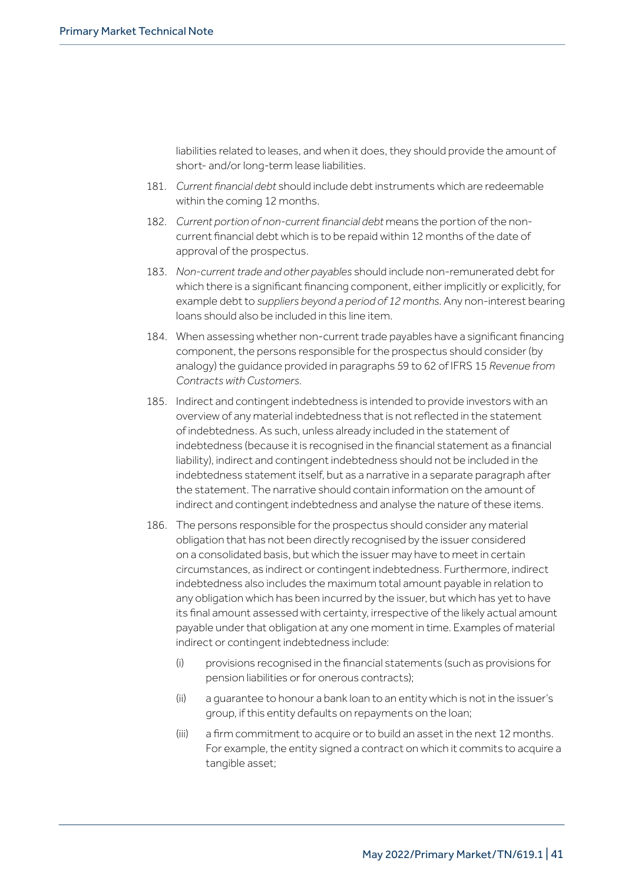liabilities related to leases, and when it does, they should provide the amount of short- and/or long-term lease liabilities.

181. *Current financial debt* should include debt instruments which are redeemable within the coming 12 months.

182. *Current portion of non-current financial debt* means the portion of the non-current financial debt which is to be repaid within 12 months of the date of approval of the prospectus.

183. *Non-current trade and other payables* should include non-remunerated debt for which there is a significant financing component, either implicitly or explicitly, for example debt to *suppliers beyond a period of 12 months*. Any non-interest bearing loans should also be included in this line item.

184. When assessing whether non-current trade payables have a significant financing component, the persons responsible for the prospectus should consider (by analogy) the guidance provided in paragraphs 59 to 62 of IFRS 15 *Revenue from Contracts with Customers*.

185. Indirect and contingent indebtedness is intended to provide investors with an overview of any material indebtedness that is not reflected in the statement of indebtedness. As such, unless already included in the statement of indebtedness (because it is recognised in the financial statement as a financial liability), indirect and contingent indebtedness should not be included in the indebtedness statement itself, but as a narrative in a separate paragraph after the statement. The narrative should contain information on the amount of indirect and contingent indebtedness and analyse the nature of these items.

186. The persons responsible for the prospectus should consider any material obligation that has not been directly recognised by the issuer considered on a consolidated basis, but which the issuer may have to meet in certain circumstances, as indirect or contingent indebtedness. Furthermore, indirect indebtedness also includes the maximum total amount payable in relation to any obligation which has been incurred by the issuer, but which has yet to have its final amount assessed with certainty, irrespective of the likely actual amount payable under that obligation at any one moment in time. Examples of material indirect or contingent indebtedness include:

   (i) provisions recognised in the financial statements (such as provisions for pension liabilities or for onerous contracts);

   (ii) a guarantee to honour a bank loan to an entity which is not in the issuer's group, if this entity defaults on repayments on the loan;

   (iii) a firm commitment to acquire or to build an asset in the next 12 months. For example, the entity signed a contract on which it commits to acquire a tangible asset;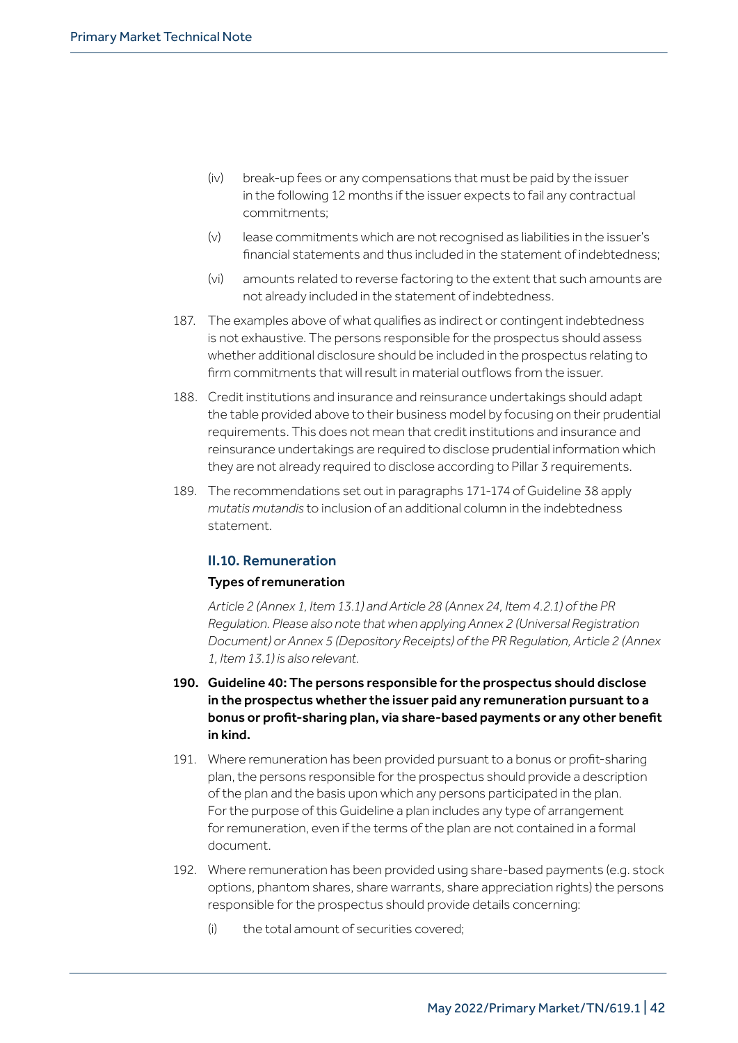(iv) break-up fees or any compensations that must be paid by the issuer in the following 12 months if the issuer expects to fail any contractual commitments;

(v) lease commitments which are not recognised as liabilities in the issuer's financial statements and thus included in the statement of indebtedness;

(vi) amounts related to reverse factoring to the extent that such amounts are not already included in the statement of indebtedness.

187. The examples above of what qualifies as indirect or contingent indebtedness is not exhaustive. The persons responsible for the prospectus should assess whether additional disclosure should be included in the prospectus relating to firm commitments that will result in material outflows from the issuer.

188. Credit institutions and insurance and reinsurance undertakings should adapt the table provided above to their business model by focusing on their prudential requirements. This does not mean that credit institutions and insurance and reinsurance undertakings are required to disclose prudential information which they are not already required to disclose according to Pillar 3 requirements.

189. The recommendations set out in paragraphs 171-174 of Guideline 38 apply *mutatis mutandis* to inclusion of an additional column in the indebtedness statement.

## II.10. Remuneration

### Types of remuneration

*Article 2 (Annex 1, Item 13.1) and Article 28 (Annex 24, Item 4.2.1) of the PR Regulation. Please also note that when applying Annex 2 (Universal Registration Document) or Annex 5 (Depository Receipts) of the PR Regulation, Article 2 (Annex 1, Item 13.1) is also relevant.*

**190. Guideline 40: The persons responsible for the prospectus should disclose in the prospectus whether the issuer paid any remuneration pursuant to a bonus or profit-sharing plan, via share-based payments or any other benefit in kind.**

191. Where remuneration has been provided pursuant to a bonus or profit-sharing plan, the persons responsible for the prospectus should provide a description of the plan and the basis upon which any persons participated in the plan. For the purpose of this Guideline a plan includes any type of arrangement for remuneration, even if the terms of the plan are not contained in a formal document.

192. Where remuneration has been provided using share-based payments (e.g. stock options, phantom shares, share warrants, share appreciation rights) the persons responsible for the prospectus should provide details concerning:

(i) the total amount of securities covered;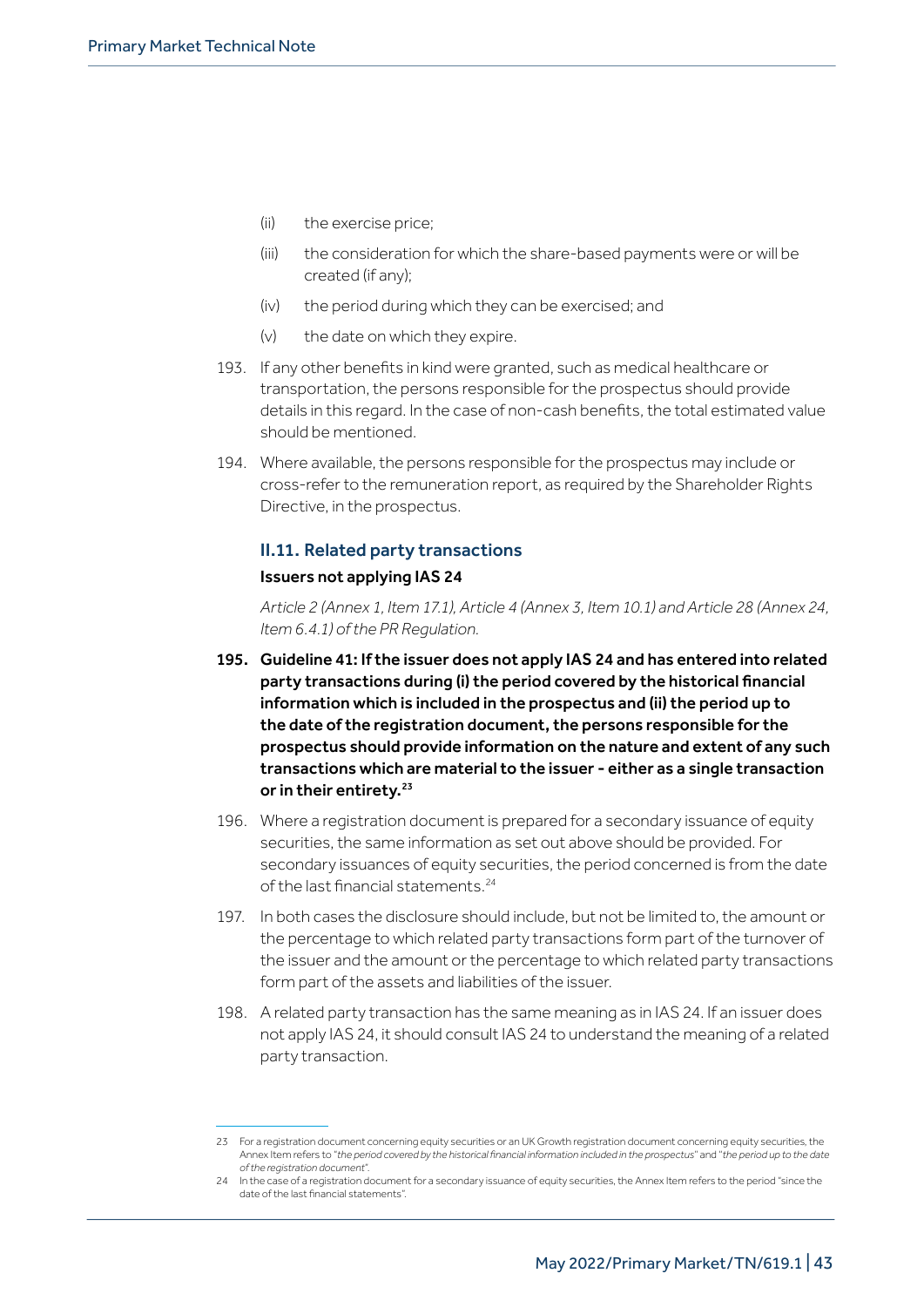(ii) the exercise price;

(iii) the consideration for which the share-based payments were or will be created (if any);

(iv) the period during which they can be exercised; and

(v) the date on which they expire.

193. If any other benefits in kind were granted, such as medical healthcare or transportation, the persons responsible for the prospectus should provide details in this regard. In the case of non-cash benefits, the total estimated value should be mentioned.

194. Where available, the persons responsible for the prospectus may include or cross-refer to the remuneration report, as required by the Shareholder Rights Directive, in the prospectus.

### II.11. Related party transactions

#### Issuers not applying IAS 24

*Article 2 (Annex 1, Item 17.1), Article 4 (Annex 3, Item 10.1) and Article 28 (Annex 24, Item 6.4.1) of the PR Regulation.*

**195. Guideline 41: If the issuer does not apply IAS 24 and has entered into related party transactions during (i) the period covered by the historical financial information which is included in the prospectus and (ii) the period up to the date of the registration document, the persons responsible for the prospectus should provide information on the nature and extent of any such transactions which are material to the issuer - either as a single transaction or in their entirety.[23]**

196. Where a registration document is prepared for a secondary issuance of equity securities, the same information as set out above should be provided. For secondary issuances of equity securities, the period concerned is from the date of the last financial statements.[24]

197. In both cases the disclosure should include, but not be limited to, the amount or the percentage to which related party transactions form part of the turnover of the issuer and the amount or the percentage to which related party transactions form part of the assets and liabilities of the issuer.

198. A related party transaction has the same meaning as in IAS 24. If an issuer does not apply IAS 24, it should consult IAS 24 to understand the meaning of a related party transaction.

---

23 For a registration document concerning equity securities or an UK Growth registration document concerning equity securities, the Annex Item refers to "*the period covered by the historical financial information included in the prospectus*" and "*the period up to the date of the registration document*".

24 In the case of a registration document for a secondary issuance of equity securities, the Annex Item refers to the period "since the date of the last financial statements".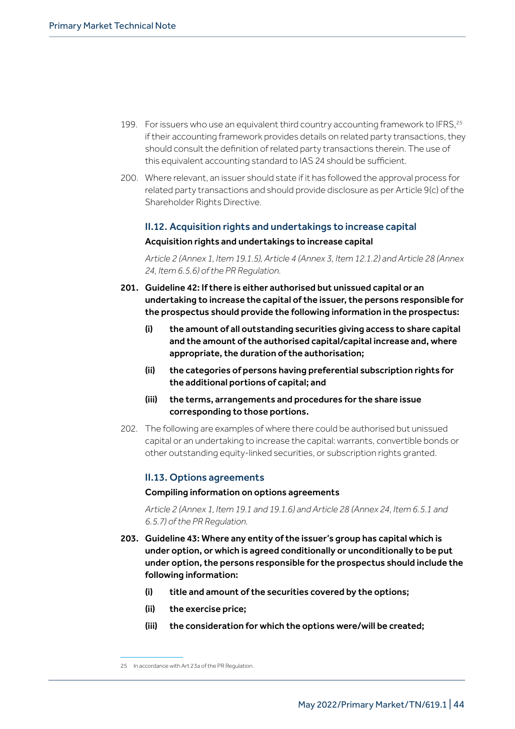199. For issuers who use an equivalent third country accounting framework to IFRS,[25] if their accounting framework provides details on related party transactions, they should consult the definition of related party transactions therein. The use of this equivalent accounting standard to IAS 24 should be sufficient.

200. Where relevant, an issuer should state if it has followed the approval process for related party transactions and should provide disclosure as per Article 9(c) of the Shareholder Rights Directive.

### II.12. Acquisition rights and undertakings to increase capital

#### Acquisition rights and undertakings to increase capital

*Article 2 (Annex 1, Item 19.1.5), Article 4 (Annex 3, Item 12.1.2) and Article 28 (Annex 24, Item 6.5.6) of the PR Regulation.*

**201. Guideline 42: If there is either authorised but unissued capital or an undertaking to increase the capital of the issuer, the persons responsible for the prospectus should provide the following information in the prospectus:**

- **(i) the amount of all outstanding securities giving access to share capital and the amount of the authorised capital/capital increase and, where appropriate, the duration of the authorisation;**
- **(ii) the categories of persons having preferential subscription rights for the additional portions of capital; and**
- **(iii) the terms, arrangements and procedures for the share issue corresponding to those portions.**

202. The following are examples of where there could be authorised but unissued capital or an undertaking to increase the capital: warrants, convertible bonds or other outstanding equity-linked securities, or subscription rights granted.

### II.13. Options agreements

#### Compiling information on options agreements

*Article 2 (Annex 1, Item 19.1 and 19.1.6) and Article 28 (Annex 24, Item 6.5.1 and 6.5.7) of the PR Regulation.*

**203. Guideline 43: Where any entity of the issuer's group has capital which is under option, or which is agreed conditionally or unconditionally to be put under option, the persons responsible for the prospectus should include the following information:**

- **(i) title and amount of the securities covered by the options;**
- **(ii) the exercise price;**
- **(iii) the consideration for which the options were/will be created;**

---

[25] In accordance with Art 23a of the PR Regulation.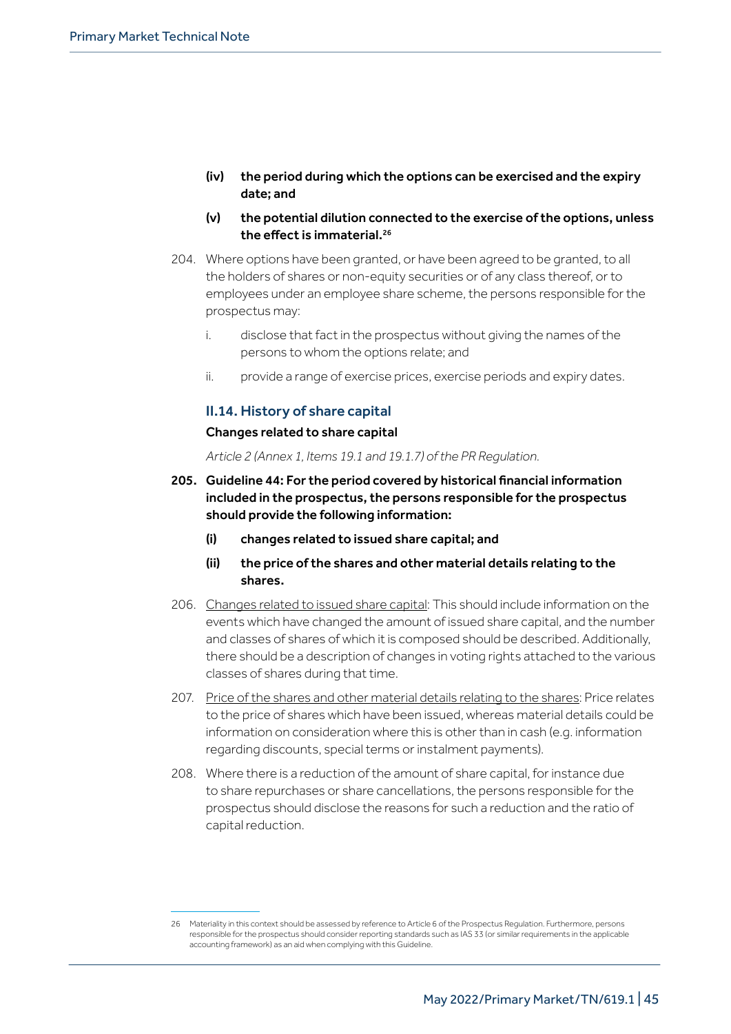**(iv) the period during which the options can be exercised and the expiry date; and**

**(v) the potential dilution connected to the exercise of the options, unless the effect is immaterial.[26]**

204. Where options have been granted, or have been agreed to be granted, to all the holders of shares or non-equity securities or of any class thereof, or to employees under an employee share scheme, the persons responsible for the prospectus may:

i. disclose that fact in the prospectus without giving the names of the persons to whom the options relate; and

ii. provide a range of exercise prices, exercise periods and expiry dates.

### II.14. History of share capital

**Changes related to share capital**

*Article 2 (Annex 1, Items 19.1 and 19.1.7) of the PR Regulation.*

**205. Guideline 44: For the period covered by historical financial information included in the prospectus, the persons responsible for the prospectus should provide the following information:**

**(i) changes related to issued share capital; and**

**(ii) the price of the shares and other material details relating to the shares.**

206. Changes related to issued share capital: This should include information on the events which have changed the amount of issued share capital, and the number and classes of shares of which it is composed should be described. Additionally, there should be a description of changes in voting rights attached to the various classes of shares during that time.

207. Price of the shares and other material details relating to the shares: Price relates to the price of shares which have been issued, whereas material details could be information on consideration where this is other than in cash (e.g. information regarding discounts, special terms or instalment payments).

208. Where there is a reduction of the amount of share capital, for instance due to share repurchases or share cancellations, the persons responsible for the prospectus should disclose the reasons for such a reduction and the ratio of capital reduction.

---

26 Materiality in this context should be assessed by reference to Article 6 of the Prospectus Regulation. Furthermore, persons responsible for the prospectus should consider reporting standards such as IAS 33 (or similar requirements in the applicable accounting framework) as an aid when complying with this Guideline.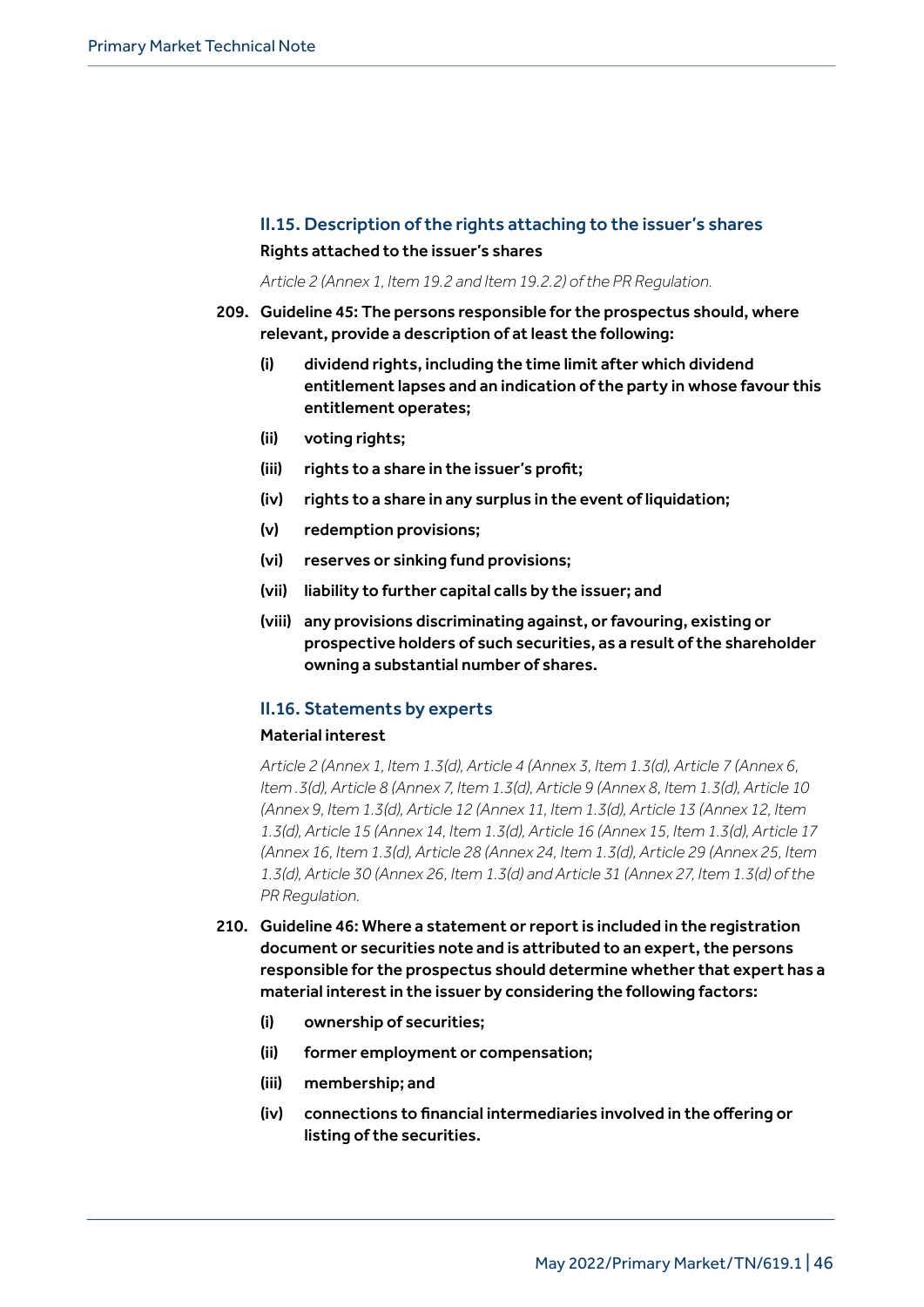### II.15. Description of the rights attaching to the issuer's shares

**Rights attached to the issuer's shares**

*Article 2 (Annex 1, Item 19.2 and Item 19.2.2) of the PR Regulation.*

209. **Guideline 45: The persons responsible for the prospectus should, where relevant, provide a description of at least the following:**

    **(i)** **dividend rights, including the time limit after which dividend entitlement lapses and an indication of the party in whose favour this entitlement operates;**

    **(ii)** **voting rights;**

    **(iii)** **rights to a share in the issuer's profit;**

    **(iv)** **rights to a share in any surplus in the event of liquidation;**

    **(v)** **redemption provisions;**

    **(vi)** **reserves or sinking fund provisions;**

    **(vii)** **liability to further capital calls by the issuer; and**

    **(viii)** **any provisions discriminating against, or favouring, existing or prospective holders of such securities, as a result of the shareholder owning a substantial number of shares.**

### II.16. Statements by experts

**Material interest**

*Article 2 (Annex 1, Item 1.3(d), Article 4 (Annex 3, Item 1.3(d), Article 7 (Annex 6, Item .3(d), Article 8 (Annex 7, Item 1.3(d), Article 9 (Annex 8, Item 1.3(d), Article 10 (Annex 9, Item 1.3(d), Article 12 (Annex 11, Item 1.3(d), Article 13 (Annex 12, Item 1.3(d), Article 15 (Annex 14, Item 1.3(d), Article 16 (Annex 15, Item 1.3(d), Article 17 (Annex 16, Item 1.3(d), Article 28 (Annex 24, Item 1.3(d), Article 29 (Annex 25, Item 1.3(d), Article 30 (Annex 26, Item 1.3(d) and Article 31 (Annex 27, Item 1.3(d) of the PR Regulation.*

210. **Guideline 46: Where a statement or report is included in the registration document or securities note and is attributed to an expert, the persons responsible for the prospectus should determine whether that expert has a material interest in the issuer by considering the following factors:**

    **(i)** **ownership of securities;**

    **(ii)** **former employment or compensation;**

    **(iii)** **membership; and**

    **(iv)** **connections to financial intermediaries involved in the offering or listing of the securities.**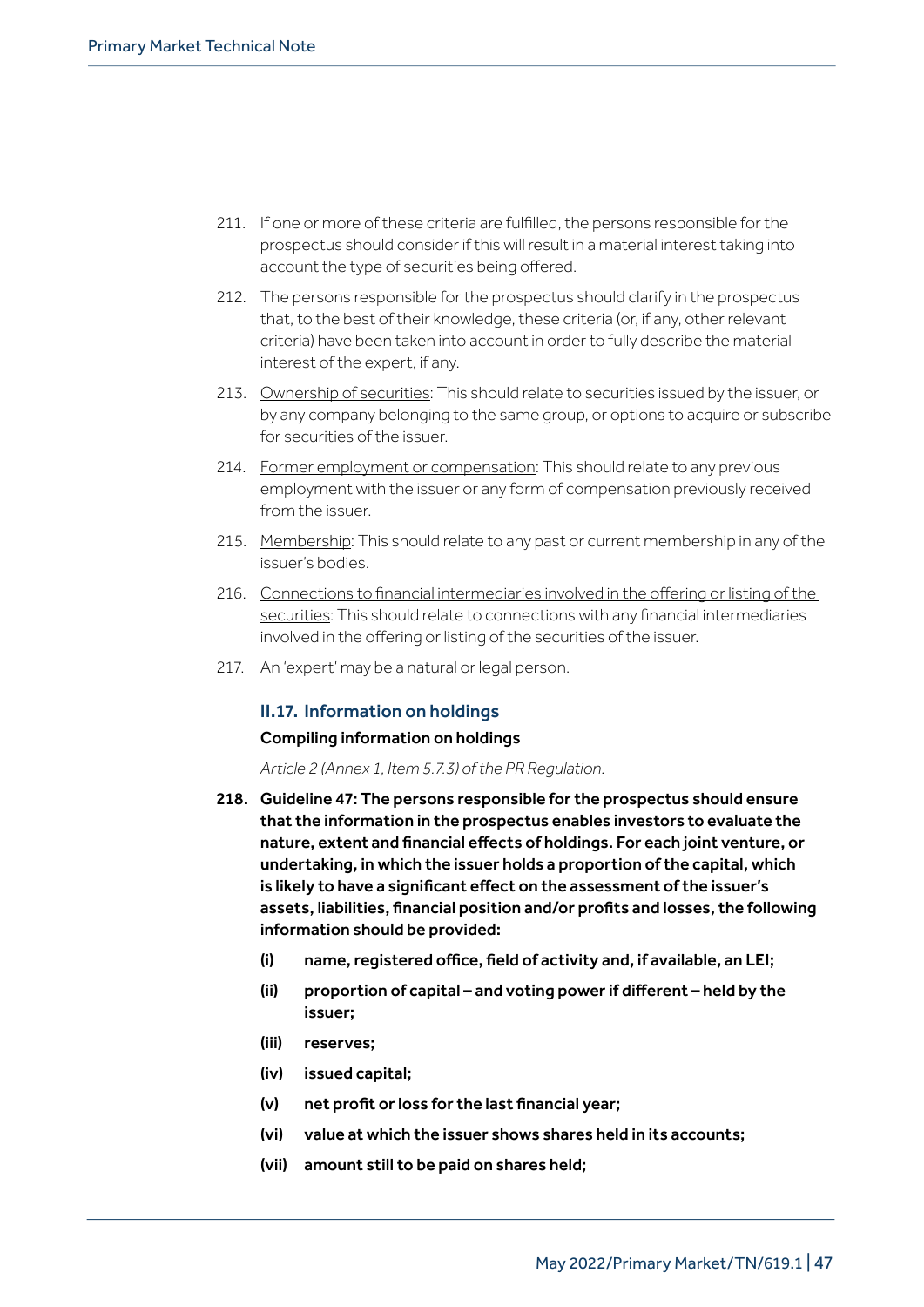211. If one or more of these criteria are fulfilled, the persons responsible for the prospectus should consider if this will result in a material interest taking into account the type of securities being offered.

212. The persons responsible for the prospectus should clarify in the prospectus that, to the best of their knowledge, these criteria (or, if any, other relevant criteria) have been taken into account in order to fully describe the material interest of the expert, if any.

213. Ownership of securities: This should relate to securities issued by the issuer, or by any company belonging to the same group, or options to acquire or subscribe for securities of the issuer.

214. Former employment or compensation: This should relate to any previous employment with the issuer or any form of compensation previously received from the issuer.

215. Membership: This should relate to any past or current membership in any of the issuer's bodies.

216. Connections to financial intermediaries involved in the offering or listing of the securities: This should relate to connections with any financial intermediaries involved in the offering or listing of the securities of the issuer.

217. An 'expert' may be a natural or legal person.

### II.17. Information on holdings

#### Compiling information on holdings

*Article 2 (Annex 1, Item 5.7.3) of the PR Regulation.*

**218. Guideline 47: The persons responsible for the prospectus should ensure that the information in the prospectus enables investors to evaluate the nature, extent and financial effects of holdings. For each joint venture, or undertaking, in which the issuer holds a proportion of the capital, which is likely to have a significant effect on the assessment of the issuer's assets, liabilities, financial position and/or profits and losses, the following information should be provided:**

- **(i) name, registered office, field of activity and, if available, an LEI;**
- **(ii) proportion of capital – and voting power if different – held by the issuer;**
- **(iii) reserves;**
- **(iv) issued capital;**
- **(v) net profit or loss for the last financial year;**
- **(vi) value at which the issuer shows shares held in its accounts;**
- **(vii) amount still to be paid on shares held;**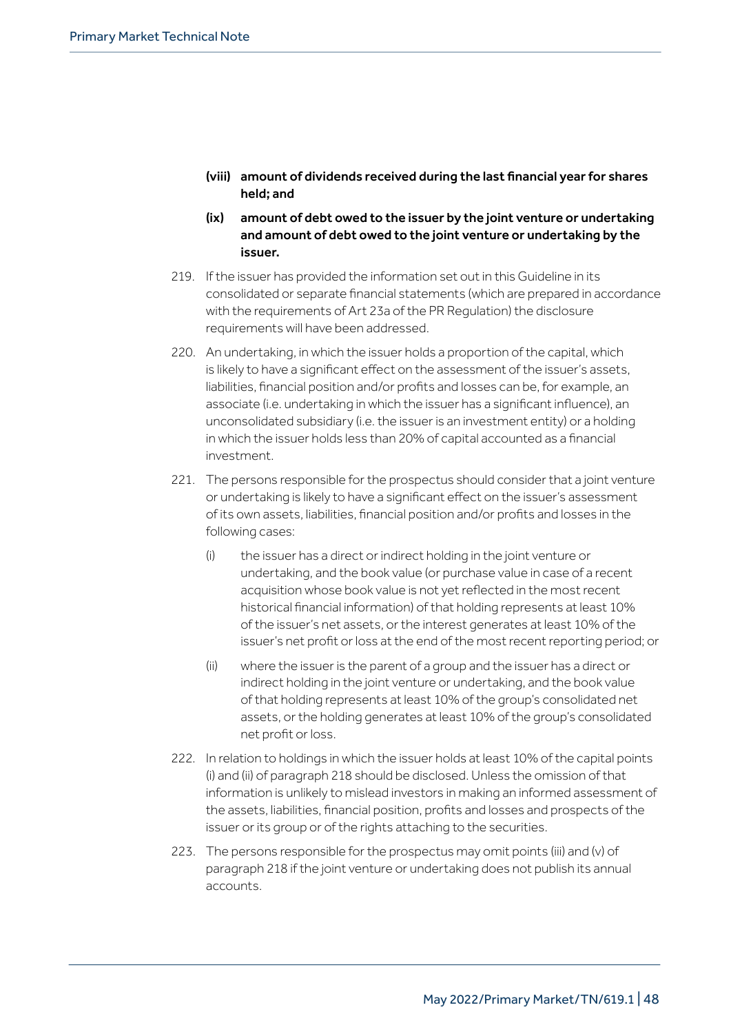- **(viii) amount of dividends received during the last financial year for shares held; and**
- **(ix) amount of debt owed to the issuer by the joint venture or undertaking and amount of debt owed to the joint venture or undertaking by the issuer.**

219. If the issuer has provided the information set out in this Guideline in its consolidated or separate financial statements (which are prepared in accordance with the requirements of Art 23a of the PR Regulation) the disclosure requirements will have been addressed.

220. An undertaking, in which the issuer holds a proportion of the capital, which is likely to have a significant effect on the assessment of the issuer's assets, liabilities, financial position and/or profits and losses can be, for example, an associate (i.e. undertaking in which the issuer has a significant influence), an unconsolidated subsidiary (i.e. the issuer is an investment entity) or a holding in which the issuer holds less than 20% of capital accounted as a financial investment.

221. The persons responsible for the prospectus should consider that a joint venture or undertaking is likely to have a significant effect on the issuer's assessment of its own assets, liabilities, financial position and/or profits and losses in the following cases:

    (i) the issuer has a direct or indirect holding in the joint venture or undertaking, and the book value (or purchase value in case of a recent acquisition whose book value is not yet reflected in the most recent historical financial information) of that holding represents at least 10% of the issuer's net assets, or the interest generates at least 10% of the issuer's net profit or loss at the end of the most recent reporting period; or

    (ii) where the issuer is the parent of a group and the issuer has a direct or indirect holding in the joint venture or undertaking, and the book value of that holding represents at least 10% of the group's consolidated net assets, or the holding generates at least 10% of the group's consolidated net profit or loss.

222. In relation to holdings in which the issuer holds at least 10% of the capital points (i) and (ii) of paragraph 218 should be disclosed. Unless the omission of that information is unlikely to mislead investors in making an informed assessment of the assets, liabilities, financial position, profits and losses and prospects of the issuer or its group or of the rights attaching to the securities.

223. The persons responsible for the prospectus may omit points (iii) and (v) of paragraph 218 if the joint venture or undertaking does not publish its annual accounts.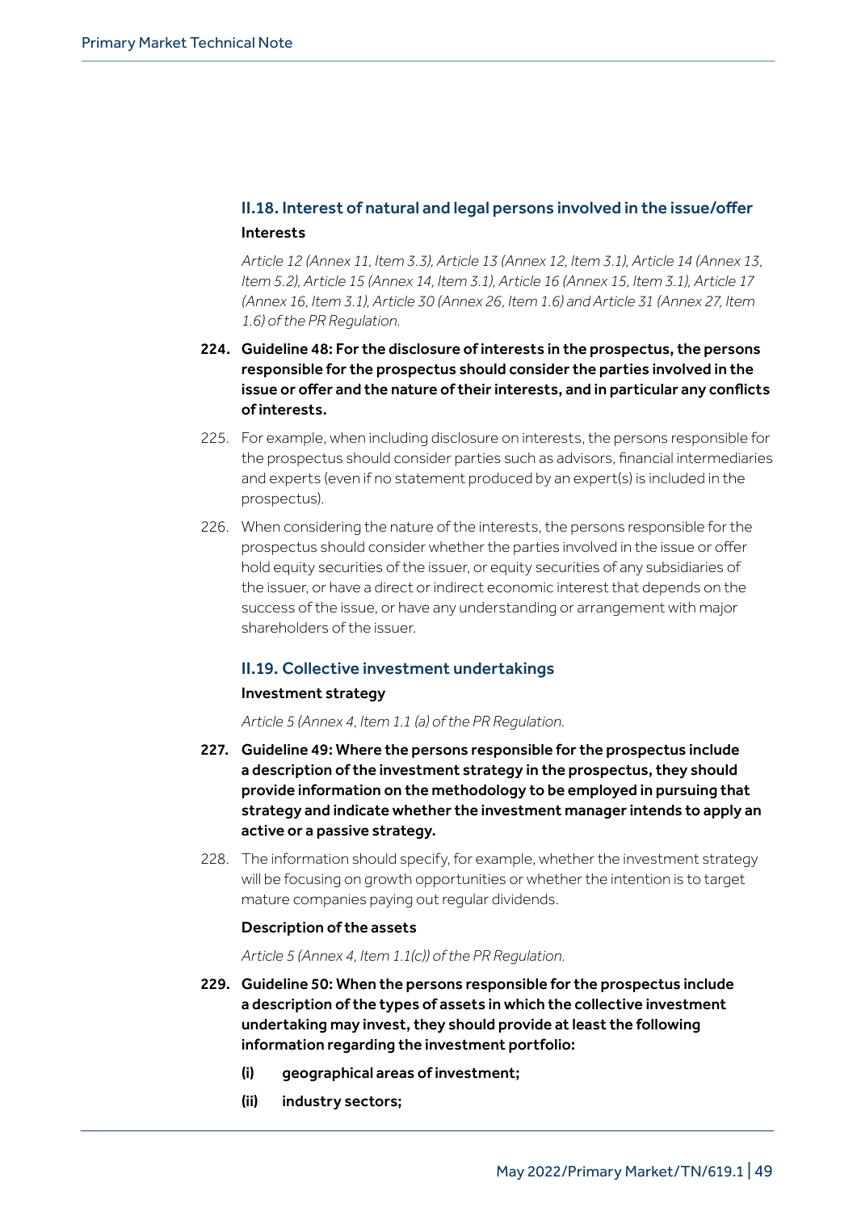### II.18. Interest of natural and legal persons involved in the issue/offer

#### Interests

*Article 12 (Annex 11, Item 3.3), Article 13 (Annex 12, Item 3.1), Article 14 (Annex 13, Item 5.2), Article 15 (Annex 14, Item 3.1), Article 16 (Annex 15, Item 3.1), Article 17 (Annex 16, Item 3.1), Article 30 (Annex 26, Item 1.6) and Article 31 (Annex 27, Item 1.6) of the PR Regulation.*

224. **Guideline 48: For the disclosure of interests in the prospectus, the persons responsible for the prospectus should consider the parties involved in the issue or offer and the nature of their interests, and in particular any conflicts of interests.**

225. For example, when including disclosure on interests, the persons responsible for the prospectus should consider parties such as advisors, financial intermediaries and experts (even if no statement produced by an expert(s) is included in the prospectus).

226. When considering the nature of the interests, the persons responsible for the prospectus should consider whether the parties involved in the issue or offer hold equity securities of the issuer, or equity securities of any subsidiaries of the issuer, or have a direct or indirect economic interest that depends on the success of the issue, or have any understanding or arrangement with major shareholders of the issuer.

### II.19. Collective investment undertakings

#### Investment strategy

*Article 5 (Annex 4, Item 1.1 (a) of the PR Regulation.*

227. **Guideline 49: Where the persons responsible for the prospectus include a description of the investment strategy in the prospectus, they should provide information on the methodology to be employed in pursuing that strategy and indicate whether the investment manager intends to apply an active or a passive strategy.**

228. The information should specify, for example, whether the investment strategy will be focusing on growth opportunities or whether the intention is to target mature companies paying out regular dividends.

#### Description of the assets

*Article 5 (Annex 4, Item 1.1(c)) of the PR Regulation.*

229. **Guideline 50: When the persons responsible for the prospectus include a description of the types of assets in which the collective investment undertaking may invest, they should provide at least the following information regarding the investment portfolio:**

   **(i) geographical areas of investment;**

   **(ii) industry sectors;**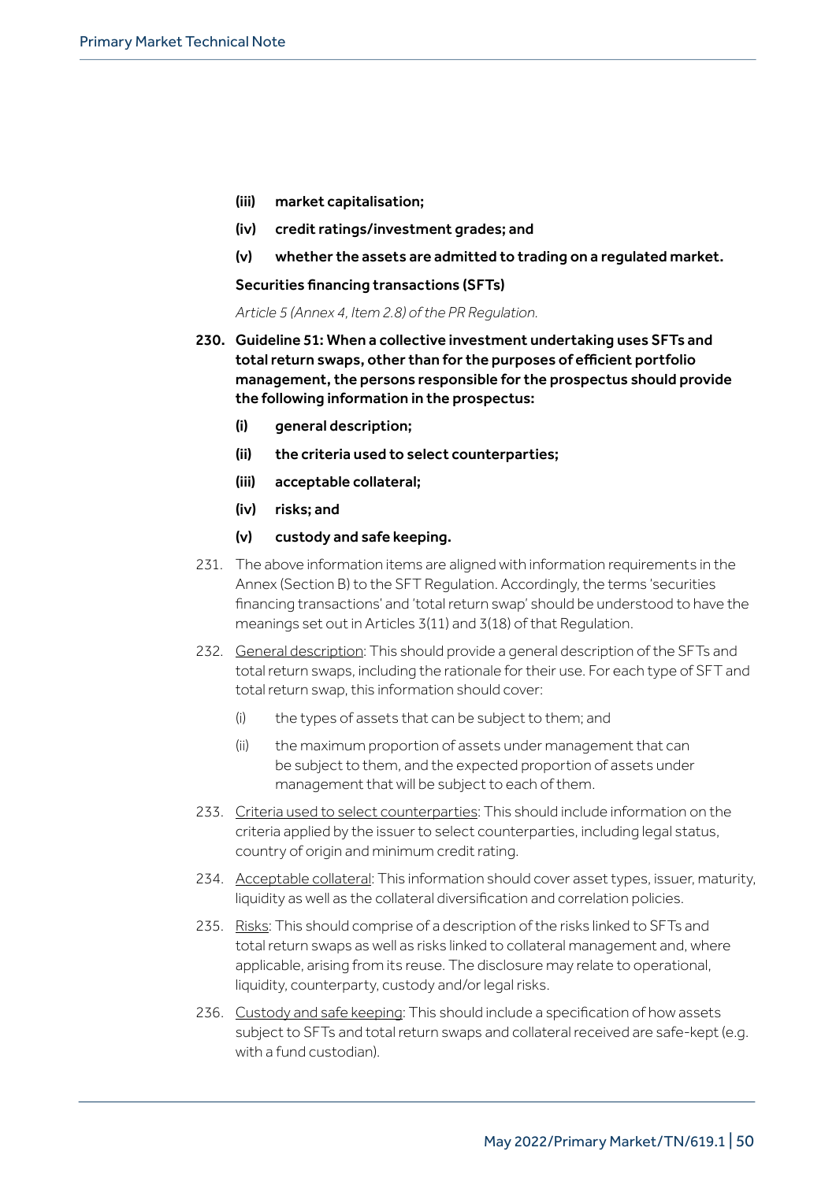**(iii) market capitalisation;**

**(iv) credit ratings/investment grades; and**

**(v) whether the assets are admitted to trading on a regulated market.**

**Securities financing transactions (SFTs)**

*Article 5 (Annex 4, Item 2.8) of the PR Regulation.*

**230. Guideline 51: When a collective investment undertaking uses SFTs and total return swaps, other than for the purposes of efficient portfolio management, the persons responsible for the prospectus should provide the following information in the prospectus:**

**(i) general description;**

**(ii) the criteria used to select counterparties;**

**(iii) acceptable collateral;**

**(iv) risks; and**

**(v) custody and safe keeping.**

231. The above information items are aligned with information requirements in the Annex (Section B) to the SFT Regulation. Accordingly, the terms 'securities financing transactions' and 'total return swap' should be understood to have the meanings set out in Articles 3(11) and 3(18) of that Regulation.

232. General description: This should provide a general description of the SFTs and total return swaps, including the rationale for their use. For each type of SFT and total return swap, this information should cover:

(i) the types of assets that can be subject to them; and

(ii) the maximum proportion of assets under management that can be subject to them, and the expected proportion of assets under management that will be subject to each of them.

233. Criteria used to select counterparties: This should include information on the criteria applied by the issuer to select counterparties, including legal status, country of origin and minimum credit rating.

234. Acceptable collateral: This information should cover asset types, issuer, maturity, liquidity as well as the collateral diversification and correlation policies.

235. Risks: This should comprise of a description of the risks linked to SFTs and total return swaps as well as risks linked to collateral management and, where applicable, arising from its reuse. The disclosure may relate to operational, liquidity, counterparty, custody and/or legal risks.

236. Custody and safe keeping: This should include a specification of how assets subject to SFTs and total return swaps and collateral received are safe-kept (e.g. with a fund custodian).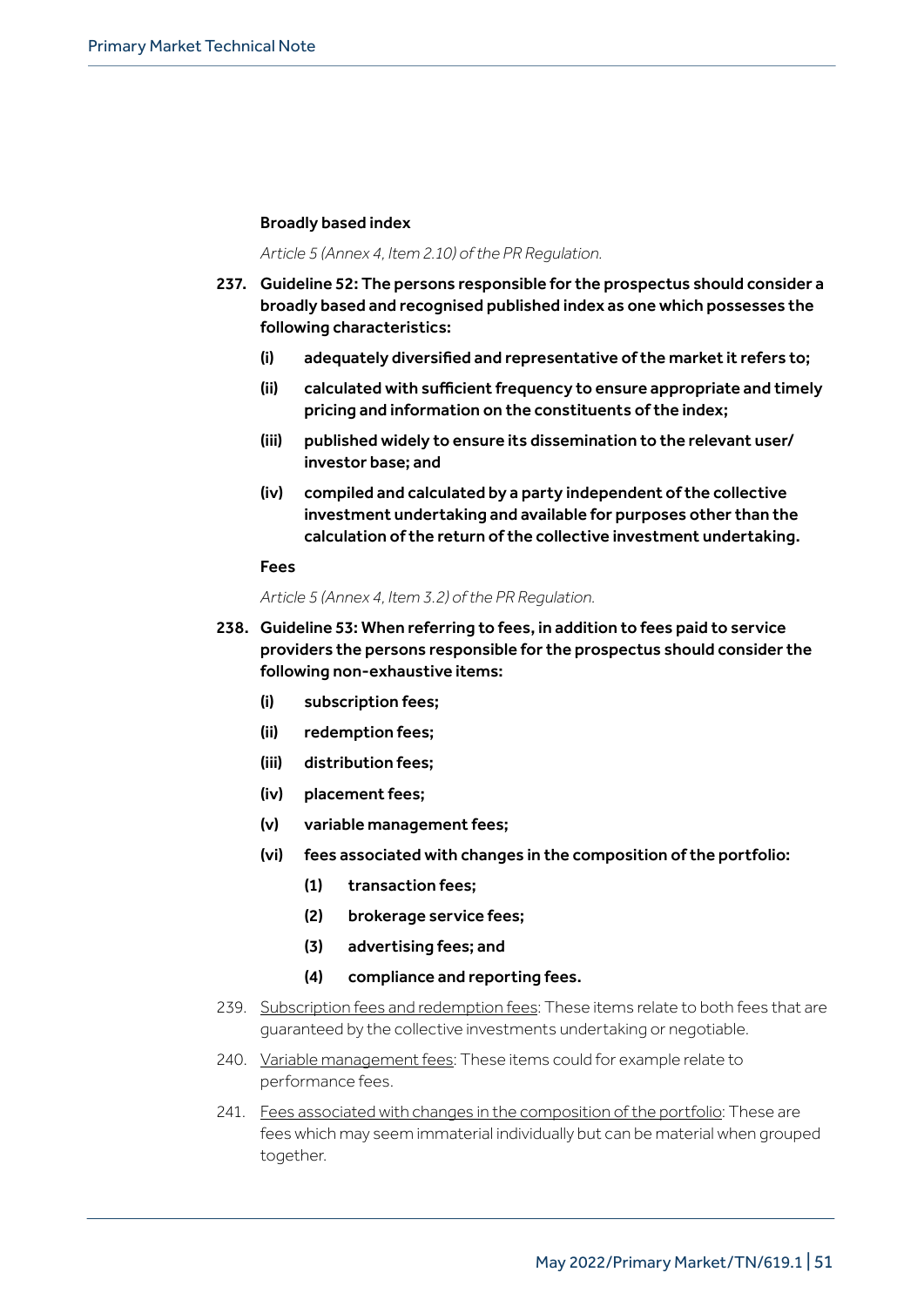### Broadly based index

*Article 5 (Annex 4, Item 2.10) of the PR Regulation.*

237. **Guideline 52: The persons responsible for the prospectus should consider a broadly based and recognised published index as one which possesses the following characteristics:**

    **(i) adequately diversified and representative of the market it refers to;**

    **(ii) calculated with sufficient frequency to ensure appropriate and timely pricing and information on the constituents of the index;**

    **(iii) published widely to ensure its dissemination to the relevant user/ investor base; and**

    **(iv) compiled and calculated by a party independent of the collective investment undertaking and available for purposes other than the calculation of the return of the collective investment undertaking.**

### Fees

*Article 5 (Annex 4, Item 3.2) of the PR Regulation.*

238. **Guideline 53: When referring to fees, in addition to fees paid to service providers the persons responsible for the prospectus should consider the following non-exhaustive items:**

    **(i) subscription fees;**

    **(ii) redemption fees;**

    **(iii) distribution fees;**

    **(iv) placement fees;**

    **(v) variable management fees;**

    **(vi) fees associated with changes in the composition of the portfolio:**

    **(1) transaction fees;**

    **(2) brokerage service fees;**

    **(3) advertising fees; and**

    **(4) compliance and reporting fees.**

239. <u>Subscription fees and redemption fees</u>: These items relate to both fees that are guaranteed by the collective investments undertaking or negotiable.

240. <u>Variable management fees</u>: These items could for example relate to performance fees.

241. <u>Fees associated with changes in the composition of the portfolio</u>: These are fees which may seem immaterial individually but can be material when grouped together.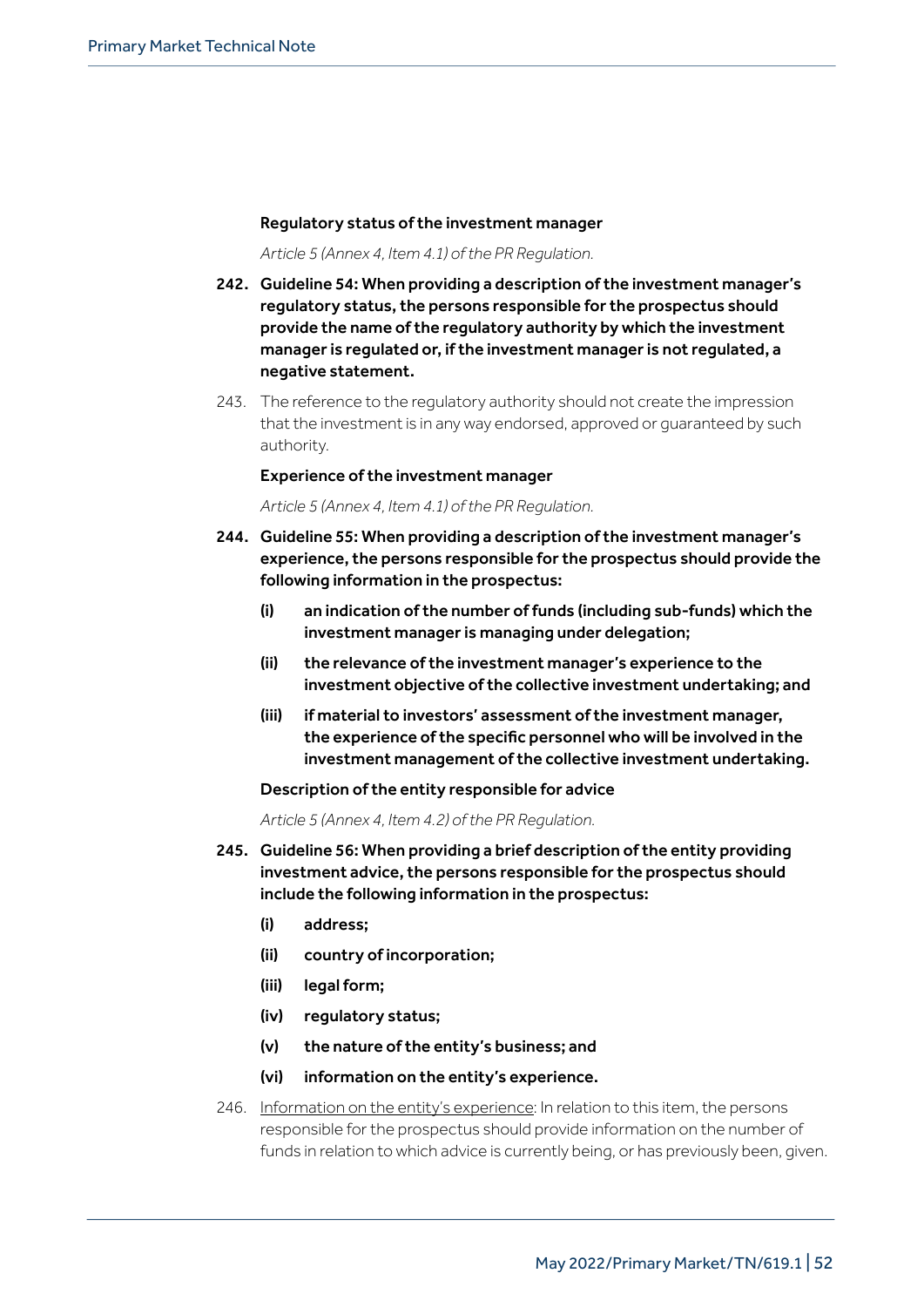**Regulatory status of the investment manager**

*Article 5 (Annex 4, Item 4.1) of the PR Regulation.*

242. **Guideline 54: When providing a description of the investment manager's regulatory status, the persons responsible for the prospectus should provide the name of the regulatory authority by which the investment manager is regulated or, if the investment manager is not regulated, a negative statement.**

243. The reference to the regulatory authority should not create the impression that the investment is in any way endorsed, approved or guaranteed by such authority.

**Experience of the investment manager**

*Article 5 (Annex 4, Item 4.1) of the PR Regulation.*

244. **Guideline 55: When providing a description of the investment manager's experience, the persons responsible for the prospectus should provide the following information in the prospectus:**

    **(i) an indication of the number of funds (including sub-funds) which the investment manager is managing under delegation;**

    **(ii) the relevance of the investment manager's experience to the investment objective of the collective investment undertaking; and**

    **(iii) if material to investors' assessment of the investment manager, the experience of the specific personnel who will be involved in the investment management of the collective investment undertaking.**

**Description of the entity responsible for advice**

*Article 5 (Annex 4, Item 4.2) of the PR Regulation.*

245. **Guideline 56: When providing a brief description of the entity providing investment advice, the persons responsible for the prospectus should include the following information in the prospectus:**

    **(i) address;**

    **(ii) country of incorporation;**

    **(iii) legal form;**

    **(iv) regulatory status;**

    **(v) the nature of the entity's business; and**

    **(vi) information on the entity's experience.**

246. <u>Information on the entity's experience</u>: In relation to this item, the persons responsible for the prospectus should provide information on the number of funds in relation to which advice is currently being, or has previously been, given.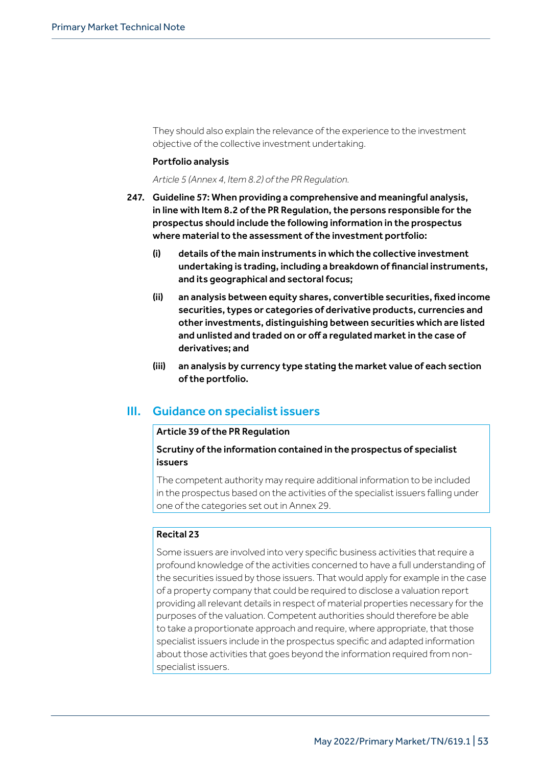They should also explain the relevance of the experience to the investment objective of the collective investment undertaking.

**Portfolio analysis**

*Article 5 (Annex 4, Item 8.2) of the PR Regulation.*

**247. Guideline 57: When providing a comprehensive and meaningful analysis, in line with Item 8.2 of the PR Regulation, the persons responsible for the prospectus should include the following information in the prospectus where material to the assessment of the investment portfolio:**

- **(i) details of the main instruments in which the collective investment undertaking is trading, including a breakdown of financial instruments, and its geographical and sectoral focus;**
- **(ii) an analysis between equity shares, convertible securities, fixed income securities, types or categories of derivative products, currencies and other investments, distinguishing between securities which are listed and unlisted and traded on or off a regulated market in the case of derivatives; and**
- **(iii) an analysis by currency type stating the market value of each section of the portfolio.**

## III. Guidance on specialist issuers

**Article 39 of the PR Regulation**

**Scrutiny of the information contained in the prospectus of specialist issuers**

The competent authority may require additional information to be included in the prospectus based on the activities of the specialist issuers falling under one of the categories set out in Annex 29.

**Recital 23**

Some issuers are involved into very specific business activities that require a profound knowledge of the activities concerned to have a full understanding of the securities issued by those issuers. That would apply for example in the case of a property company that could be required to disclose a valuation report providing all relevant details in respect of material properties necessary for the purposes of the valuation. Competent authorities should therefore be able to take a proportionate approach and require, where appropriate, that those specialist issuers include in the prospectus specific and adapted information about those activities that goes beyond the information required from non-specialist issuers.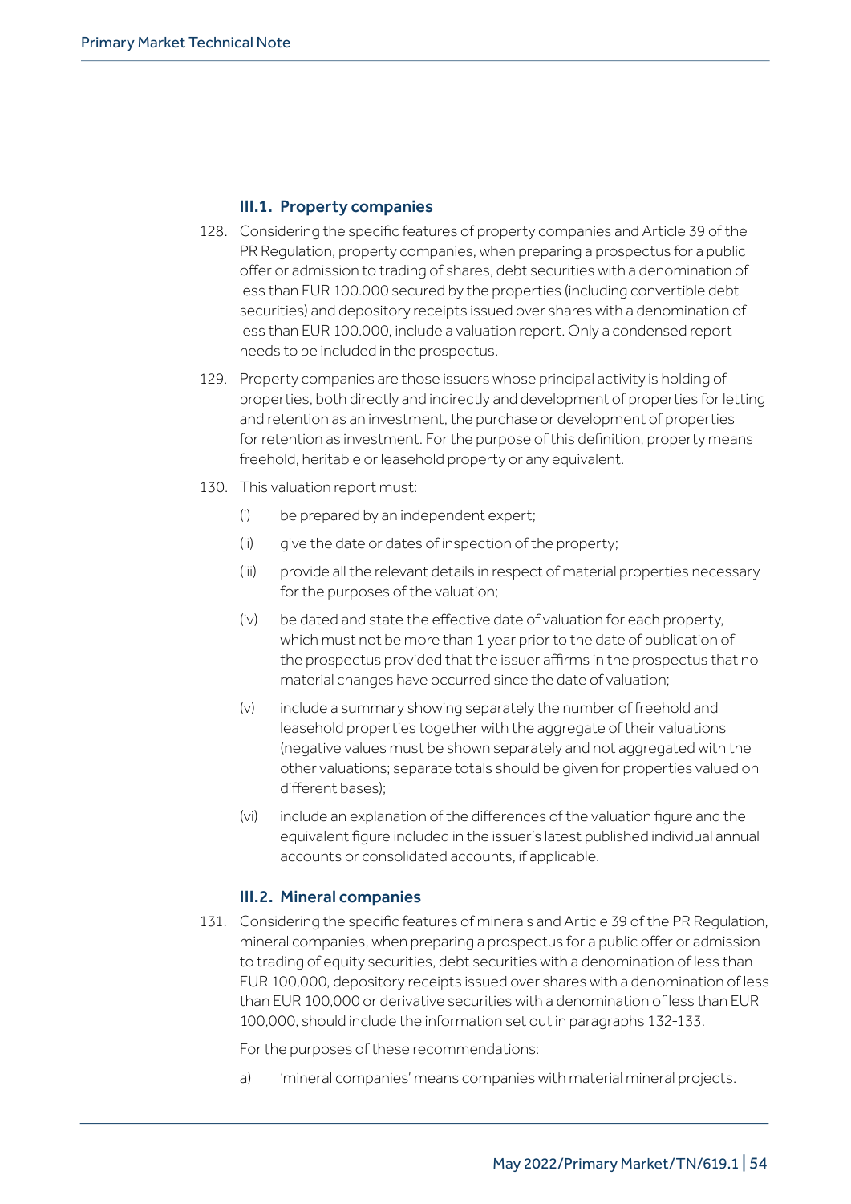### III.1. Property companies

128. Considering the specific features of property companies and Article 39 of the PR Regulation, property companies, when preparing a prospectus for a public offer or admission to trading of shares, debt securities with a denomination of less than EUR 100.000 secured by the properties (including convertible debt securities) and depository receipts issued over shares with a denomination of less than EUR 100.000, include a valuation report. Only a condensed report needs to be included in the prospectus.

129. Property companies are those issuers whose principal activity is holding of properties, both directly and indirectly and development of properties for letting and retention as an investment, the purchase or development of properties for retention as investment. For the purpose of this definition, property means freehold, heritable or leasehold property or any equivalent.

130. This valuation report must:

    (i) be prepared by an independent expert;

    (ii) give the date or dates of inspection of the property;

    (iii) provide all the relevant details in respect of material properties necessary for the purposes of the valuation;

    (iv) be dated and state the effective date of valuation for each property, which must not be more than 1 year prior to the date of publication of the prospectus provided that the issuer affirms in the prospectus that no material changes have occurred since the date of valuation;

    (v) include a summary showing separately the number of freehold and leasehold properties together with the aggregate of their valuations (negative values must be shown separately and not aggregated with the other valuations; separate totals should be given for properties valued on different bases);

    (vi) include an explanation of the differences of the valuation figure and the equivalent figure included in the issuer's latest published individual annual accounts or consolidated accounts, if applicable.

### III.2. Mineral companies

131. Considering the specific features of minerals and Article 39 of the PR Regulation, mineral companies, when preparing a prospectus for a public offer or admission to trading of equity securities, debt securities with a denomination of less than EUR 100,000, depository receipts issued over shares with a denomination of less than EUR 100,000 or derivative securities with a denomination of less than EUR 100,000, should include the information set out in paragraphs 132-133.

    For the purposes of these recommendations:

    a) 'mineral companies' means companies with material mineral projects.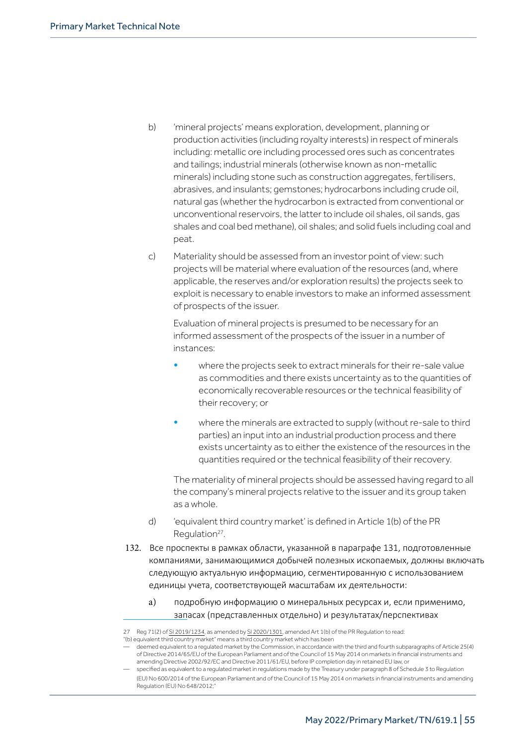b) 'mineral projects' means exploration, development, planning or production activities (including royalty interests) in respect of minerals including: metallic ore including processed ores such as concentrates and tailings; industrial minerals (otherwise known as non-metallic minerals) including stone such as construction aggregates, fertilisers, abrasives, and insulants; gemstones; hydrocarbons including crude oil, natural gas (whether the hydrocarbon is extracted from conventional or unconventional reservoirs, the latter to include oil shales, oil sands, gas shales and coal bed methane), oil shales; and solid fuels including coal and peat.

c) Materiality should be assessed from an investor point of view: such projects will be material where evaluation of the resources (and, where applicable, the reserves and/or exploration results) the projects seek to exploit is necessary to enable investors to make an informed assessment of prospects of the issuer.

   Evaluation of mineral projects is presumed to be necessary for an informed assessment of the prospects of the issuer in a number of instances:

   - where the projects seek to extract minerals for their re-sale value as commodities and there exists uncertainty as to the quantities of economically recoverable resources or the technical feasibility of their recovery; or
   - where the minerals are extracted to supply (without re-sale to third parties) an input into an industrial production process and there exists uncertainty as to either the existence of the resources in the quantities required or the technical feasibility of their recovery.

   The materiality of mineral projects should be assessed having regard to all the company's mineral projects relative to the issuer and its group taken as a whole.

d) 'equivalent third country market' is defined in Article 1(b) of the PR Regulation[27].

132. Все проспекты в рамках области, указанной в параграфе 131, подготовленные компаниями, занимающимися добычей полезных ископаемых, должны включать следующую актуальную информацию, сегментированную с использованием единицы учета, соответствующей масштабам их деятельности:

   a) подробную информацию о минеральных ресурсах и, если применимо, запасах (представленных отдельно) и результатах/перспективах

---

27 Reg 71(2) of SI 2019/1234, as amended by SI 2020/1301, amended Art 1(b) of the PR Regulation to read:
"(b) equivalent third country market" means a third country market which has been
— deemed equivalent to a regulated market by the Commission, in accordance with the third and fourth subparagraphs of Article 25(4) of Directive 2014/65/EU of the European Parliament and of the Council of 15 May 2014 on markets in financial instruments and amending Directive 2002/92/EC and Directive 2011/61/EU, before IP completion day in retained EU law, or
— specified as equivalent to a regulated market in regulations made by the Treasury under paragraph 8 of Schedule 3 to Regulation (EU) No 600/2014 of the European Parliament and of the Council of 15 May 2014 on markets in financial instruments and amending Regulation (EU) No 648/2012;"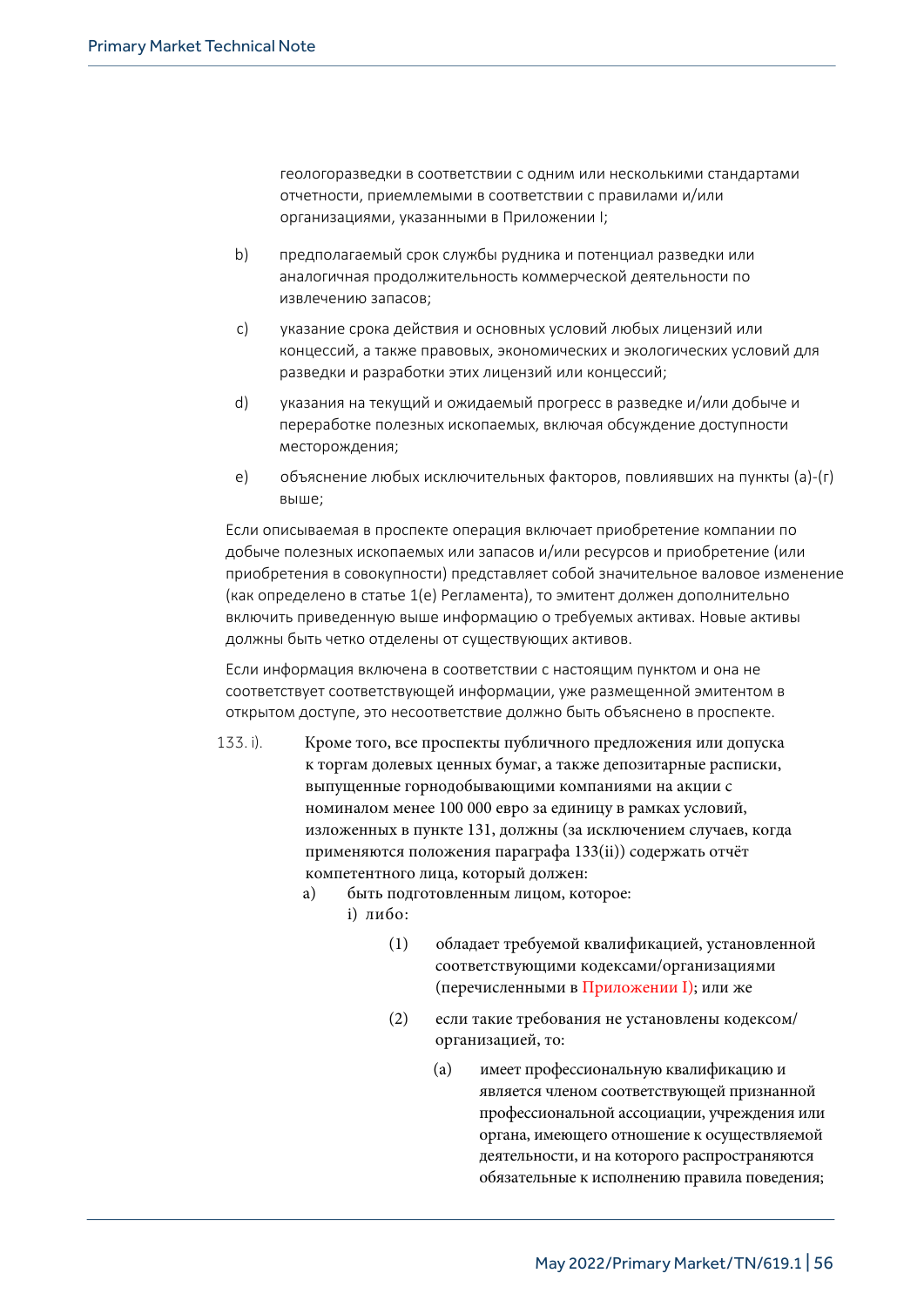геологоразведки в соответствии с одним или несколькими стандартами отчетности, приемлемыми в соответствии с правилами и/или организациями, указанными в Приложении I;

b) предполагаемый срок службы рудника и потенциал разведки или аналогичная продолжительность коммерческой деятельности по извлечению запасов;

c) указание срока действия и основных условий любых лицензий или концессий, а также правовых, экономических и экологических условий для разведки и разработки этих лицензий или концессий;

d) указания на текущий и ожидаемый прогресс в разведке и/или добыче и переработке полезных ископаемых, включая обсуждение доступности месторождения;

e) объяснение любых исключительных факторов, повлиявших на пункты (а)-(г) выше;

Если описываемая в проспекте операция включает приобретение компании по добыче полезных ископаемых или запасов и/или ресурсов и приобретение (или приобретения в совокупности) представляет собой значительное валовое изменение (как определено в статье 1(е) Регламента), то эмитент должен дополнительно включить приведенную выше информацию о требуемых активах. Новые активы должны быть четко отделены от существующих активов.

Если информация включена в соответствии с настоящим пунктом и она не соответствует соответствующей информации, уже размещенной эмитентом в открытом доступе, это несоответствие должно быть объяснено в проспекте.

133. i). Кроме того, все проспекты публичного предложения или допуска к торгам долевых ценных бумаг, а также депозитарные расписки, выпущенные горнодобывающими компаниями на акции с номиналом менее 100 000 евро за единицу в рамках условий, изложенных в пункте 131, должны (за исключением случаев, когда применяются положения параграфа 133(ii)) содержать отчёт компетентного лица, который должен:

a) быть подготовленным лицом, которое:

i) либо:

(1) обладает требуемой квалификацией, установленной соответствующими кодексами/организациями (перечисленными в Приложении I); или же

(2) если такие требования не установлены кодексом/организацией, то:

(a) имеет профессиональную квалификацию и является членом соответствующей признанной профессиональной ассоциации, учреждения или органа, имеющего отношение к осуществляемой деятельности, и на которого распространяются обязательные к исполнению правила поведения;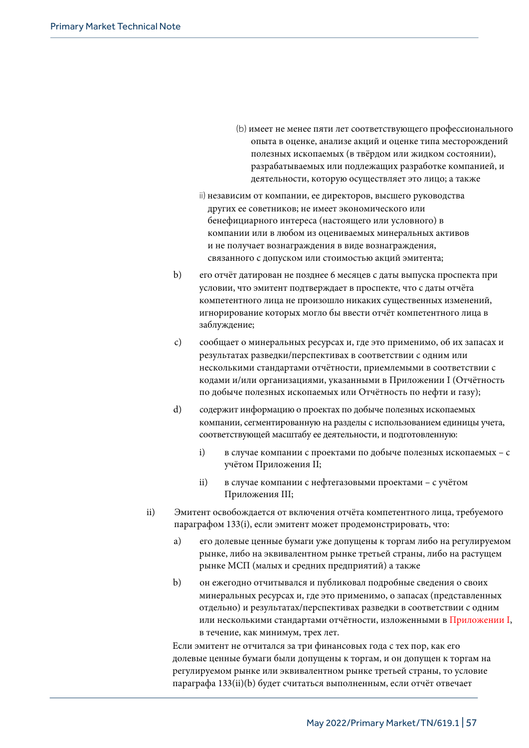(b) имеет не менее пяти лет соответствующего профессионального опыта в оценке, анализе акций и оценке типа месторождений полезных ископаемых (в твёрдом или жидком состоянии), разрабатываемых или подлежащих разработке компанией, и деятельности, которую осуществляет это лицо; а также

ii) независим от компании, ее директоров, высшего руководства других ее советников; не имеет экономического или бенефициарного интереса (настоящего или условного) в компании или в любом из оцениваемых минеральных активов и не получает вознаграждения в виде вознаграждения, связанного с допуском или стоимостью акций эмитента;

b) его отчёт датирован не позднее 6 месяцев с даты выпуска проспекта при условии, что эмитент подтверждает в проспекте, что с даты отчёта компетентного лица не произошло никаких существенных изменений, игнорирование которых могло бы ввести отчёт компетентного лица в заблуждение;

c) сообщает о минеральных ресурсах и, где это применимо, об их запасах и результатах разведки/перспективах в соответствии с одним или несколькими стандартами отчётности, приемлемыми в соответствии с кодами и/или организациями, указанными в Приложении I (Отчётность по добыче полезных ископаемых или Отчётность по нефти и газу);

d) содержит информацию о проектах по добыче полезных ископаемых компании, сегментированную на разделы с использованием единицы учета, соответствующей масштабу ее деятельности, и подготовленную:

   i) в случае компании с проектами по добыче полезных ископаемых – с учётом Приложения II;

   ii) в случае компании с нефтегазовыми проектами – с учётом Приложения III;

ii) Эмитент освобождается от включения отчёта компетентного лица, требуемого параграфом 133(i), если эмитент может продемонстрировать, что:

a) его долевые ценные бумаги уже допущены к торгам либо на регулируемом рынке, либо на эквивалентном рынке третьей страны, либо на растущем рынке МСП (малых и средних предприятий) а также

b) он ежегодно отчитывался и публиковал подробные сведения о своих минеральных ресурсах и, где это применимо, о запасах (представленных отдельно) и результатах/перспективах разведки в соответствии с одним или несколькими стандартами отчётности, изложенными в Приложении I, в течение, как минимум, трех лет.

Если эмитент не отчитался за три финансовых года с тех пор, как его долевые ценные бумаги были допущены к торгам, и он допущен к торгам на регулируемом рынке или эквивалентном рынке третьей страны, то условие параграфа 133(ii)(b) будет считаться выполненным, если отчёт отвечает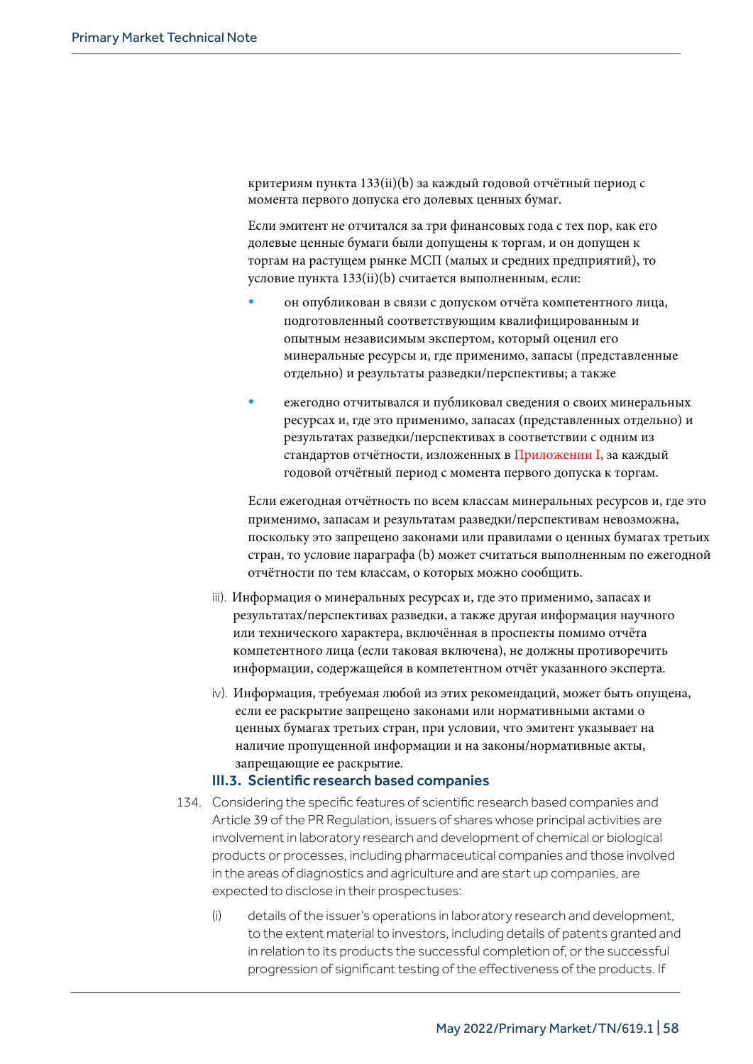критериям пункта 133(ii)(b) за каждый годовой отчётный период с момента первого допуска его долевых ценных бумаг.

Если эмитент не отчитался за три финансовых года с тех пор, как его долевые ценные бумаги были допущены к торгам, и он допущен к торгам на растущем рынке МСП (малых и средних предприятий), то условие пункта 133(ii)(b) считается выполненным, если:

- он опубликован в связи с допуском отчёта компетентного лица, подготовленный соответствующим квалифицированным и опытным независимым экспертом, который оценил его минеральные ресурсы и, где применимо, запасы (представленные отдельно) и результаты разведки/перспективы; а также
- ежегодно отчитывался и публиковал сведения о своих минеральных ресурсах и, где это применимо, запасах (представленных отдельно) и результатах разведки/перспективах в соответствии с одним из стандартов отчётности, изложенных в Приложении I, за каждый годовой отчётный период с момента первого допуска к торгам.

Если ежегодная отчётность по всем классам минеральных ресурсов и, где это применимо, запасам и результатам разведки/перспективам невозможна, поскольку это запрещено законами или правилами о ценных бумагах третьих стран, то условие параграфа (b) может считаться выполненным по ежегодной отчётности по тем классам, о которых можно сообщить.

iii). Информация о минеральных ресурсах и, где это применимо, запасах и результатах/перспективах разведки, а также другая информация научного или технического характера, включённая в проспекты помимо отчёта компетентного лица (если таковая включена), не должны противоречить информации, содержащейся в компетентном отчёт указанного эксперта.

iv). Информация, требуемая любой из этих рекомендаций, может быть опущена, если ее раскрытие запрещено законами или нормативными актами о ценных бумагах третьих стран, при условии, что эмитент указывает на наличие пропущенной информации и на законы/нормативные акты, запрещающие ее раскрытие.

### III.3. Scientific research based companies

134. Considering the specific features of scientific research based companies and Article 39 of the PR Regulation, issuers of shares whose principal activities are involvement in laboratory research and development of chemical or biological products or processes, including pharmaceutical companies and those involved in the areas of diagnostics and agriculture and are start up companies, are expected to disclose in their prospectuses:

(i) details of the issuer's operations in laboratory research and development, to the extent material to investors, including details of patents granted and in relation to its products the successful completion of, or the successful progression of significant testing of the effectiveness of the products. If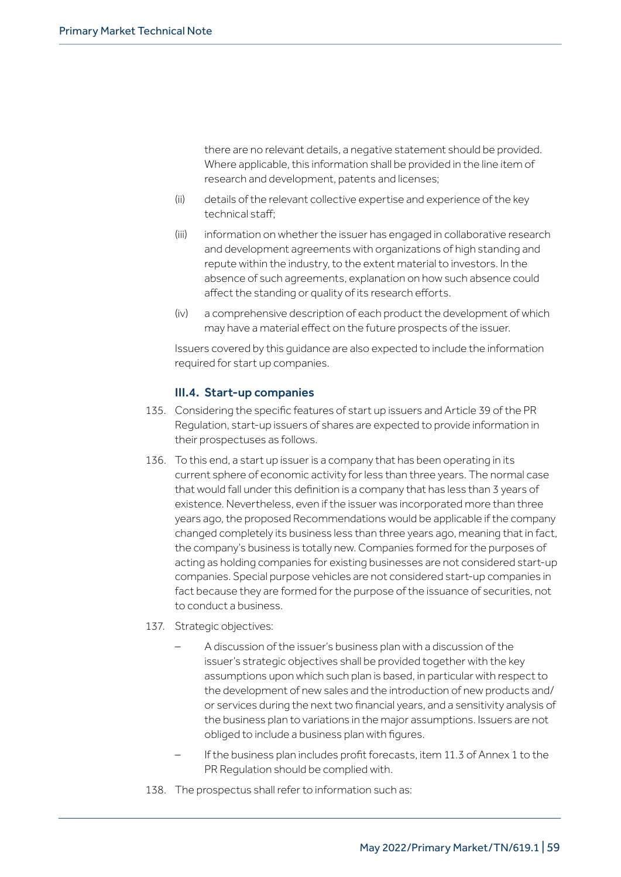there are no relevant details, a negative statement should be provided. Where applicable, this information shall be provided in the line item of research and development, patents and licenses;

(ii) details of the relevant collective expertise and experience of the key technical staff;

(iii) information on whether the issuer has engaged in collaborative research and development agreements with organizations of high standing and repute within the industry, to the extent material to investors. In the absence of such agreements, explanation on how such absence could affect the standing or quality of its research efforts.

(iv) a comprehensive description of each product the development of which may have a material effect on the future prospects of the issuer.

Issuers covered by this guidance are also expected to include the information required for start up companies.

### III.4. Start-up companies

135. Considering the specific features of start up issuers and Article 39 of the PR Regulation, start-up issuers of shares are expected to provide information in their prospectuses as follows.

136. To this end, a start up issuer is a company that has been operating in its current sphere of economic activity for less than three years. The normal case that would fall under this definition is a company that has less than 3 years of existence. Nevertheless, even if the issuer was incorporated more than three years ago, the proposed Recommendations would be applicable if the company changed completely its business less than three years ago, meaning that in fact, the company's business is totally new. Companies formed for the purposes of acting as holding companies for existing businesses are not considered start-up companies. Special purpose vehicles are not considered start-up companies in fact because they are formed for the purpose of the issuance of securities, not to conduct a business.

137. Strategic objectives:

   – A discussion of the issuer's business plan with a discussion of the issuer's strategic objectives shall be provided together with the key assumptions upon which such plan is based, in particular with respect to the development of new sales and the introduction of new products and/or services during the next two financial years, and a sensitivity analysis of the business plan to variations in the major assumptions. Issuers are not obliged to include a business plan with figures.

   – If the business plan includes profit forecasts, item 11.3 of Annex 1 to the PR Regulation should be complied with.

138. The prospectus shall refer to information such as: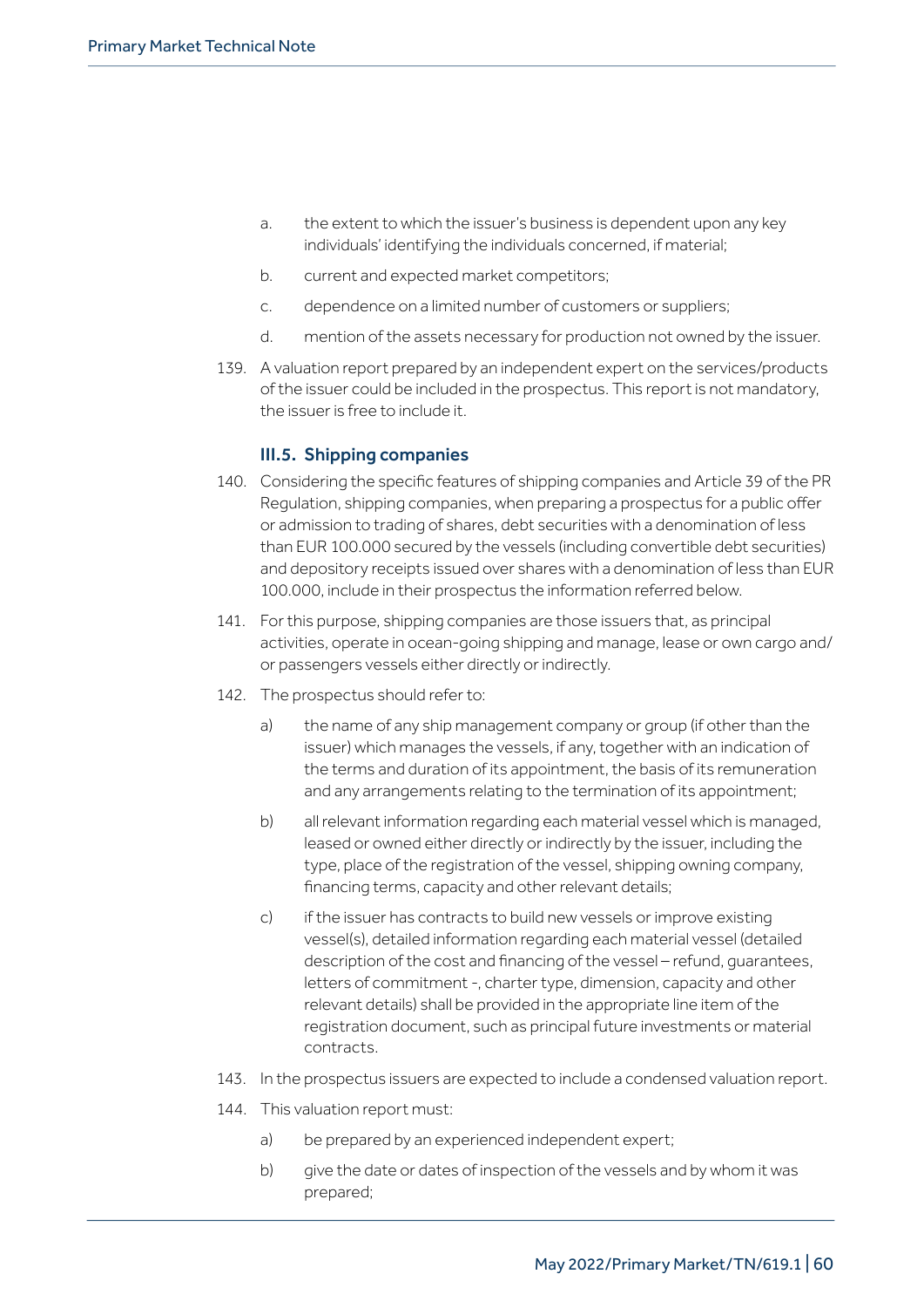a. the extent to which the issuer's business is dependent upon any key individuals' identifying the individuals concerned, if material;

b. current and expected market competitors;

c. dependence on a limited number of customers or suppliers;

d. mention of the assets necessary for production not owned by the issuer.

139. A valuation report prepared by an independent expert on the services/products of the issuer could be included in the prospectus. This report is not mandatory, the issuer is free to include it.

### III.5. Shipping companies

140. Considering the specific features of shipping companies and Article 39 of the PR Regulation, shipping companies, when preparing a prospectus for a public offer or admission to trading of shares, debt securities with a denomination of less than EUR 100.000 secured by the vessels (including convertible debt securities) and depository receipts issued over shares with a denomination of less than EUR 100.000, include in their prospectus the information referred below.

141. For this purpose, shipping companies are those issuers that, as principal activities, operate in ocean-going shipping and manage, lease or own cargo and/or passengers vessels either directly or indirectly.

142. The prospectus should refer to:

a) the name of any ship management company or group (if other than the issuer) which manages the vessels, if any, together with an indication of the terms and duration of its appointment, the basis of its remuneration and any arrangements relating to the termination of its appointment;

b) all relevant information regarding each material vessel which is managed, leased or owned either directly or indirectly by the issuer, including the type, place of the registration of the vessel, shipping owning company, financing terms, capacity and other relevant details;

c) if the issuer has contracts to build new vessels or improve existing vessel(s), detailed information regarding each material vessel (detailed description of the cost and financing of the vessel – refund, guarantees, letters of commitment -, charter type, dimension, capacity and other relevant details) shall be provided in the appropriate line item of the registration document, such as principal future investments or material contracts.

143. In the prospectus issuers are expected to include a condensed valuation report.

144. This valuation report must:

a) be prepared by an experienced independent expert;

b) give the date or dates of inspection of the vessels and by whom it was prepared;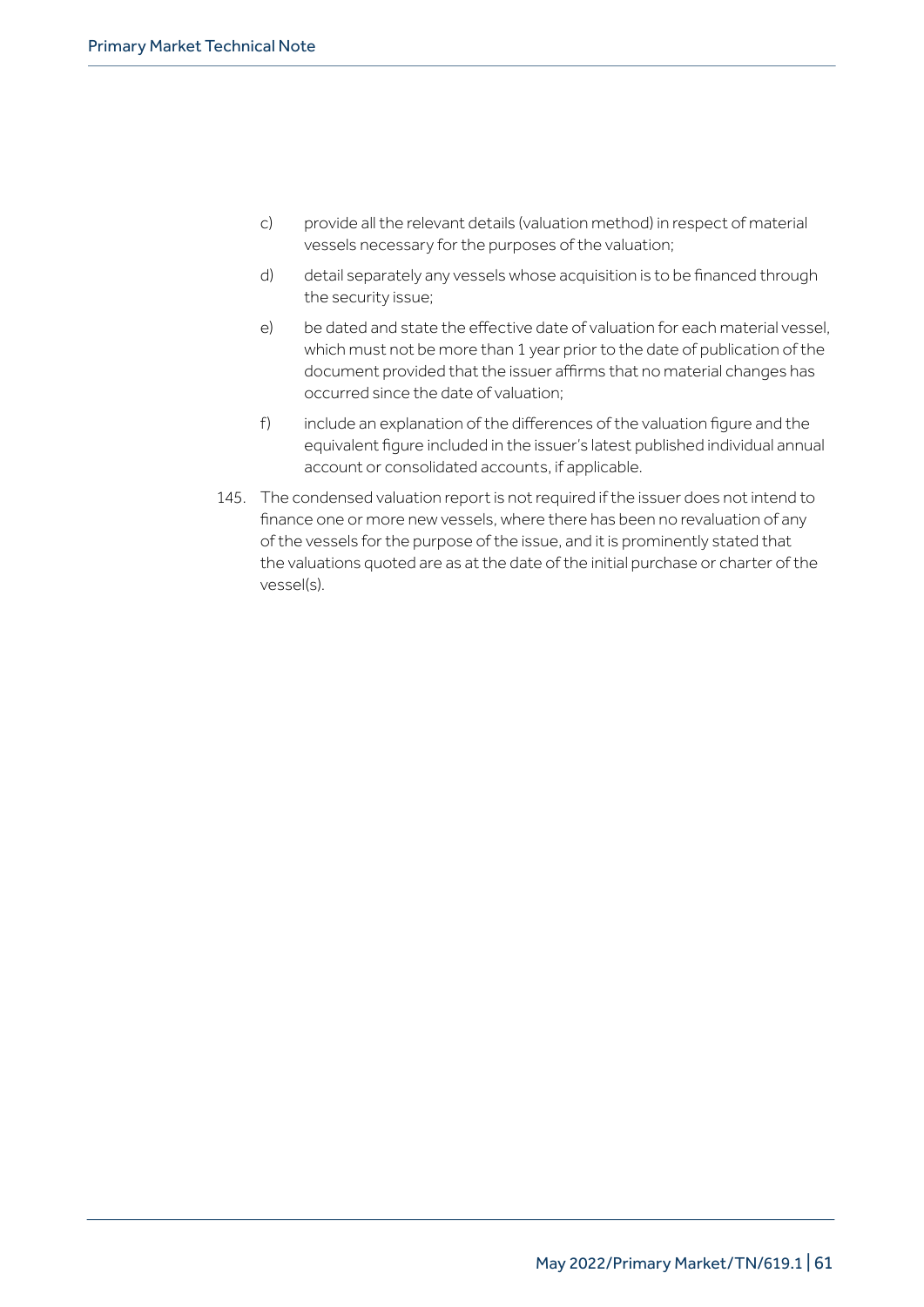c) provide all the relevant details (valuation method) in respect of material vessels necessary for the purposes of the valuation;

d) detail separately any vessels whose acquisition is to be financed through the security issue;

e) be dated and state the effective date of valuation for each material vessel, which must not be more than 1 year prior to the date of publication of the document provided that the issuer affirms that no material changes has occurred since the date of valuation;

f) include an explanation of the differences of the valuation figure and the equivalent figure included in the issuer's latest published individual annual account or consolidated accounts, if applicable.

145. The condensed valuation report is not required if the issuer does not intend to finance one or more new vessels, where there has been no revaluation of any of the vessels for the purpose of the issue, and it is prominently stated that the valuations quoted are as at the date of the initial purchase or charter of the vessel(s).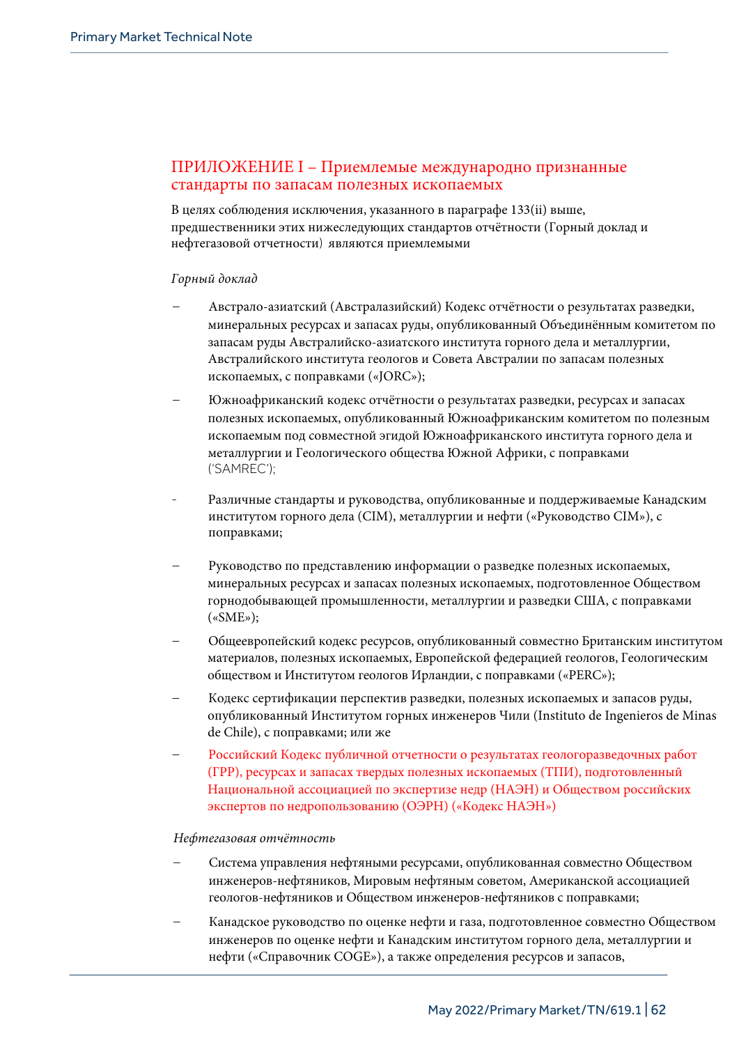## ПРИЛОЖЕНИЕ I – Приемлемые международно признанные стандарты по запасам полезных ископаемых

В целях соблюдения исключения, указанного в параграфе 133(ii) выше, предшественники этих нижеследующих стандартов отчётности (Горный доклад и нефтегазовой отчетности) являются приемлемыми

*Горный доклад*

- Австрало-азиатский (Австралазийский) Кодекс отчётности о результатах разведки, минеральных ресурсах и запасах руды, опубликованный Объединённым комитетом по запасам руды Австралийско-азиатского института горного дела и металлургии, Австралийского института геологов и Совета Австралии по запасам полезных ископаемых, с поправками («JORC»);
- Южноафриканский кодекс отчётности о результатах разведки, ресурсах и запасах полезных ископаемых, опубликованный Южноафриканским комитетом по полезным ископаемым под совместной эгидой Южноафриканского института горного дела и металлургии и Геологического общества Южной Африки, с поправками ('SAMREC');
- Различные стандарты и руководства, опубликованные и поддерживаемые Канадским институтом горного дела (CIM), металлургии и нефти («Руководство CIM»), с поправками;
- Руководство по представлению информации о разведке полезных ископаемых, минеральных ресурсах и запасах полезных ископаемых, подготовленное Обществом горнодобывающей промышленности, металлургии и разведки США, с поправками («SME»);
- Общеевропейский кодекс ресурсов, опубликованный совместно Британским институтом материалов, полезных ископаемых, Европейской федерацией геологов, Геологическим обществом и Институтом геологов Ирландии, с поправками («PERC»);
- Кодекс сертификации перспектив разведки, полезных ископаемых и запасов руды, опубликованный Институтом горных инженеров Чили (Instituto de Ingenieros de Minas de Chile), с поправками; или же
- Российский Кодекс публичной отчетности о результатах геологоразведочных работ (ГРР), ресурсах и запасах твердых полезных ископаемых (ТПИ), подготовленный Национальной ассоциацией по экспертизе недр (НАЭН) и Обществом российских экспертов по недропользованию (ОЭРН) («Кодекс НАЭН»)

*Нефтегазовая отчётность*

- Система управления нефтяными ресурсами, опубликованная совместно Обществом инженеров-нефтяников, Мировым нефтяным советом, Американской ассоциацией геологов-нефтяников и Обществом инженеров-нефтяников с поправками;
- Канадское руководство по оценке нефти и газа, подготовленное совместно Обществом инженеров по оценке нефти и Канадским институтом горного дела, металлургии и нефти («Справочник COGE»), а также определения ресурсов и запасов,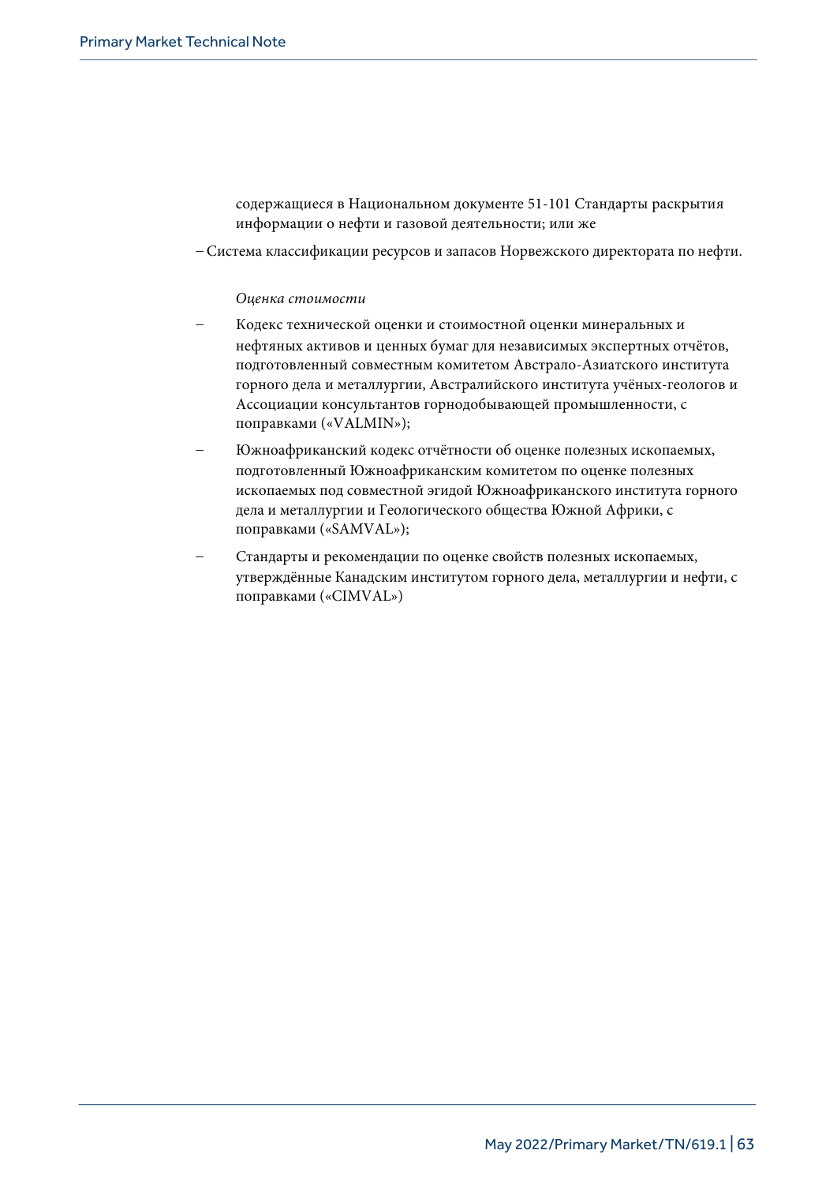содержащиеся в Национальном документе 51-101 Стандарты раскрытия информации о нефти и газовой деятельности; или же

– Система классификации ресурсов и запасов Норвежского директората по нефти.

*Оценка стоимости*

- Кодекс технической оценки и стоимостной оценки минеральных и нефтяных активов и ценных бумаг для независимых экспертных отчётов, подготовленный совместным комитетом Австрало-Азиатского института горного дела и металлургии, Австралийского института учёных-геологов и Ассоциации консультантов горнодобывающей промышленности, с поправками («VALMIN»);
- Южноафриканский кодекс отчётности об оценке полезных ископаемых, подготовленный Южноафриканским комитетом по оценке полезных ископаемых под совместной эгидой Южноафриканского института горного дела и металлургии и Геологического общества Южной Африки, с поправками («SAMVAL»);
- Стандарты и рекомендации по оценке свойств полезных ископаемых, утверждённые Канадским институтом горного дела, металлургии и нефти, с поправками («CIMVAL»)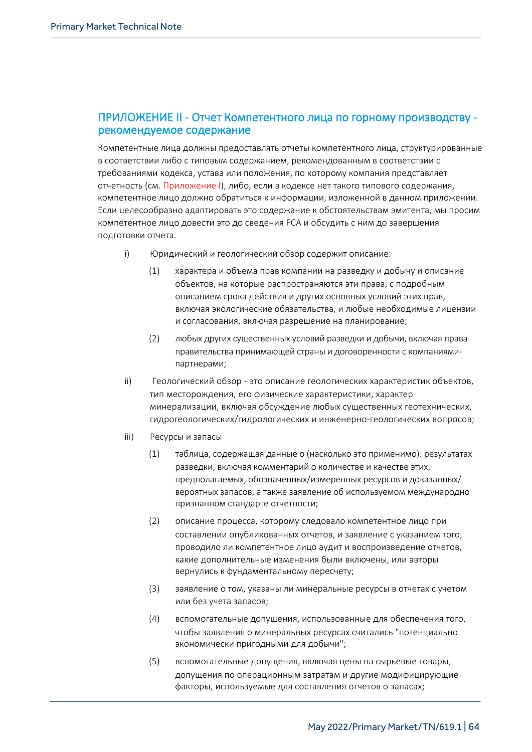## ПРИЛОЖЕНИЕ II - Отчет Компетентного лица по горному производству - рекомендуемое содержание

Компетентные лица должны предоставлять отчеты компетентного лица, структурированные в соответствии либо с типовым содержанием, рекомендованным в соответствии с требованиями кодекса, устава или положения, по которому компания представляет отчетность (см. Приложение I), либо, если в кодексе нет такого типового содержания, компетентное лицо должно обратиться к информации, изложенной в данном приложении. Если целесообразно адаптировать это содержание к обстоятельствам эмитента, мы просим компетентное лицо довести это до сведения FCA и обсудить с ним до завершения подготовки отчета.

i) Юридический и геологический обзор содержит описание:

   (1) характера и объема прав компании на разведку и добычу и описание объектов, на которые распространяются эти права, с подробным описанием срока действия и других основных условий прав, включая экологические обязательства, и любые необходимые лицензии и согласования, включая разрешение на планирование;

   (2) любых других существенных условий разведки и добычи, включая права правительства принимающей страны и договоренности с компаниями-партнерами;

ii) Геологический обзор - это описание геологических характеристик объектов, тип месторождения, его физические характеристики, характер минерализации, включая обсуждение любых существенных геотехнических, гидрогеологических/гидрологических и инженерно-геологических вопросов;

iii) Ресурсы и запасы

   (1) таблица, содержащая данные о (насколько это применимо): результатах разведки, включая комментарий о количестве и качестве этих, предполагаемых, обозначенных/измеренных ресурсов и доказанных/вероятных запасов, а также заявление об используемом международно признанном стандарте отчетности;

   (2) описание процесса, которому следовало компетентное лицо при составлении опубликованных отчетов, и заявление с указанием того, проводило ли компетентное лицо аудит и воспроизведение отчетов, какие дополнительные изменения были включены, или авторы вернулись к фундаментальному пересчету;

   (3) заявление о том, указаны ли минеральные ресурсы в отчетах с учетом или без учета запасов;

   (4) вспомогательные допущения, использованные для обеспечения того, чтобы заявления о минеральных ресурсах считались "потенциально экономически пригодными для добычи";

   (5) вспомогательные допущения, включая цены на сырьевые товары, допущения по операционным затратам и другие модифицирующие факторы, используемые для составления отчетов о запасах;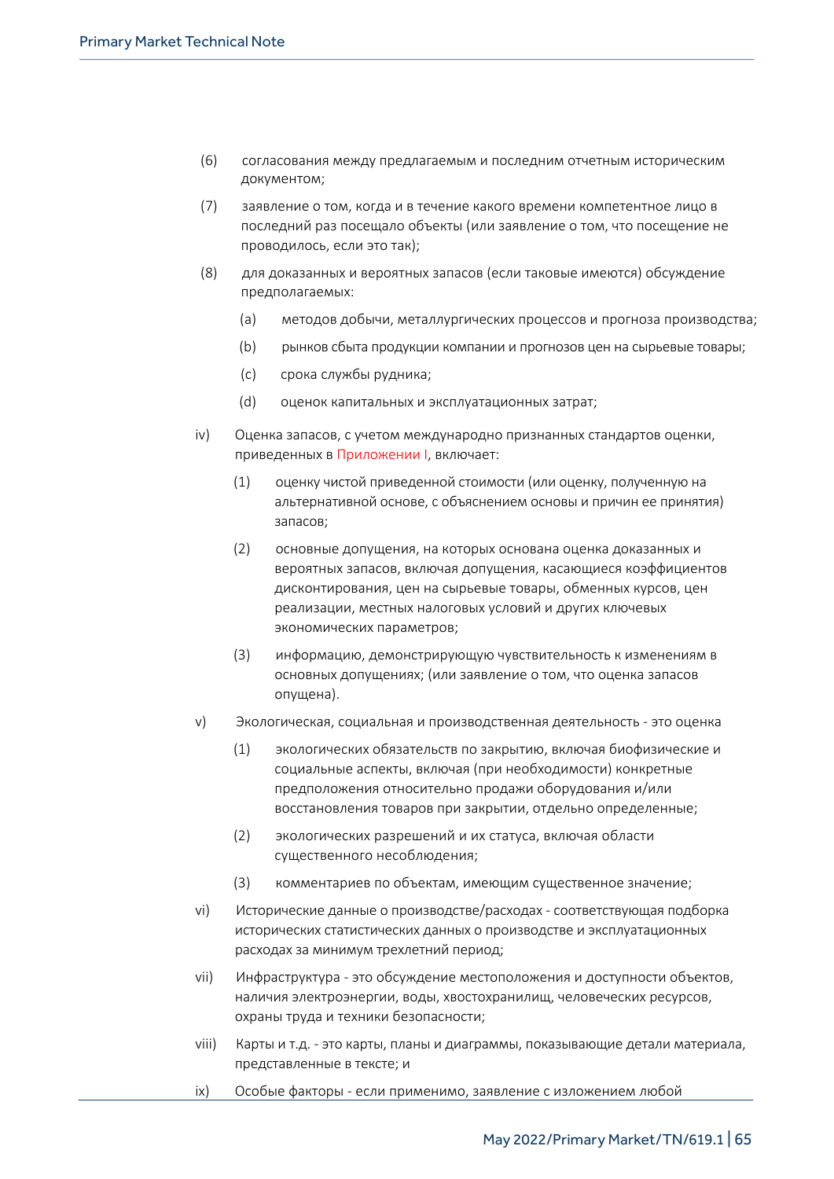(6) согласования между предлагаемым и последним отчетным историческим документом;

(7) заявление о том, когда и в течение какого времени компетентное лицо в последний раз посещало объекты (или заявление о том, что посещение не проводилось, если это так);

(8) для доказанных и вероятных запасов (если таковые имеются) обсуждение предполагаемых:

   (a) методов добычи, металлургических процессов и прогноза производства;

   (b) рынков сбыта продукции компании и прогнозов цен на сырьевые товары;

   (c) срока службы рудника;

   (d) оценок капитальных и эксплуатационных затрат;

iv) Оценка запасов, с учетом международно признанных стандартов оценки, приведенных в Приложении I, включает:

   (1) оценку чистой приведенной стоимости (или оценку, полученную на альтернативной основе, с объяснением основы и причин ее принятия) запасов;

   (2) основные допущения, на которых основана оценка доказанных и вероятных запасов, включая допущения, касающиеся коэффициентов дисконтирования, цен на сырьевые товары, обменных курсов, цен реализации, местных налоговых условий и других ключевых экономических параметров;

   (3) информацию, демонстрирующую чувствительность к изменениям в основных допущениях; (или заявление о том, что оценка запасов опущена).

v) Экологическая, социальная и производственная деятельность - это оценка

   (1) экологических обязательств по закрытию, включая биофизические и социальные аспекты, включая (при необходимости) конкретные предположения относительно продажи оборудования и/или восстановления товаров при закрытии, отдельно определенные;

   (2) экологических разрешений и их статуса, включая области существенного несоблюдения;

   (3) комментариев по объектам, имеющим существенное значение;

vi) Исторические данные о производстве/расходах - соответствующая подборка исторических статистических данных о производстве и эксплуатационных расходах за минимум трехлетний период;

vii) Инфраструктура - это обсуждение местоположения и доступности объектов, наличия электроэнергии, воды, хвостохранилищ, человеческих ресурсов, охраны труда и техники безопасности;

viii) Карты и т.д. - это карты, планы и диаграммы, показывающие детали материала, представленные в тексте; и

ix) Особые факторы - если применимо, заявление с изложением любой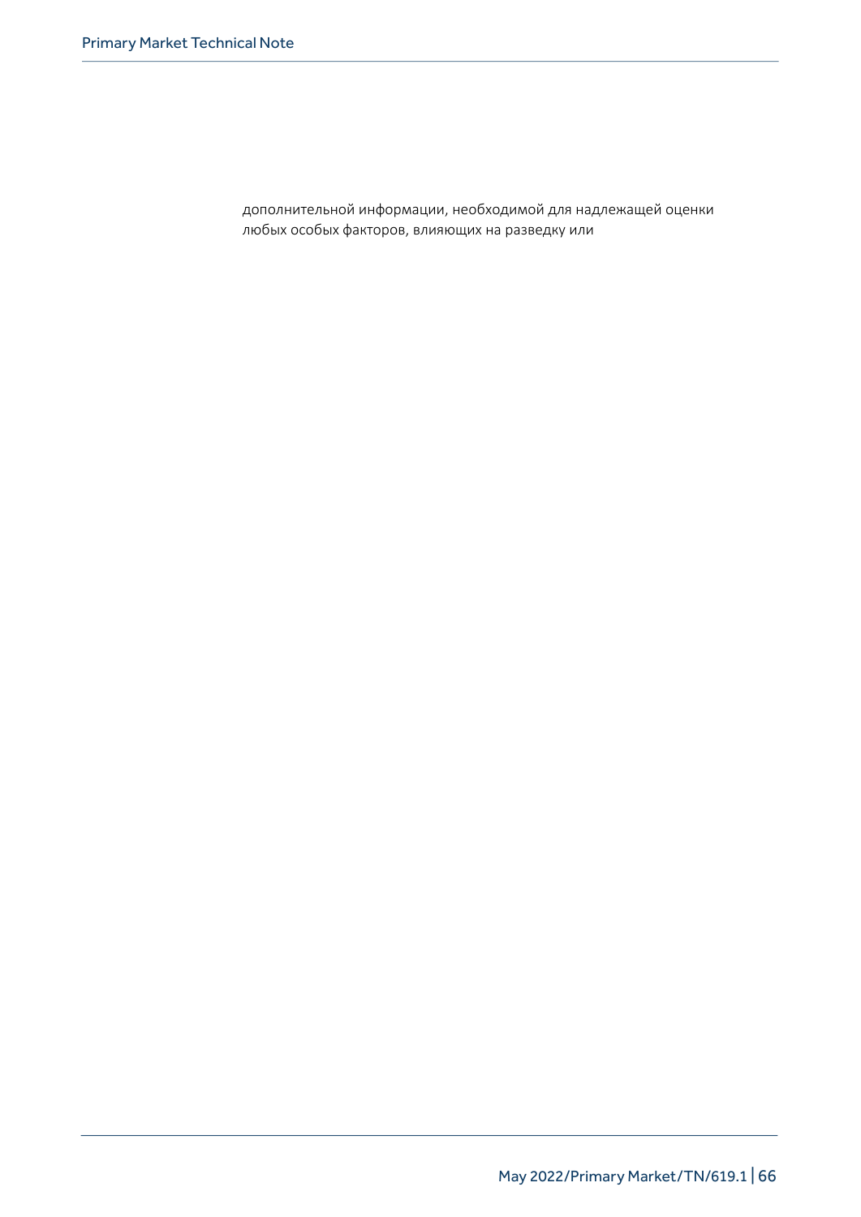дополнительной информации, необходимой для надлежащей оценки любых особых факторов, влияющих на разведку или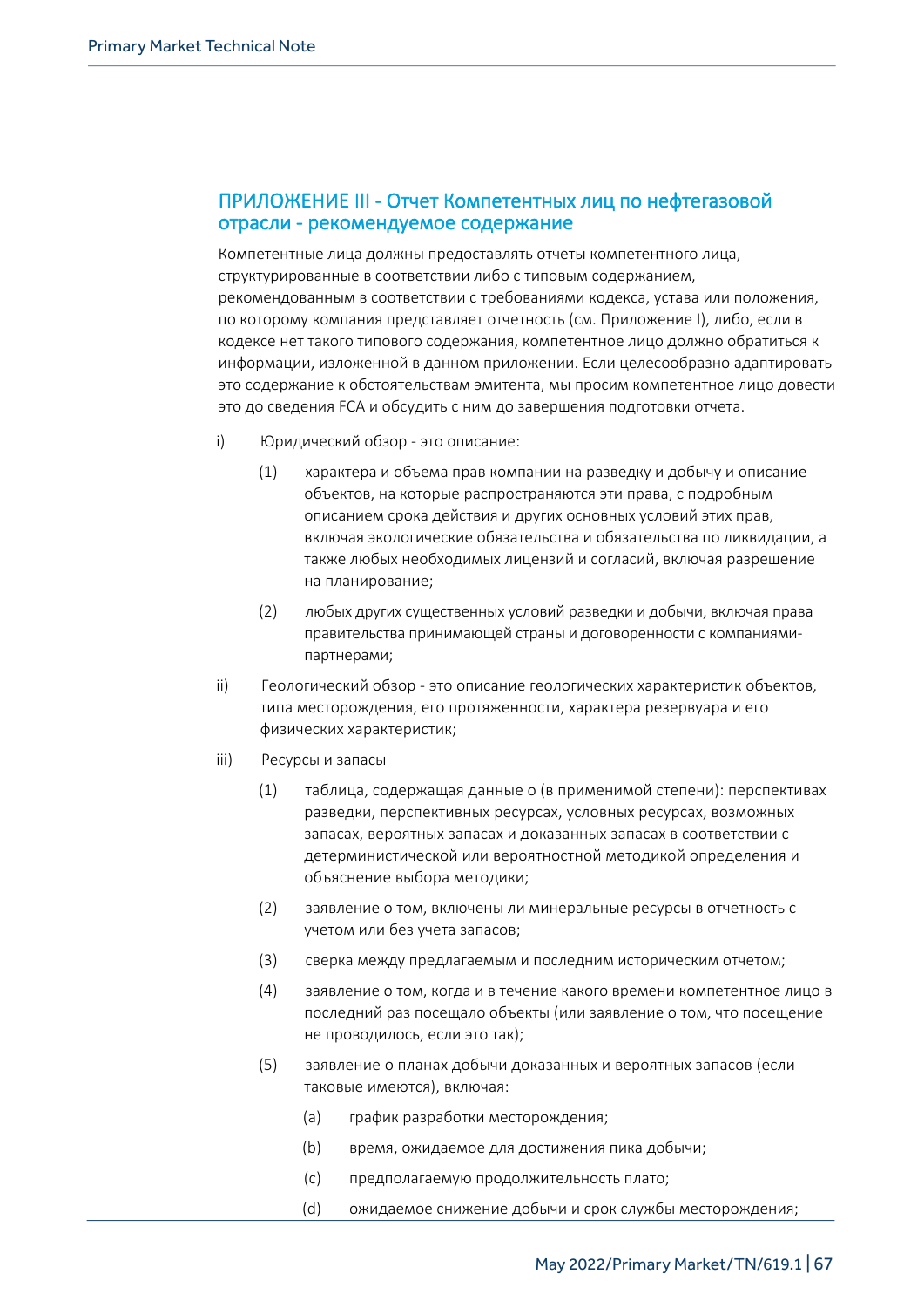## ПРИЛОЖЕНИЕ III - Отчет Компетентных лиц по нефтегазовой отрасли - рекомендуемое содержание

Компетентные лица должны предоставлять отчеты компетентного лица, структурированные в соответствии либо с типовым содержанием, рекомендованным в соответствии с требованиями кодекса, устава или положения, по которому компания представляет отчетность (см. Приложение I), либо, если в кодексе нет такого типового содержания, компетентное лицо должно обратиться к информации, изложенной в данном приложении. Если целесообразно адаптировать это содержание к обстоятельствам эмитента, мы просим компетентное лицо довести это до сведения FCA и обсудить с ним до завершения подготовки отчета.

i) Юридический обзор - это описание:

   (1) характера и объема прав компании на разведку и добычу и описание объектов, на которые распространяются эти права, с подробным описанием срока действия и других основных условий этих прав, включая экологические обязательства и обязательства по ликвидации, а также любых необходимых лицензий и согласий, включая разрешение на планирование;

   (2) любых других существенных условий разведки и добычи, включая права правительства принимающей страны и договоренности с компаниями-партнерами;

ii) Геологический обзор - это описание геологических характеристик объектов, типа месторождения, его протяженности, характера резервуара и его физических характеристик;

iii) Ресурсы и запасы

   (1) таблица, содержащая данные о (в применимой степени): перспективах разведки, перспективных ресурсах, условных ресурсах, возможных запасах, вероятных запасах и доказанных запасах в соответствии с детерминистической или вероятностной методикой определения и объяснение выбора методики;

   (2) заявление о том, включены ли минеральные ресурсы в отчетность с учетом или без учета запасов;

   (3) сверка между предлагаемым и последним историческим отчетом;

   (4) заявление о том, когда и в течение какого времени компетентное лицо в последний раз посещало объекты (или заявление о том, что посещение не проводилось, если это так);

   (5) заявление о планах добычи доказанных и вероятных запасов (если таковые имеются), включая:

      (a) график разработки месторождения;

      (b) время, ожидаемое для достижения пика добычи;

      (c) предполагаемую продолжительность плато;

      (d) ожидаемое снижение добычи и срок службы месторождения;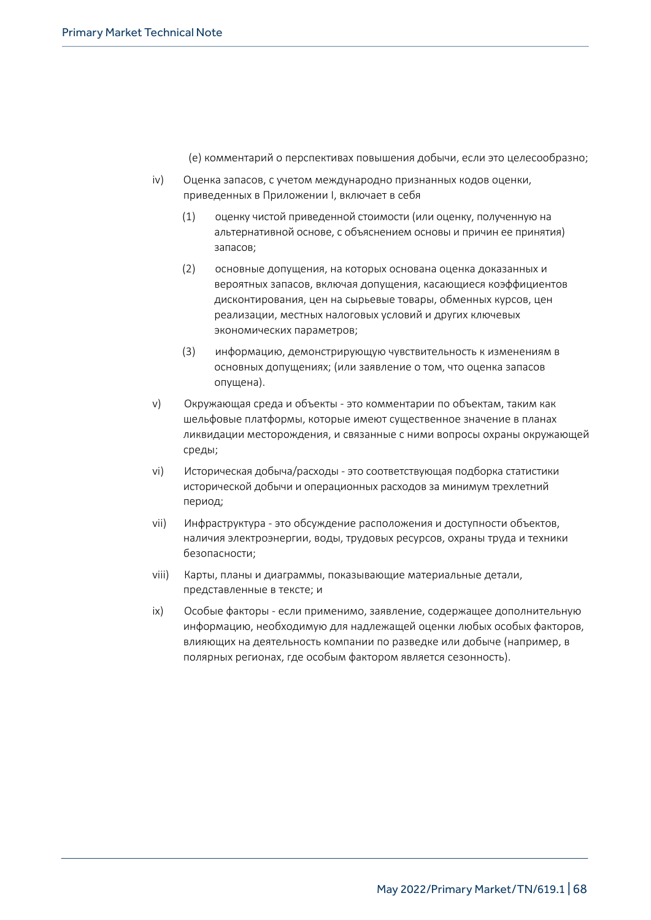(e) комментарий о перспективах повышения добычи, если это целесообразно;

iv) Оценка запасов, с учетом международно признанных кодов оценки, приведенных в Приложении I, включает в себя

   (1) оценку чистой приведенной стоимости (или оценку, полученную на альтернативной основе, с объяснением основы и причин ее принятия) запасов;

   (2) основные допущения, на которых основана оценка доказанных и вероятных запасов, включая допущения, касающиеся коэффициентов дисконтирования, цен на сырьевые товары, обменных курсов, цен реализации, местных налоговых условий и других ключевых экономических параметров;

   (3) информацию, демонстрирующую чувствительность к изменениям в основных допущениях; (или заявление о том, что оценка запасов опущена).

v) Окружающая среда и объекты - это комментарии по объектам, таким как шельфовые платформы, которые имеют существенное значение в планах ликвидации месторождения, и связанные с ними вопросы охраны окружающей среды;

vi) Историческая добыча/расходы - это соответствующая подборка статистики исторической добычи и операционных расходов за минимум трехлетний период;

vii) Инфраструктура - это обсуждение расположения и доступности объектов, наличия электроэнергии, воды, трудовых ресурсов, охраны труда и техники безопасности;

viii) Карты, планы и диаграммы, показывающие материальные детали, представленные в тексте; и

ix) Особые факторы - если применимо, заявление, содержащее дополнительную информацию, необходимую для надлежащей оценки любых особых факторов, влияющих на деятельность компании по разведке или добыче (например, в полярных регионах, где особым фактором является сезонность).